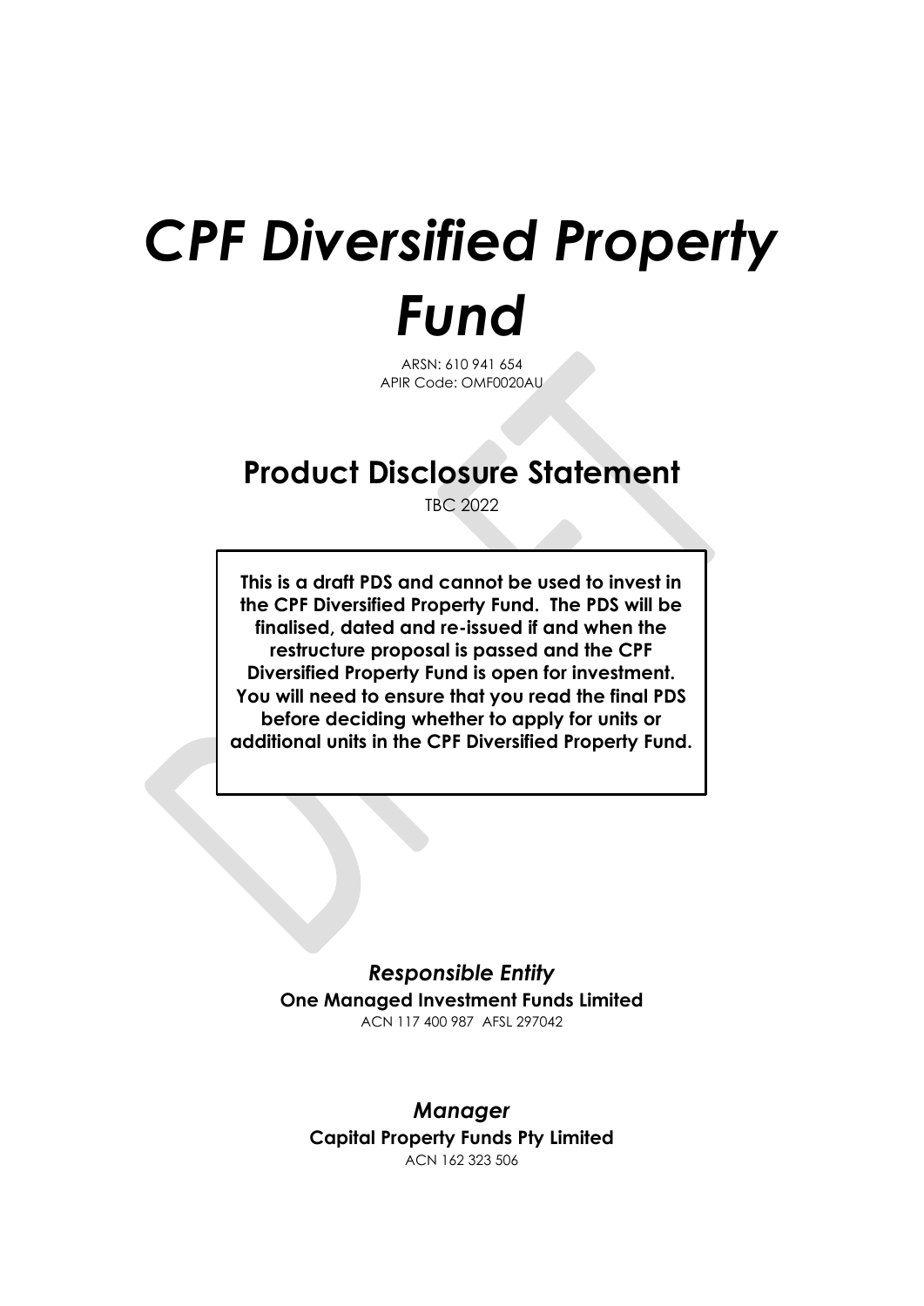# *CPF Diversified Property Fund*

ARSN: 610 941 654
APIR Code: OMF0020AU

## Product Disclosure Statement

TBC 2022

**This is a draft PDS and cannot be used to invest in the CPF Diversified Property Fund. The PDS will be finalised, dated and re-issued if and when the restructure proposal is passed and the CPF Diversified Property Fund is open for investment. You will need to ensure that you read the final PDS before deciding whether to apply for units or additional units in the CPF Diversified Property Fund.**

***Responsible Entity***

**One Managed Investment Funds Limited**

ACN 117 400 987 AFSL 297042

***Manager***

**Capital Property Funds Pty Limited**

ACN 162 323 506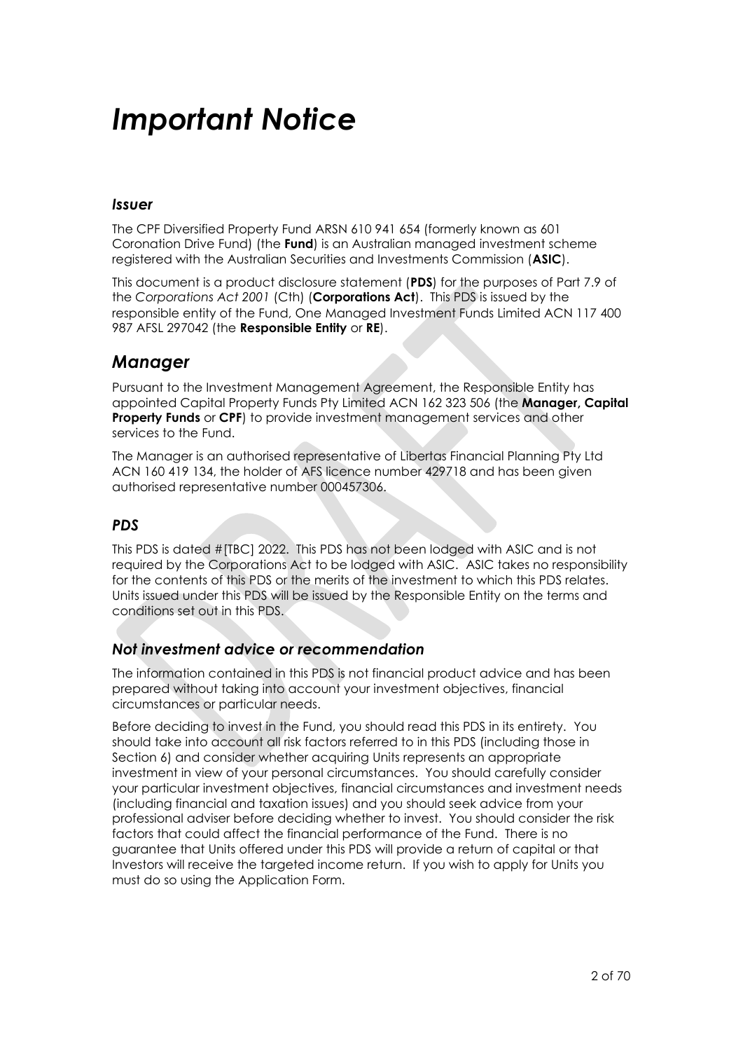# *Important Notice*

### *Issuer*

The CPF Diversified Property Fund ARSN 610 941 654 (formerly known as 601 Coronation Drive Fund) (the **Fund**) is an Australian managed investment scheme registered with the Australian Securities and Investments Commission (**ASIC**).

This document is a product disclosure statement (**PDS**) for the purposes of Part 7.9 of the *Corporations Act 2001* (Cth) (**Corporations Act**). This PDS is issued by the responsible entity of the Fund, One Managed Investment Funds Limited ACN 117 400 987 AFSL 297042 (the **Responsible Entity** or **RE**).

## *Manager*

Pursuant to the Investment Management Agreement, the Responsible Entity has appointed Capital Property Funds Pty Limited ACN 162 323 506 (the **Manager, Capital Property Funds** or **CPF**) to provide investment management services and other services to the Fund.

The Manager is an authorised representative of Libertas Financial Planning Pty Ltd ACN 160 419 134, the holder of AFS licence number 429718 and has been given authorised representative number 000457306.

### *PDS*

This PDS is dated #[TBC] 2022. This PDS has not been lodged with ASIC and is not required by the Corporations Act to be lodged with ASIC. ASIC takes no responsibility for the contents of this PDS or the merits of the investment to which this PDS relates. Units issued under this PDS will be issued by the Responsible Entity on the terms and conditions set out in this PDS.

### *Not investment advice or recommendation*

The information contained in this PDS is not financial product advice and has been prepared without taking into account your investment objectives, financial circumstances or particular needs.

Before deciding to invest in the Fund, you should read this PDS in its entirety. You should take into account all risk factors referred to in this PDS (including those in Section 6) and consider whether acquiring Units represents an appropriate investment in view of your personal circumstances. You should carefully consider your particular investment objectives, financial circumstances and investment needs (including financial and taxation issues) and you should seek advice from your professional adviser before deciding whether to invest. You should consider the risk factors that could affect the financial performance of the Fund. There is no guarantee that Units offered under this PDS will provide a return of capital or that Investors will receive the targeted income return. If you wish to apply for Units you must do so using the Application Form.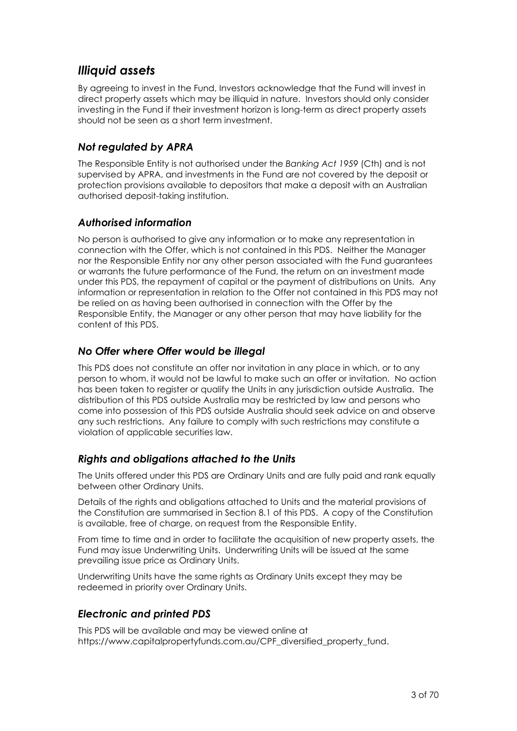## *Illiquid assets*

By agreeing to invest in the Fund, Investors acknowledge that the Fund will invest in direct property assets which may be illiquid in nature. Investors should only consider investing in the Fund if their investment horizon is long-term as direct property assets should not be seen as a short term investment.

### *Not regulated by APRA*

The Responsible Entity is not authorised under the *Banking Act 1959* (Cth) and is not supervised by APRA, and investments in the Fund are not covered by the deposit or protection provisions available to depositors that make a deposit with an Australian authorised deposit-taking institution.

### *Authorised information*

No person is authorised to give any information or to make any representation in connection with the Offer, which is not contained in this PDS. Neither the Manager nor the Responsible Entity nor any other person associated with the Fund guarantees or warrants the future performance of the Fund, the return on an investment made under this PDS, the repayment of capital or the payment of distributions on Units. Any information or representation in relation to the Offer not contained in this PDS may not be relied on as having been authorised in connection with the Offer by the Responsible Entity, the Manager or any other person that may have liability for the content of this PDS.

### *No Offer where Offer would be illegal*

This PDS does not constitute an offer nor invitation in any place in which, or to any person to whom, it would not be lawful to make such an offer or invitation. No action has been taken to register or qualify the Units in any jurisdiction outside Australia. The distribution of this PDS outside Australia may be restricted by law and persons who come into possession of this PDS outside Australia should seek advice on and observe any such restrictions. Any failure to comply with such restrictions may constitute a violation of applicable securities law.

### *Rights and obligations attached to the Units*

The Units offered under this PDS are Ordinary Units and are fully paid and rank equally between other Ordinary Units.

Details of the rights and obligations attached to Units and the material provisions of the Constitution are summarised in Section 8.1 of this PDS. A copy of the Constitution is available, free of charge, on request from the Responsible Entity.

From time to time and in order to facilitate the acquisition of new property assets, the Fund may issue Underwriting Units. Underwriting Units will be issued at the same prevailing issue price as Ordinary Units.

Underwriting Units have the same rights as Ordinary Units except they may be redeemed in priority over Ordinary Units.

### *Electronic and printed PDS*

This PDS will be available and may be viewed online at https://www.capitalpropertyfunds.com.au/CPF_diversified_property_fund.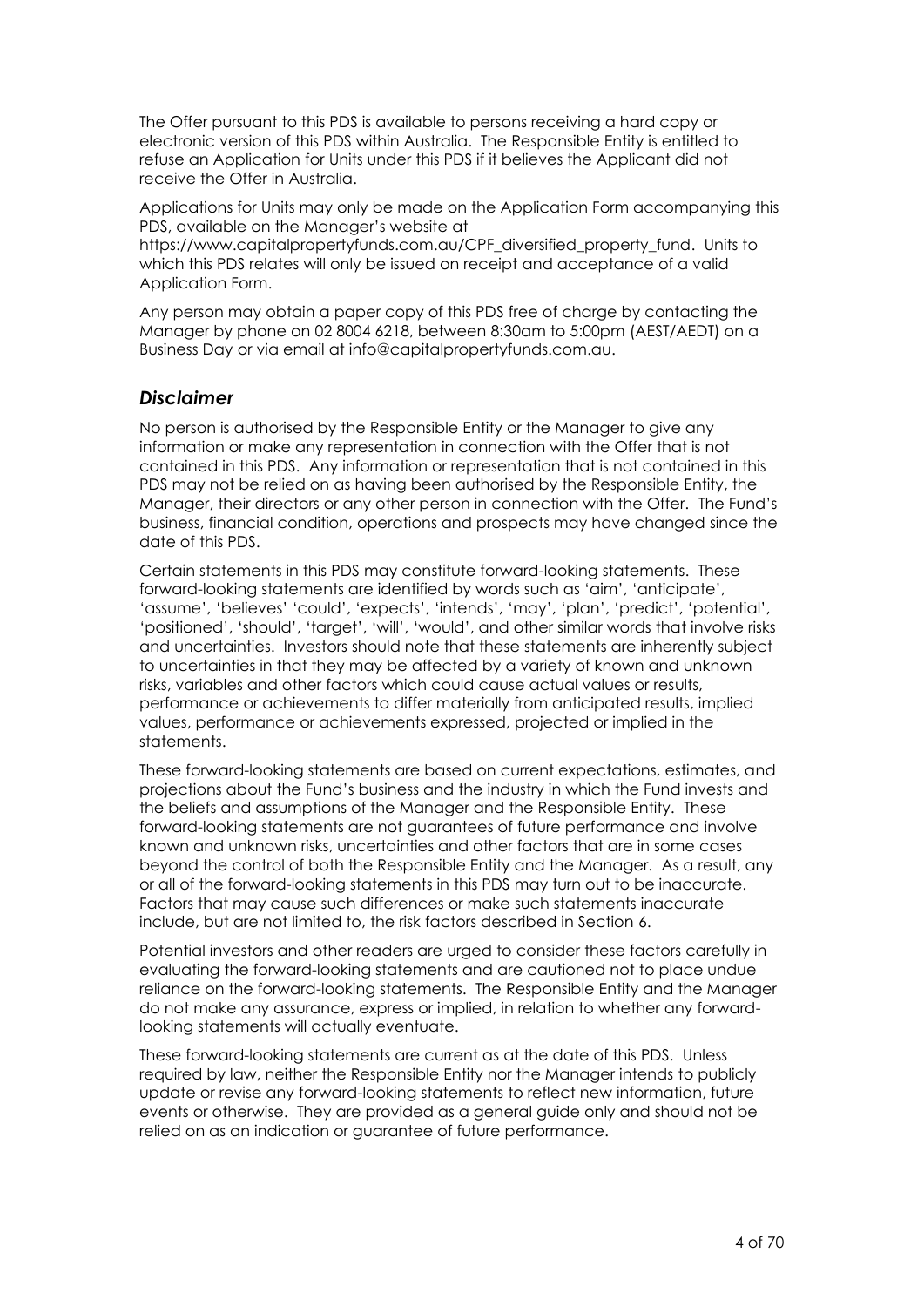The Offer pursuant to this PDS is available to persons receiving a hard copy or electronic version of this PDS within Australia. The Responsible Entity is entitled to refuse an Application for Units under this PDS if it believes the Applicant did not receive the Offer in Australia.

Applications for Units may only be made on the Application Form accompanying this PDS, available on the Manager's website at https://www.capitalpropertyfunds.com.au/CPF_diversified_property_fund. Units to which this PDS relates will only be issued on receipt and acceptance of a valid Application Form.

Any person may obtain a paper copy of this PDS free of charge by contacting the Manager by phone on 02 8004 6218, between 8:30am to 5:00pm (AEST/AEDT) on a Business Day or via email at info@capitalpropertyfunds.com.au.

## *Disclaimer*

No person is authorised by the Responsible Entity or the Manager to give any information or make any representation in connection with the Offer that is not contained in this PDS. Any information or representation that is not contained in this PDS may not be relied on as having been authorised by the Responsible Entity, the Manager, their directors or any other person in connection with the Offer. The Fund's business, financial condition, operations and prospects may have changed since the date of this PDS.

Certain statements in this PDS may constitute forward-looking statements. These forward-looking statements are identified by words such as 'aim', 'anticipate', 'assume', 'believes' 'could', 'expects', 'intends', 'may', 'plan', 'predict', 'potential', 'positioned', 'should', 'target', 'will', 'would', and other similar words that involve risks and uncertainties. Investors should note that these statements are inherently subject to uncertainties in that they may be affected by a variety of known and unknown risks, variables and other factors which could cause actual values or results, performance or achievements to differ materially from anticipated results, implied values, performance or achievements expressed, projected or implied in the statements.

These forward-looking statements are based on current expectations, estimates, and projections about the Fund's business and the industry in which the Fund invests and the beliefs and assumptions of the Manager and the Responsible Entity. These forward-looking statements are not guarantees of future performance and involve known and unknown risks, uncertainties and other factors that are in some cases beyond the control of both the Responsible Entity and the Manager. As a result, any or all of the forward-looking statements in this PDS may turn out to be inaccurate. Factors that may cause such differences or make such statements inaccurate include, but are not limited to, the risk factors described in Section 6.

Potential investors and other readers are urged to consider these factors carefully in evaluating the forward-looking statements and are cautioned not to place undue reliance on the forward-looking statements. The Responsible Entity and the Manager do not make any assurance, express or implied, in relation to whether any forward-looking statements will actually eventuate.

These forward-looking statements are current as at the date of this PDS. Unless required by law, neither the Responsible Entity nor the Manager intends to publicly update or revise any forward-looking statements to reflect new information, future events or otherwise. They are provided as a general guide only and should not be relied on as an indication or guarantee of future performance.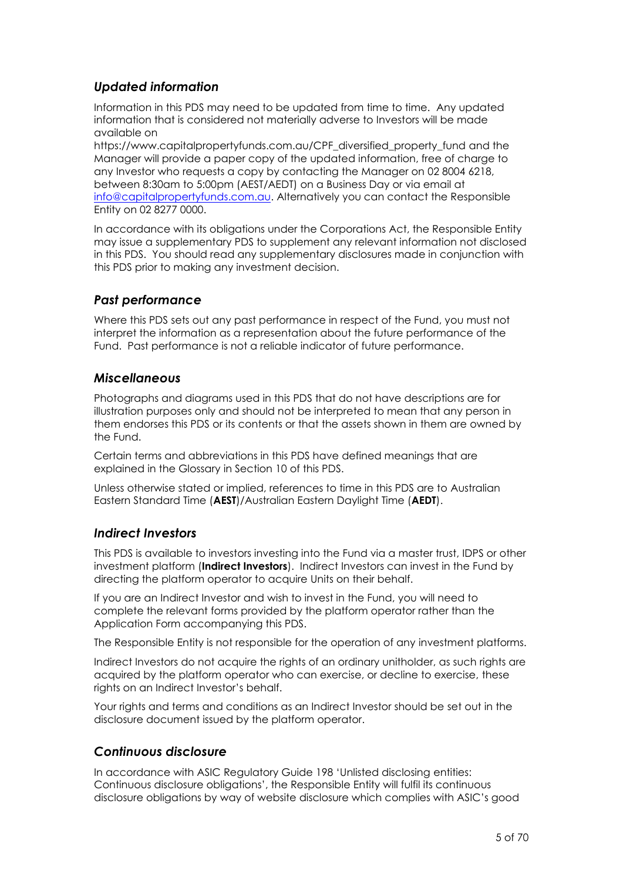### *Updated information*

Information in this PDS may need to be updated from time to time. Any updated information that is considered not materially adverse to Investors will be made available on https://www.capitalpropertyfunds.com.au/CPF_diversified_property_fund and the Manager will provide a paper copy of the updated information, free of charge to any Investor who requests a copy by contacting the Manager on 02 8004 6218, between 8:30am to 5:00pm (AEST/AEDT) on a Business Day or via email at info@capitalpropertyfunds.com.au. Alternatively you can contact the Responsible Entity on 02 8277 0000.

In accordance with its obligations under the Corporations Act, the Responsible Entity may issue a supplementary PDS to supplement any relevant information not disclosed in this PDS. You should read any supplementary disclosures made in conjunction with this PDS prior to making any investment decision.

### *Past performance*

Where this PDS sets out any past performance in respect of the Fund, you must not interpret the information as a representation about the future performance of the Fund. Past performance is not a reliable indicator of future performance.

### *Miscellaneous*

Photographs and diagrams used in this PDS that do not have descriptions are for illustration purposes only and should not be interpreted to mean that any person in them endorses this PDS or its contents or that the assets shown in them are owned by the Fund.

Certain terms and abbreviations in this PDS have defined meanings that are explained in the Glossary in Section 10 of this PDS.

Unless otherwise stated or implied, references to time in this PDS are to Australian Eastern Standard Time (**AEST**)/Australian Eastern Daylight Time (**AEDT**).

### *Indirect Investors*

This PDS is available to investors investing into the Fund via a master trust, IDPS or other investment platform (**Indirect Investors**). Indirect Investors can invest in the Fund by directing the platform operator to acquire Units on their behalf.

If you are an Indirect Investor and wish to invest in the Fund, you will need to complete the relevant forms provided by the platform operator rather than the Application Form accompanying this PDS.

The Responsible Entity is not responsible for the operation of any investment platforms.

Indirect Investors do not acquire the rights of an ordinary unitholder, as such rights are acquired by the platform operator who can exercise, or decline to exercise, these rights on an Indirect Investor's behalf.

Your rights and terms and conditions as an Indirect Investor should be set out in the disclosure document issued by the platform operator.

### *Continuous disclosure*

In accordance with ASIC Regulatory Guide 198 'Unlisted disclosing entities: Continuous disclosure obligations', the Responsible Entity will fulfil its continuous disclosure obligations by way of website disclosure which complies with ASIC's good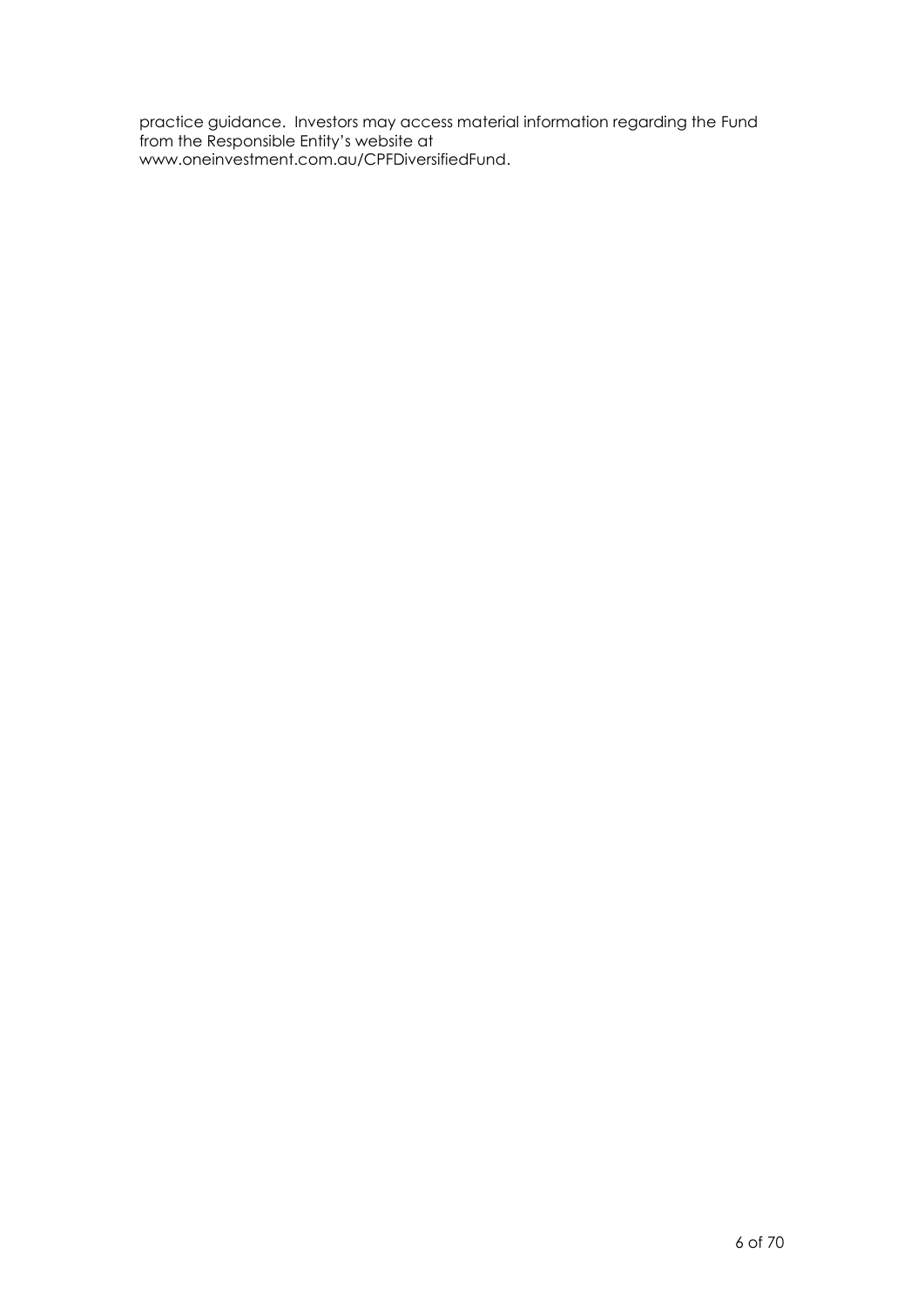practice guidance. Investors may access material information regarding the Fund from the Responsible Entity's website at www.oneinvestment.com.au/CPFDiversifiedFund.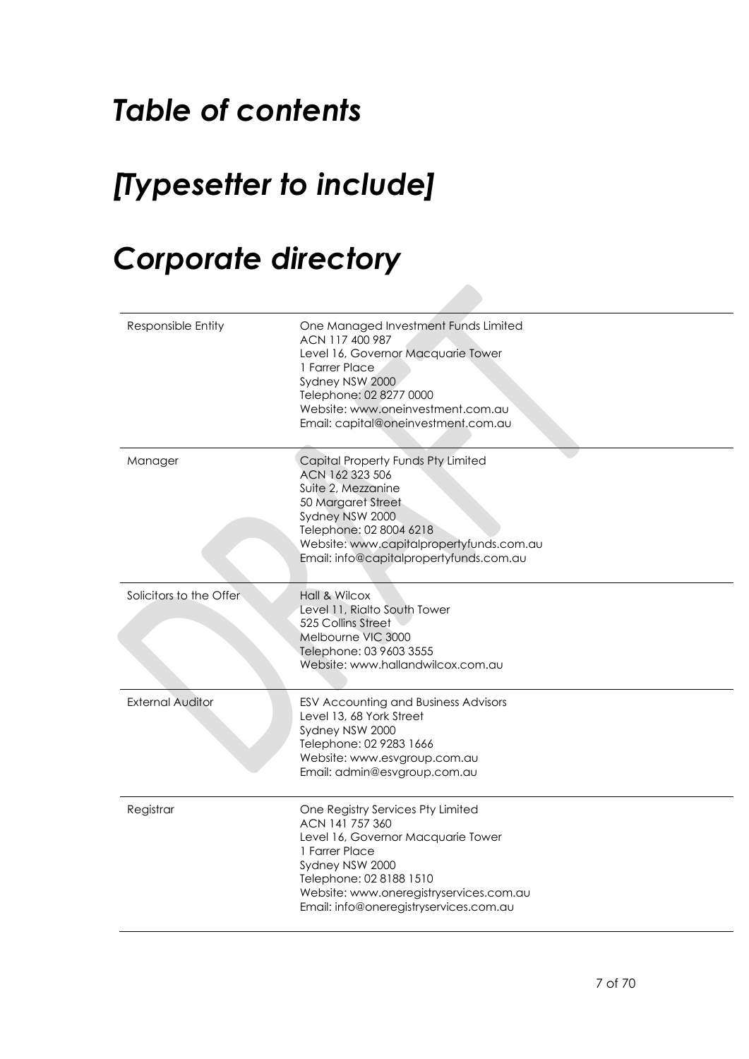# *Table of contents*

# *[Typesetter to include]*

# *Corporate directory*

| | |
|---|---|
| Responsible Entity | One Managed Investment Funds Limited<br>ACN 117 400 987<br>Level 16, Governor Macquarie Tower<br>1 Farrer Place<br>Sydney NSW 2000<br>Telephone: 02 8277 0000<br>Website: www.oneinvestment.com.au<br>Email: capital@oneinvestment.com.au |
| Manager | Capital Property Funds Pty Limited<br>ACN 162 323 506<br>Suite 2, Mezzanine<br>50 Margaret Street<br>Sydney NSW 2000<br>Telephone: 02 8004 6218<br>Website: www.capitalpropertyfunds.com.au<br>Email: info@capitalpropertyfunds.com.au |
| Solicitors to the Offer | Hall & Wilcox<br>Level 11, Rialto South Tower<br>525 Collins Street<br>Melbourne VIC 3000<br>Telephone: 03 9603 3555<br>Website: www.hallandwilcox.com.au |
| External Auditor | ESV Accounting and Business Advisors<br>Level 13, 68 York Street<br>Sydney NSW 2000<br>Telephone: 02 9283 1666<br>Website: www.esvgroup.com.au<br>Email: admin@esvgroup.com.au |
| Registrar | One Registry Services Pty Limited<br>ACN 141 757 360<br>Level 16, Governor Macquarie Tower<br>1 Farrer Place<br>Sydney NSW 2000<br>Telephone: 02 8188 1510<br>Website: www.oneregistryservices.com.au<br>Email: info@oneregistryservices.com.au |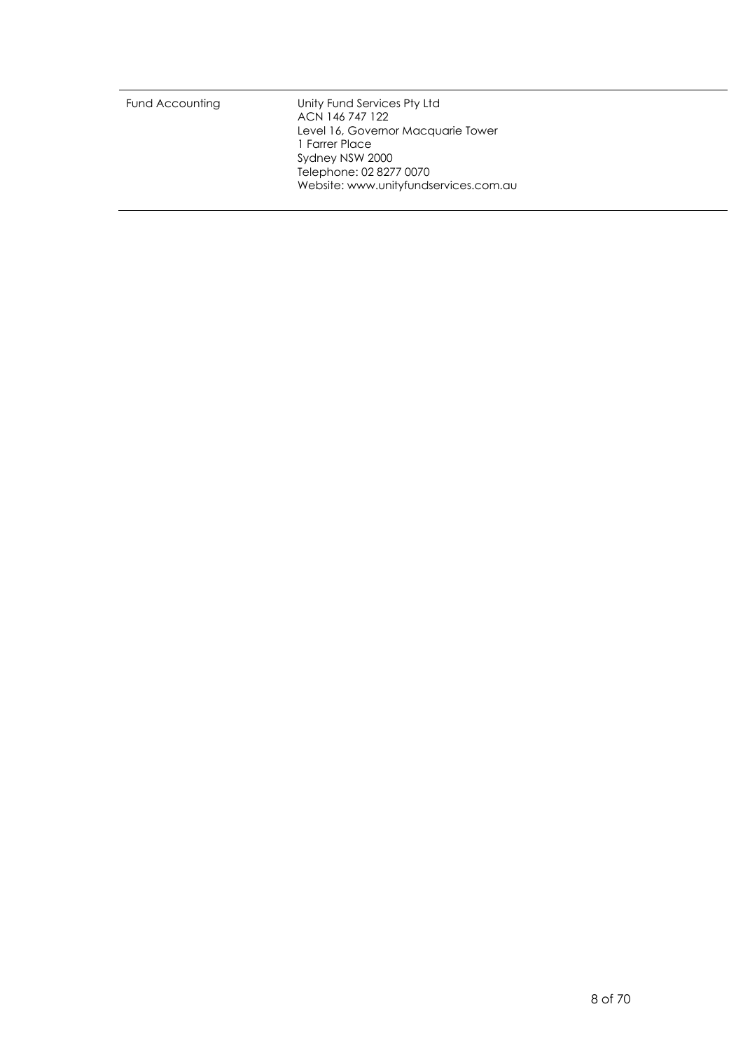| | |
|---|---|
| Fund Accounting | Unity Fund Services Pty Ltd<br>ACN 146 747 122<br>Level 16, Governor Macquarie Tower<br>1 Farrer Place<br>Sydney NSW 2000<br>Telephone: 02 8277 0070<br>Website: www.unityfundservices.com.au |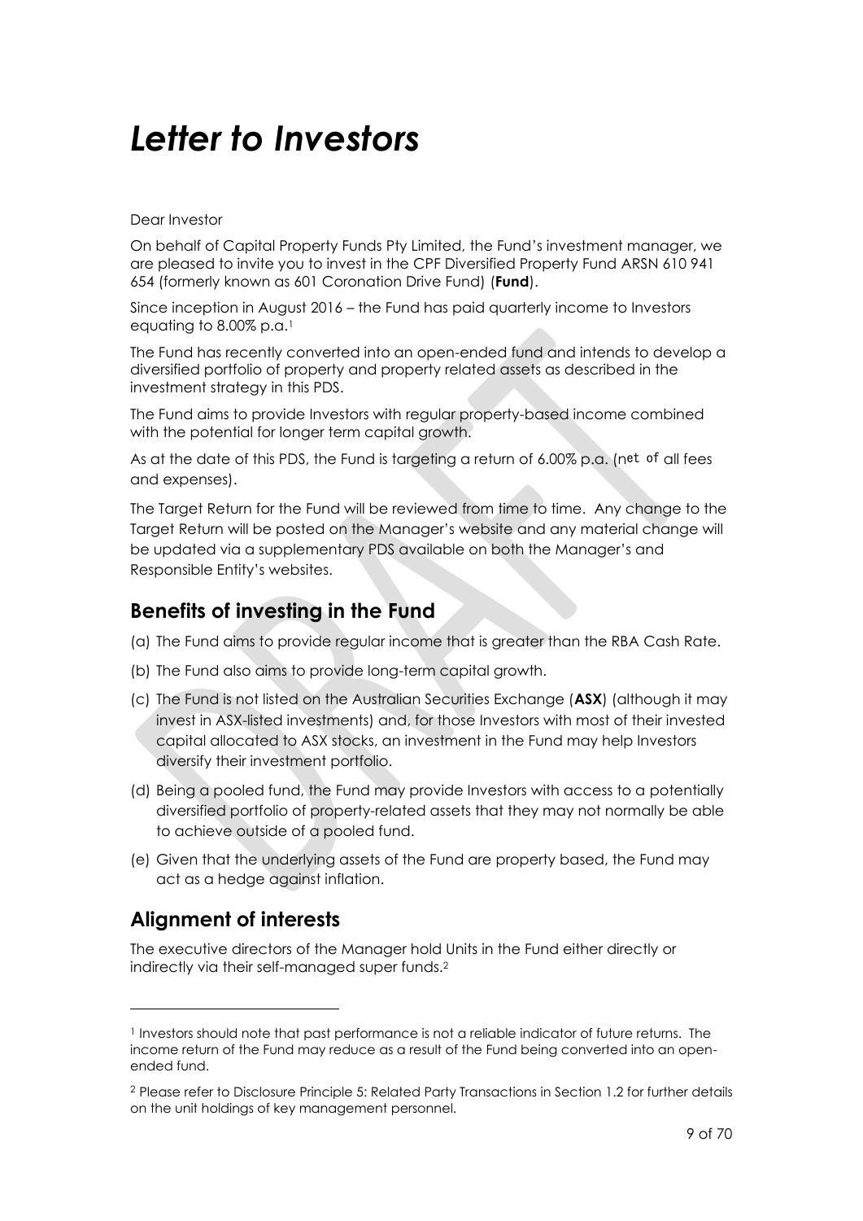// Letter to Investors

# *Letter to Investors*

Dear Investor

On behalf of Capital Property Funds Pty Limited, the Fund's investment manager, we are pleased to invite you to invest in the CPF Diversified Property Fund ARSN 610 941 654 (formerly known as 601 Coronation Drive Fund) (**Fund**).

Since inception in August 2016 – the Fund has paid quarterly income to Investors equating to 8.00% p.a.[1]

The Fund has recently converted into an open-ended fund and intends to develop a diversified portfolio of property and property related assets as described in the investment strategy in this PDS.

The Fund aims to provide Investors with regular property-based income combined with the potential for longer term capital growth.

As at the date of this PDS, the Fund is targeting a return of 6.00% p.a. (net of all fees and expenses).

The Target Return for the Fund will be reviewed from time to time. Any change to the Target Return will be posted on the Manager's website and any material change will be updated via a supplementary PDS available on both the Manager's and Responsible Entity's websites.

## Benefits of investing in the Fund

(a) The Fund aims to provide regular income that is greater than the RBA Cash Rate.

(b) The Fund also aims to provide long-term capital growth.

(c) The Fund is not listed on the Australian Securities Exchange (**ASX**) (although it may invest in ASX-listed investments) and, for those Investors with most of their invested capital allocated to ASX stocks, an investment in the Fund may help Investors diversify their investment portfolio.

(d) Being a pooled fund, the Fund may provide Investors with access to a potentially diversified portfolio of property-related assets that they may not normally be able to achieve outside of a pooled fund.

(e) Given that the underlying assets of the Fund are property based, the Fund may act as a hedge against inflation.

## Alignment of interests

The executive directors of the Manager hold Units in the Fund either directly or indirectly via their self-managed super funds.[2]

---

[1] Investors should note that past performance is not a reliable indicator of future returns. The income return of the Fund may reduce as a result of the Fund being converted into an open-ended fund.

[2] Please refer to Disclosure Principle 5: Related Party Transactions in Section 1.2 for further details on the unit holdings of key management personnel.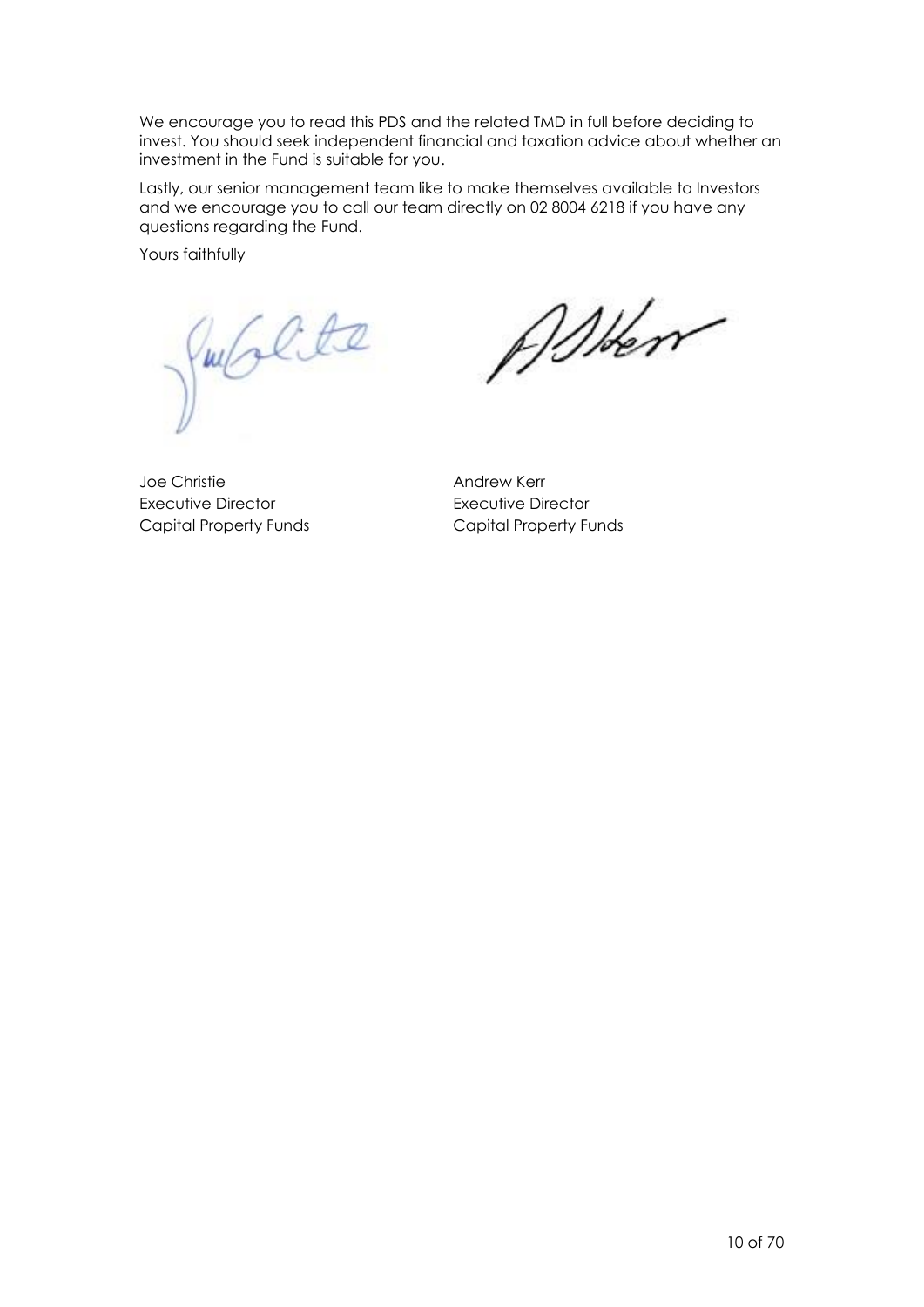We encourage you to read this PDS and the related TMD in full before deciding to invest. You should seek independent financial and taxation advice about whether an investment in the Fund is suitable for you.

Lastly, our senior management team like to make themselves available to Investors and we encourage you to call our team directly on 02 8004 6218 if you have any questions regarding the Fund.

Yours faithfully

Joe Christie
Executive Director
Capital Property Funds

Andrew Kerr
Executive Director
Capital Property Funds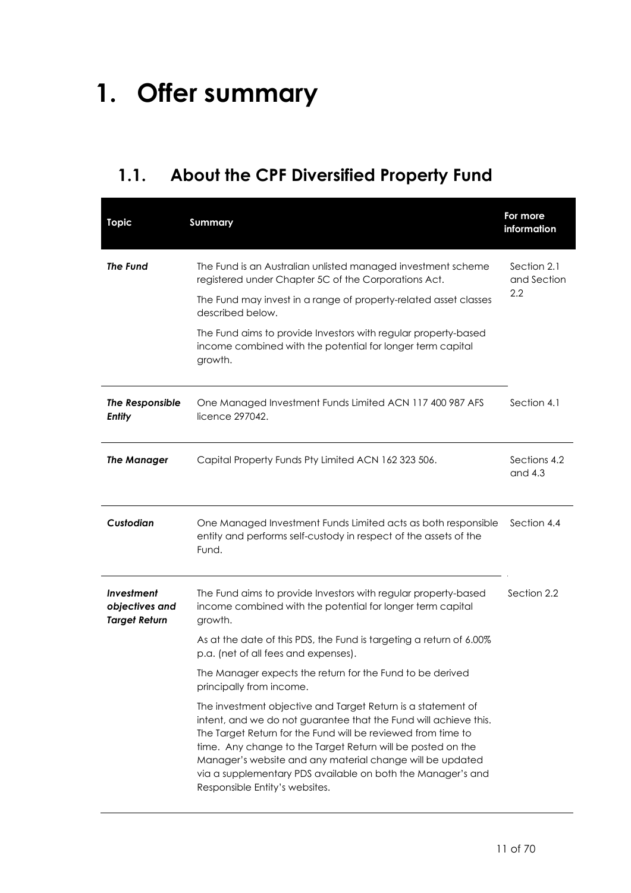# 1. Offer summary

## 1.1. About the CPF Diversified Property Fund

| Topic | Summary | For more information |
| --- | --- | --- |
| ***The Fund*** | The Fund is an Australian unlisted managed investment scheme registered under Chapter 5C of the Corporations Act.<br><br>The Fund may invest in a range of property-related asset classes described below.<br><br>The Fund aims to provide Investors with regular property-based income combined with the potential for longer term capital growth. | Section 2.1 and Section 2.2 |
| ***The Responsible Entity*** | One Managed Investment Funds Limited ACN 117 400 987 AFS licence 297042. | Section 4.1 |
| ***The Manager*** | Capital Property Funds Pty Limited ACN 162 323 506. | Sections 4.2 and 4.3 |
| ***Custodian*** | One Managed Investment Funds Limited acts as both responsible entity and performs self-custody in respect of the assets of the Fund. | Section 4.4 |
| ***Investment objectives and Target Return*** | The Fund aims to provide Investors with regular property-based income combined with the potential for longer term capital growth.<br><br>As at the date of this PDS, the Fund is targeting a return of 6.00% p.a. (net of all fees and expenses).<br><br>The Manager expects the return for the Fund to be derived principally from income.<br><br>The investment objective and Target Return is a statement of intent, and we do not guarantee that the Fund will achieve this. The Target Return for the Fund will be reviewed from time to time. Any change to the Target Return will be posted on the Manager's website and any material change will be updated via a supplementary PDS available on both the Manager's and Responsible Entity's websites. | Section 2.2 |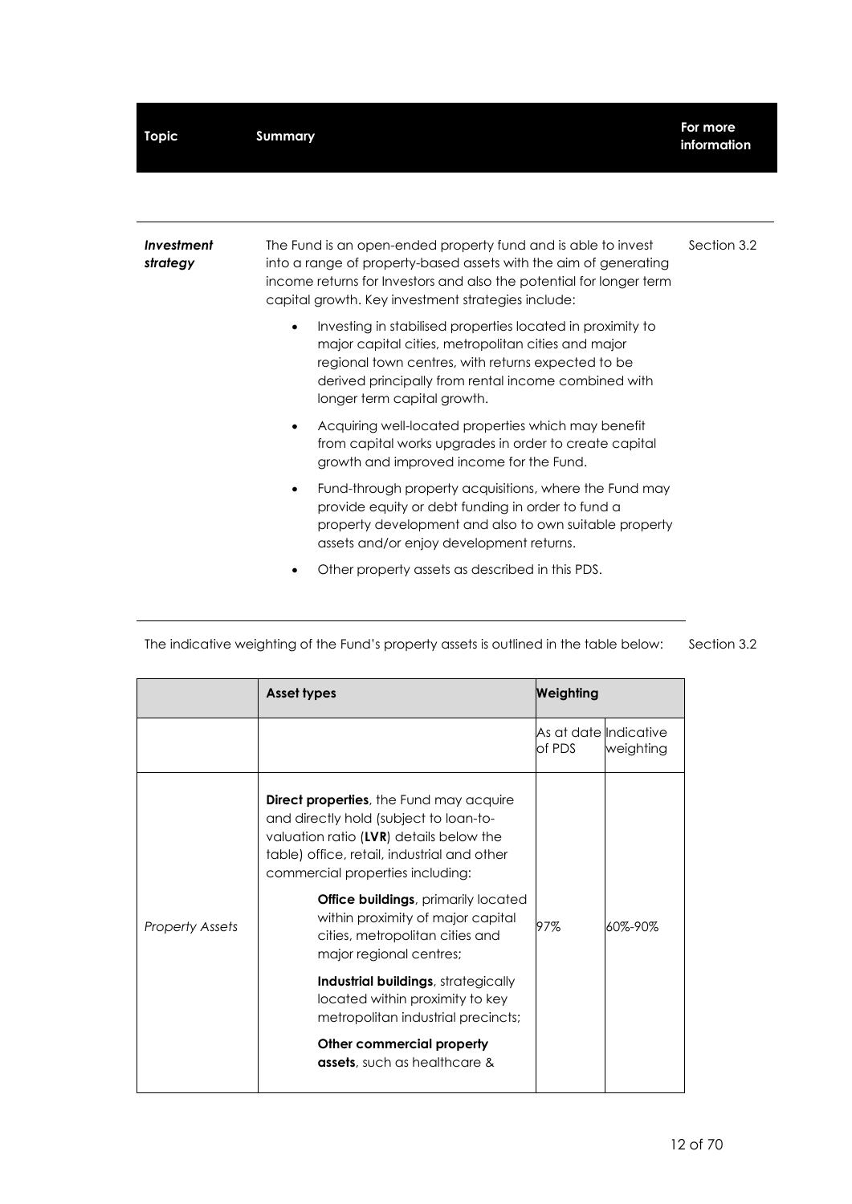| Topic | Summary | For more information |
|---|---|---|
| ***Investment strategy*** | The Fund is an open-ended property fund and is able to invest into a range of property-based assets with the aim of generating income returns for Investors and also the potential for longer term capital growth. Key investment strategies include:<br><br>• Investing in stabilised properties located in proximity to major capital cities, metropolitan cities and major regional town centres, with returns expected to be derived principally from rental income combined with longer term capital growth.<br><br>• Acquiring well-located properties which may benefit from capital works upgrades in order to create capital growth and improved income for the Fund.<br><br>• Fund-through property acquisitions, where the Fund may provide equity or debt funding in order to fund a property development and also to own suitable property assets and/or enjoy development returns.<br><br>• Other property assets as described in this PDS. | Section 3.2 |

The indicative weighting of the Fund's property assets is outlined in the table below: Section 3.2

| | Asset types | Weighting | |
|---|---|---|---|
| | | As at date of PDS | Indicative weighting |
| *Property Assets* | **Direct properties**, the Fund may acquire and directly hold (subject to loan-to-valuation ratio (**LVR**) details below the table) office, retail, industrial and other commercial properties including:<br><br>**Office buildings**, primarily located within proximity of major capital cities, metropolitan cities and major regional centres;<br><br>**Industrial buildings**, strategically located within proximity to key metropolitan industrial precincts;<br><br>**Other commercial property assets**, such as healthcare & | 97% | 60%-90% |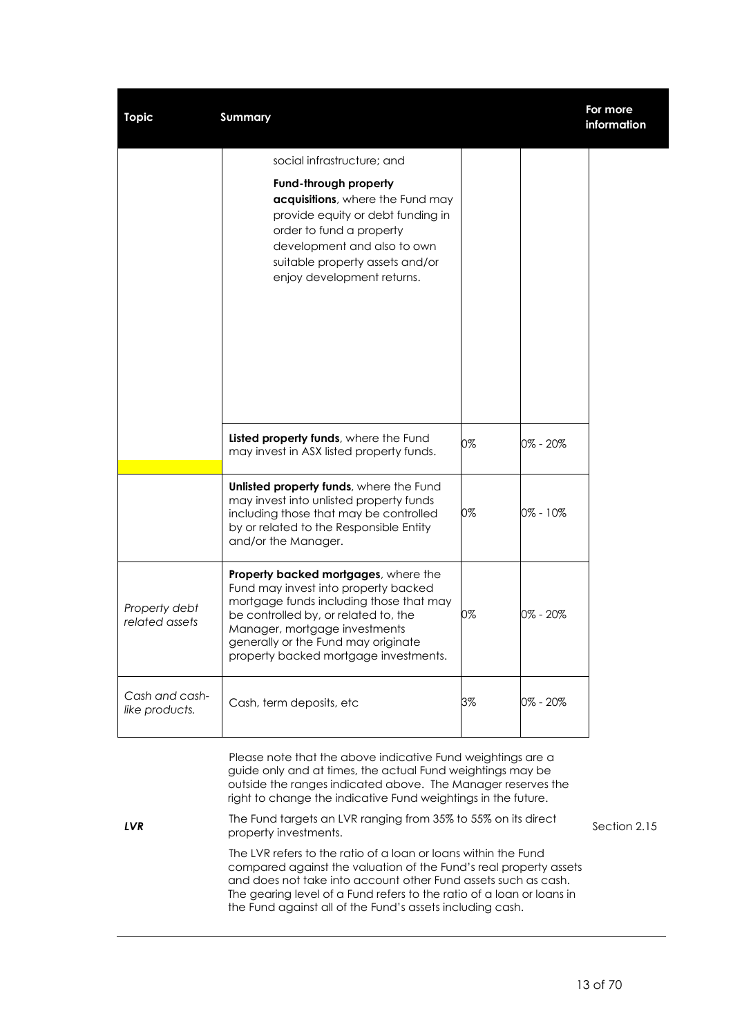| Topic | Summary | | | For more information |
|---|---|---|---|---|
| | social infrastructure; and<br><br>**Fund-through property acquisitions**, where the Fund may provide equity or debt funding in order to fund a property development and also to own suitable property assets and/or enjoy development returns. | | | |
| | **Listed property funds**, where the Fund may invest in ASX listed property funds. | 0% | 0% - 20% | |
| | **Unlisted property funds**, where the Fund may invest into unlisted property funds including those that may be controlled by or related to the Responsible Entity and/or the Manager. | 0% | 0% - 10% | |
| *Property debt related assets* | **Property backed mortgages**, where the Fund may invest into property backed mortgage funds including those that may be controlled by, or related to, the Manager, mortgage investments generally or the Fund may originate property backed mortgage investments. | 0% | 0% - 20% | |
| *Cash and cash-like products.* | Cash, term deposits, etc | 3% | 0% - 20% | |
| | Please note that the above indicative Fund weightings are a guide only and at times, the actual Fund weightings may be outside the ranges indicated above. The Manager reserves the right to change the indicative Fund weightings in the future. | | | |
| ***LVR*** | The Fund targets an LVR ranging from 35% to 55% on its direct property investments.<br><br>The LVR refers to the ratio of a loan or loans within the Fund compared against the valuation of the Fund's real property assets and does not take into account other Fund assets such as cash. The gearing level of a Fund refers to the ratio of a loan or loans in the Fund against all of the Fund's assets including cash. | | | Section 2.15 |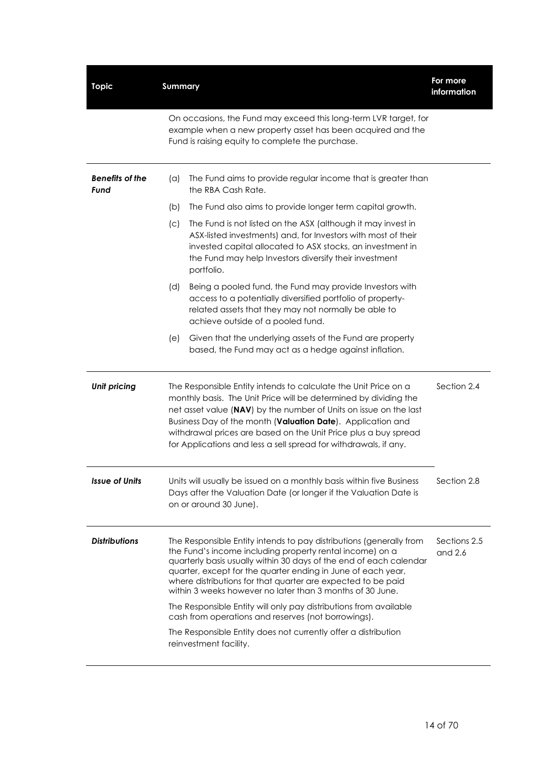| Topic | Summary | For more information |
|---|---|---|
| | On occasions, the Fund may exceed this long-term LVR target, for example when a new property asset has been acquired and the Fund is raising equity to complete the purchase. | |
| ***Benefits of the Fund*** | (a) The Fund aims to provide regular income that is greater than the RBA Cash Rate.<br>(b) The Fund also aims to provide longer term capital growth.<br>(c) The Fund is not listed on the ASX (although it may invest in ASX-listed investments) and, for Investors with most of their invested capital allocated to ASX stocks, an investment in the Fund may help Investors diversify their investment portfolio.<br>(d) Being a pooled fund, the Fund may provide Investors with access to a potentially diversified portfolio of property-related assets that they may not normally be able to achieve outside of a pooled fund.<br>(e) Given that the underlying assets of the Fund are property based, the Fund may act as a hedge against inflation. | |
| ***Unit pricing*** | The Responsible Entity intends to calculate the Unit Price on a monthly basis. The Unit Price will be determined by dividing the net asset value (**NAV**) by the number of Units on issue on the last Business Day of the month (**Valuation Date**). Application and withdrawal prices are based on the Unit Price plus a buy spread for Applications and less a sell spread for withdrawals, if any. | Section 2.4 |
| ***Issue of Units*** | Units will usually be issued on a monthly basis within five Business Days after the Valuation Date (or longer if the Valuation Date is on or around 30 June). | Section 2.8 |
| ***Distributions*** | The Responsible Entity intends to pay distributions (generally from the Fund's income including property rental income) on a quarterly basis usually within 30 days of the end of each calendar quarter, except for the quarter ending in June of each year, where distributions for that quarter are expected to be paid within 3 weeks however no later than 3 months of 30 June.<br>The Responsible Entity will only pay distributions from available cash from operations and reserves (not borrowings).<br>The Responsible Entity does not currently offer a distribution reinvestment facility. | Sections 2.5 and 2.6 |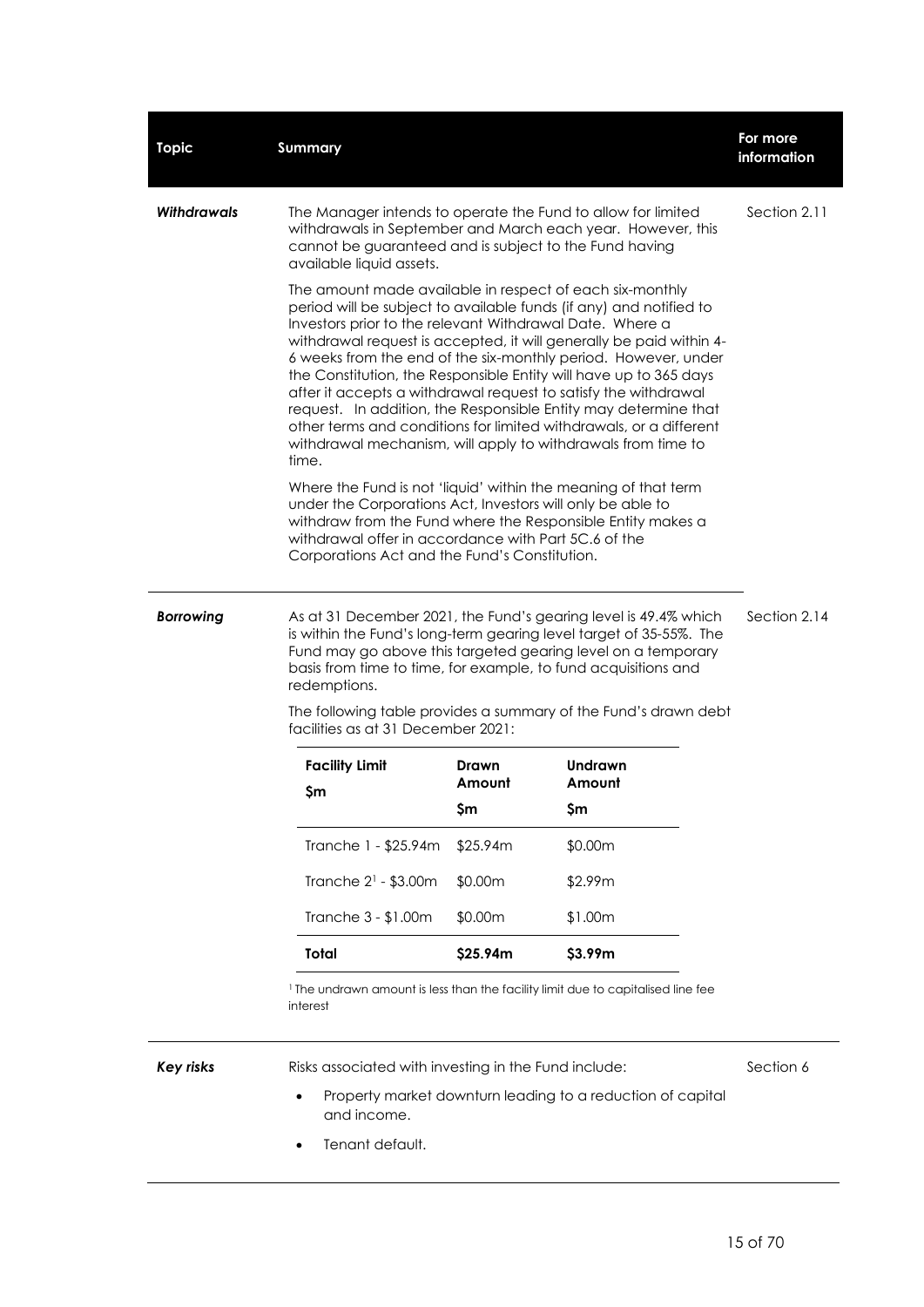| Topic | Summary | For more information |
|---|---|---|
| ***Withdrawals*** | The Manager intends to operate the Fund to allow for limited withdrawals in September and March each year. However, this cannot be guaranteed and is subject to the Fund having available liquid assets.<br><br>The amount made available in respect of each six-monthly period will be subject to available funds (if any) and notified to Investors prior to the relevant Withdrawal Date. Where a withdrawal request is accepted, it will generally be paid within 4-6 weeks from the end of the six-monthly period. However, under the Constitution, the Responsible Entity will have up to 365 days after it accepts a withdrawal request to satisfy the withdrawal request. In addition, the Responsible Entity may determine that other terms and conditions for limited withdrawals, or a different withdrawal mechanism, will apply to withdrawals from time to time.<br><br>Where the Fund is not 'liquid' within the meaning of that term under the Corporations Act, Investors will only be able to withdraw from the Fund where the Responsible Entity makes a withdrawal offer in accordance with Part 5C.6 of the Corporations Act and the Fund's Constitution. | Section 2.11 |
| ***Borrowing*** | As at 31 December 2021, the Fund's gearing level is 49.4% which is within the Fund's long-term gearing level target of 35-55%. The Fund may go above this targeted gearing level on a temporary basis from time to time, for example, to fund acquisitions and redemptions.<br><br>The following table provides a summary of the Fund's drawn debt facilities as at 31 December 2021: | Section 2.14 |

| Facility Limit $m | Drawn Amount $m | Undrawn Amount $m |
|---|---|---|
| Tranche 1 - $25.94m | $25.94m | $0.00m |
| Tranche 2[1] - $3.00m | $0.00m | $2.99m |
| Tranche 3 - $1.00m | $0.00m | $1.00m |
| **Total** | **$25.94m** | **$3.99m** |

[1] The undrawn amount is less than the facility limit due to capitalised line fee interest

| Topic | Summary | For more information |
|---|---|---|
| ***Key risks*** | Risks associated with investing in the Fund include:<br>• Property market downturn leading to a reduction of capital and income.<br>• Tenant default. | Section 6 |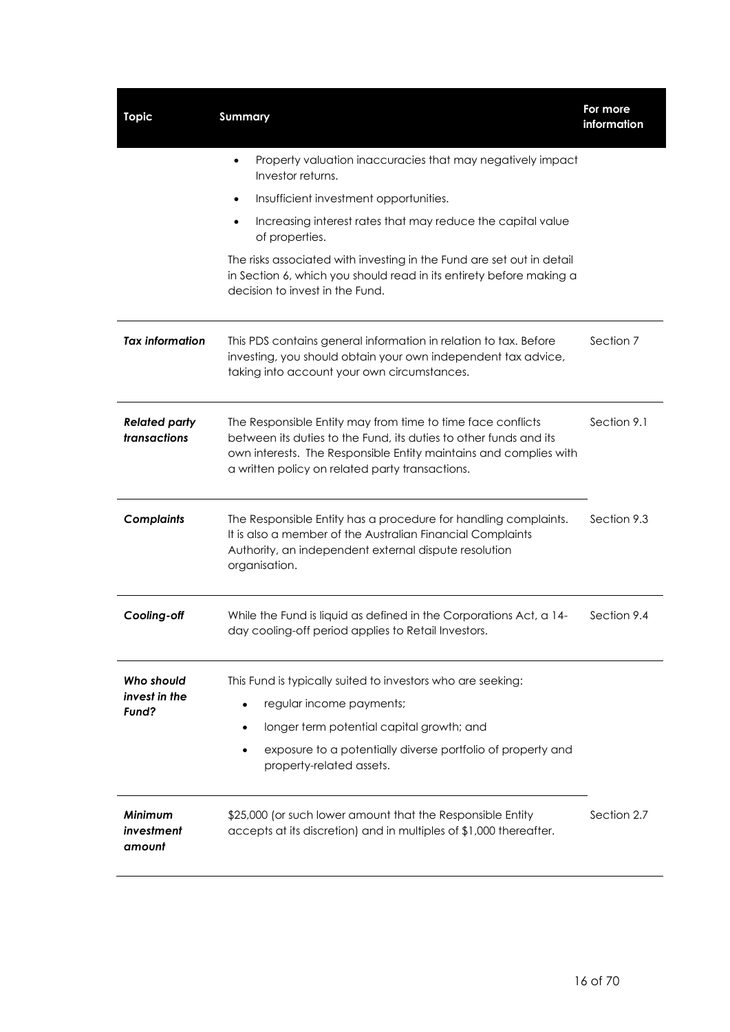| Topic | Summary | For more information |
|---|---|---|
| | • Property valuation inaccuracies that may negatively impact Investor returns.<br>• Insufficient investment opportunities.<br>• Increasing interest rates that may reduce the capital value of properties.<br>The risks associated with investing in the Fund are set out in detail in Section 6, which you should read in its entirety before making a decision to invest in the Fund. | |
| ***Tax information*** | This PDS contains general information in relation to tax. Before investing, you should obtain your own independent tax advice, taking into account your own circumstances. | Section 7 |
| ***Related party transactions*** | The Responsible Entity may from time to time face conflicts between its duties to the Fund, its duties to other funds and its own interests. The Responsible Entity maintains and complies with a written policy on related party transactions. | Section 9.1 |
| ***Complaints*** | The Responsible Entity has a procedure for handling complaints. It is also a member of the Australian Financial Complaints Authority, an independent external dispute resolution organisation. | Section 9.3 |
| ***Cooling-off*** | While the Fund is liquid as defined in the Corporations Act, a 14-day cooling-off period applies to Retail Investors. | Section 9.4 |
| ***Who should invest in the Fund?*** | This Fund is typically suited to investors who are seeking:<br>• regular income payments;<br>• longer term potential capital growth; and<br>• exposure to a potentially diverse portfolio of property and property-related assets. | |
| ***Minimum investment amount*** | $25,000 (or such lower amount that the Responsible Entity accepts at its discretion) and in multiples of $1,000 thereafter. | Section 2.7 |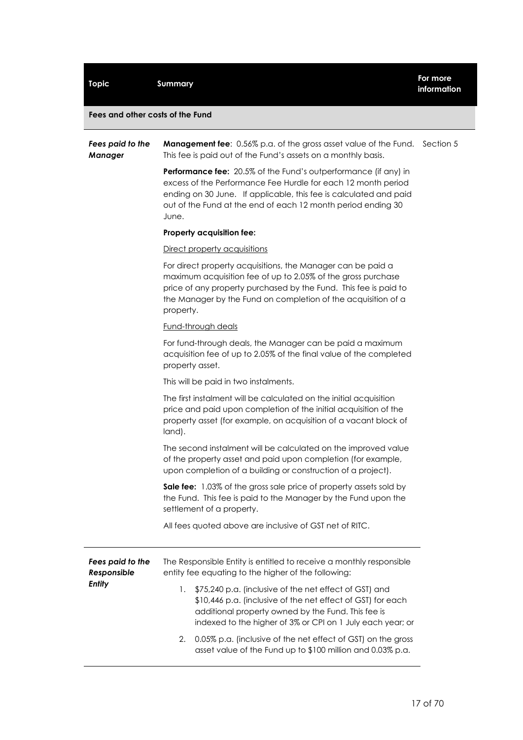| Topic | Summary | For more information |
|---|---|---|
| **Fees and other costs of the Fund** | | |
| ***Fees paid to the Manager*** | **Management fee**: 0.56% p.a. of the gross asset value of the Fund. This fee is paid out of the Fund's assets on a monthly basis.<br><br>**Performance fee:** 20.5% of the Fund's outperformance (if any) in excess of the Performance Fee Hurdle for each 12 month period ending on 30 June. If applicable, this fee is calculated and paid out of the Fund at the end of each 12 month period ending 30 June.<br><br>**Property acquisition fee:**<br><br>Direct property acquisitions<br><br>For direct property acquisitions, the Manager can be paid a maximum acquisition fee of up to 2.05% of the gross purchase price of any property purchased by the Fund. This fee is paid to the Manager by the Fund on completion of the acquisition of a property.<br><br>Fund-through deals<br><br>For fund-through deals, the Manager can be paid a maximum acquisition fee of up to 2.05% of the final value of the completed property asset.<br><br>This will be paid in two instalments.<br><br>The first instalment will be calculated on the initial acquisition price and paid upon completion of the initial acquisition of the property asset (for example, on acquisition of a vacant block of land).<br><br>The second instalment will be calculated on the improved value of the property asset and paid upon completion (for example, upon completion of a building or construction of a project).<br><br>**Sale fee:** 1.03% of the gross sale price of property assets sold by the Fund. This fee is paid to the Manager by the Fund upon the settlement of a property.<br><br>All fees quoted above are inclusive of GST net of RITC. | Section 5 |
| ***Fees paid to the Responsible Entity*** | The Responsible Entity is entitled to receive a monthly responsible entity fee equating to the higher of the following:<br><br>1. $75,240 p.a. (inclusive of the net effect of GST) and $10,446 p.a. (inclusive of the net effect of GST) for each additional property owned by the Fund. This fee is indexed to the higher of 3% or CPI on 1 July each year; or<br>2. 0.05% p.a. (inclusive of the net effect of GST) on the gross asset value of the Fund up to $100 million and 0.03% p.a. | |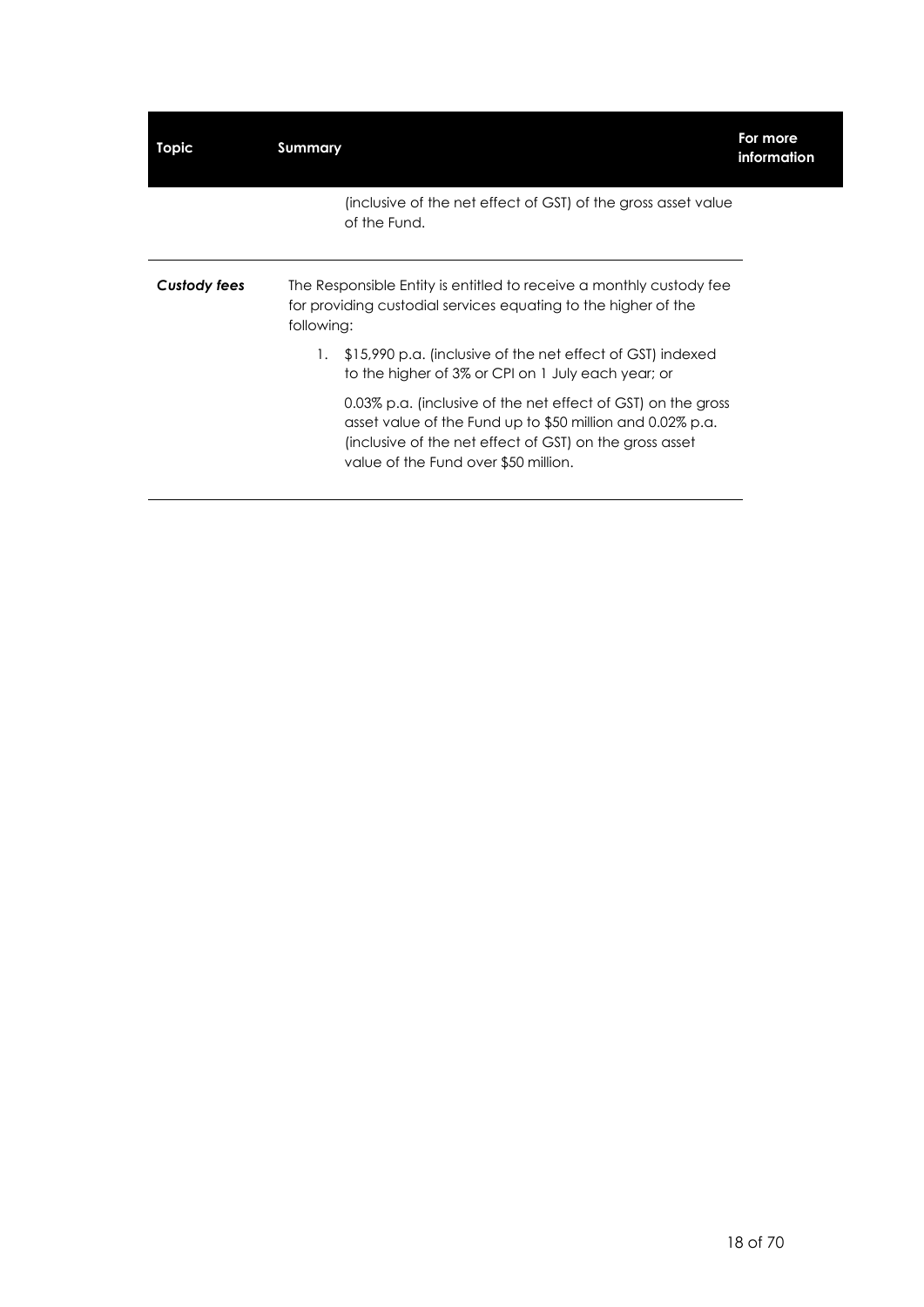| Topic | Summary | For more information |
|---|---|---|
| | (inclusive of the net effect of GST) of the gross asset value of the Fund. | |
| ***Custody fees*** | The Responsible Entity is entitled to receive a monthly custody fee for providing custodial services equating to the higher of the following:<br>1. $15,990 p.a. (inclusive of the net effect of GST) indexed to the higher of 3% or CPI on 1 July each year; or<br>0.03% p.a. (inclusive of the net effect of GST) on the gross asset value of the Fund up to $50 million and 0.02% p.a. (inclusive of the net effect of GST) on the gross asset value of the Fund over $50 million. | |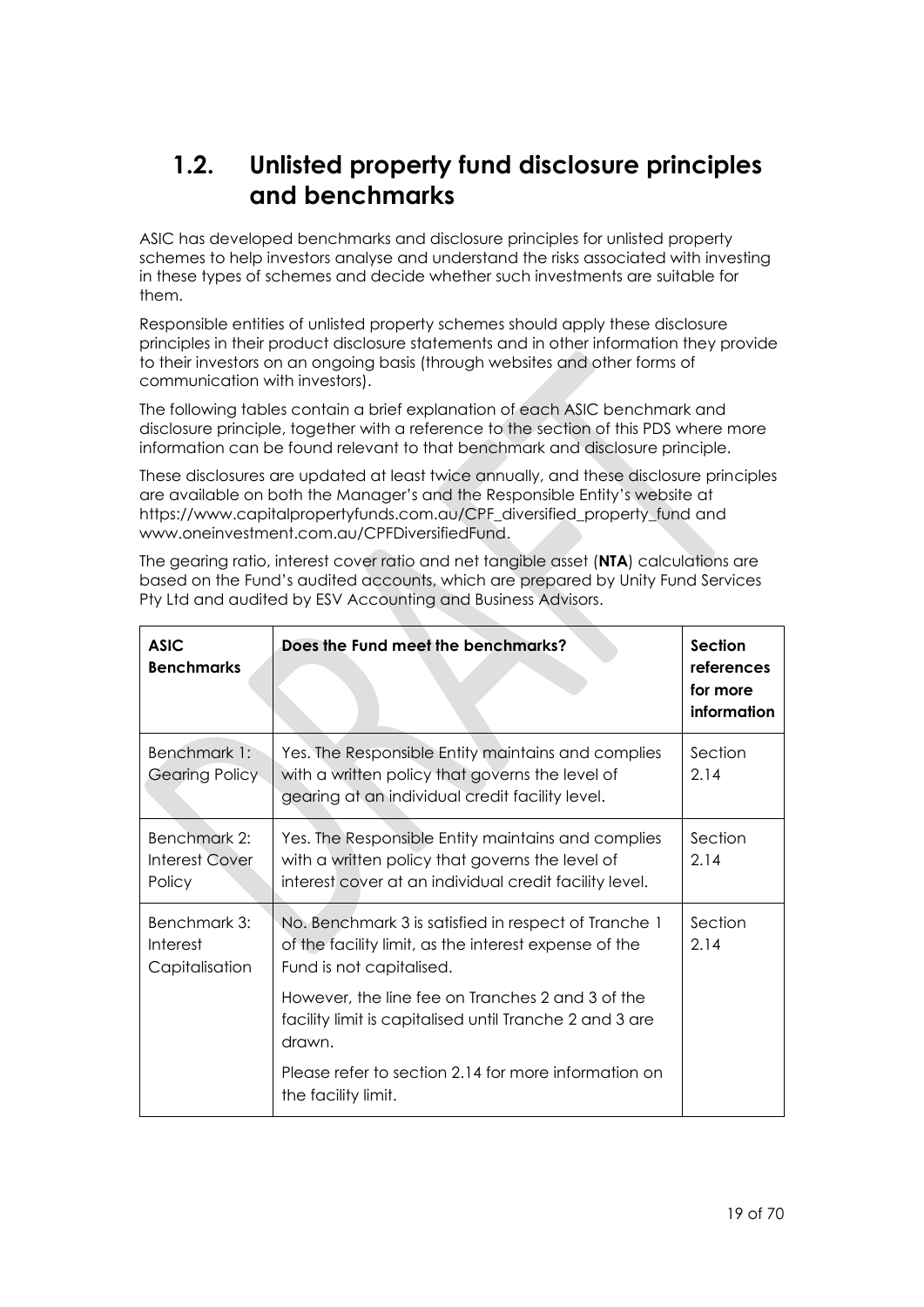## 1.2. Unlisted property fund disclosure principles and benchmarks

ASIC has developed benchmarks and disclosure principles for unlisted property schemes to help investors analyse and understand the risks associated with investing in these types of schemes and decide whether such investments are suitable for them.

Responsible entities of unlisted property schemes should apply these disclosure principles in their product disclosure statements and in other information they provide to their investors on an ongoing basis (through websites and other forms of communication with investors).

The following tables contain a brief explanation of each ASIC benchmark and disclosure principle, together with a reference to the section of this PDS where more information can be found relevant to that benchmark and disclosure principle.

These disclosures are updated at least twice annually, and these disclosure principles are available on both the Manager's and the Responsible Entity's website at https://www.capitalpropertyfunds.com.au/CPF_diversified_property_fund and www.oneinvestment.com.au/CPFDiversifiedFund.

The gearing ratio, interest cover ratio and net tangible asset (**NTA**) calculations are based on the Fund's audited accounts, which are prepared by Unity Fund Services Pty Ltd and audited by ESV Accounting and Business Advisors.

| ASIC Benchmarks | Does the Fund meet the benchmarks? | Section references for more information |
|---|---|---|
| Benchmark 1: Gearing Policy | Yes. The Responsible Entity maintains and complies with a written policy that governs the level of gearing at an individual credit facility level. | Section 2.14 |
| Benchmark 2: Interest Cover Policy | Yes. The Responsible Entity maintains and complies with a written policy that governs the level of interest cover at an individual credit facility level. | Section 2.14 |
| Benchmark 3: Interest Capitalisation | No. Benchmark 3 is satisfied in respect of Tranche 1 of the facility limit, as the interest expense of the Fund is not capitalised.<br><br>However, the line fee on Tranches 2 and 3 of the facility limit is capitalised until Tranche 2 and 3 are drawn.<br><br>Please refer to section 2.14 for more information on the facility limit. | Section 2.14 |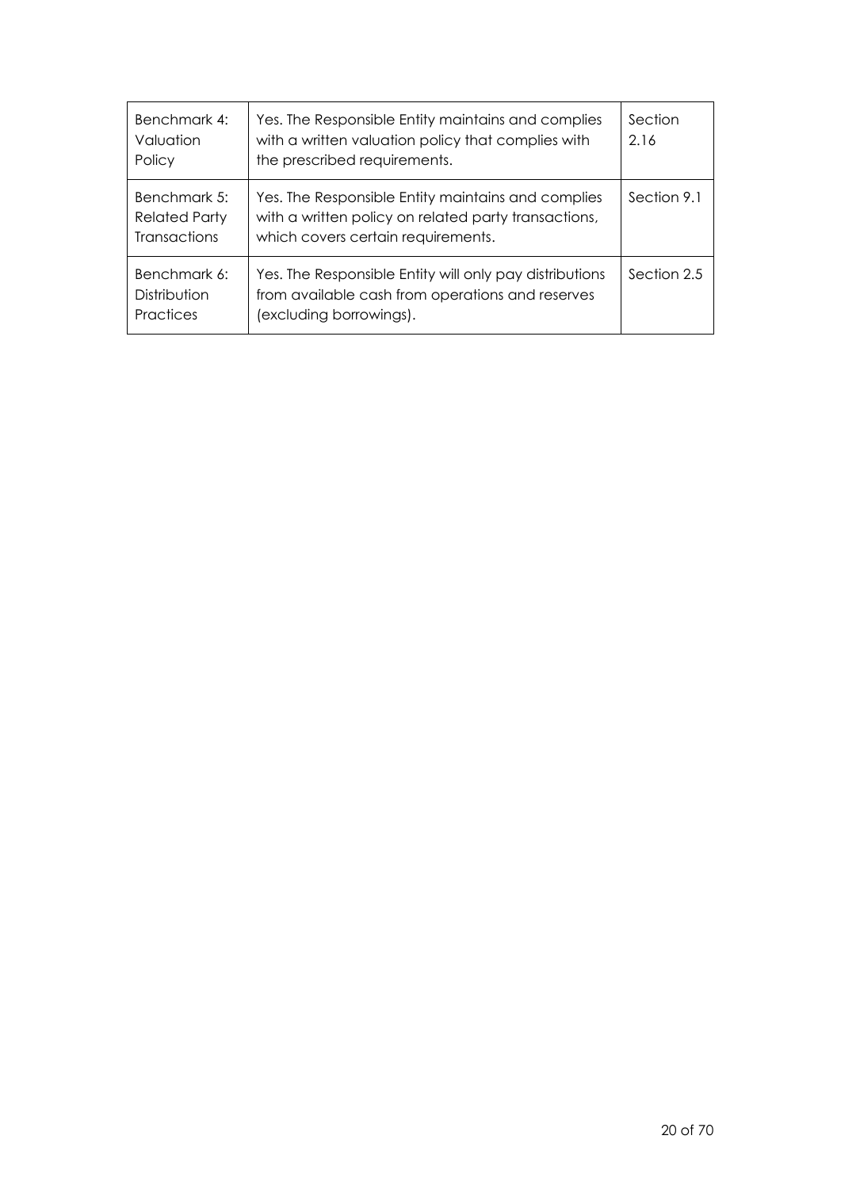| Benchmark 4: Valuation Policy | Yes. The Responsible Entity maintains and complies with a written valuation policy that complies with the prescribed requirements. | Section 2.16 |
|---|---|---|
| Benchmark 5: Related Party Transactions | Yes. The Responsible Entity maintains and complies with a written policy on related party transactions, which covers certain requirements. | Section 9.1 |
| Benchmark 6: Distribution Practices | Yes. The Responsible Entity will only pay distributions from available cash from operations and reserves (excluding borrowings). | Section 2.5 |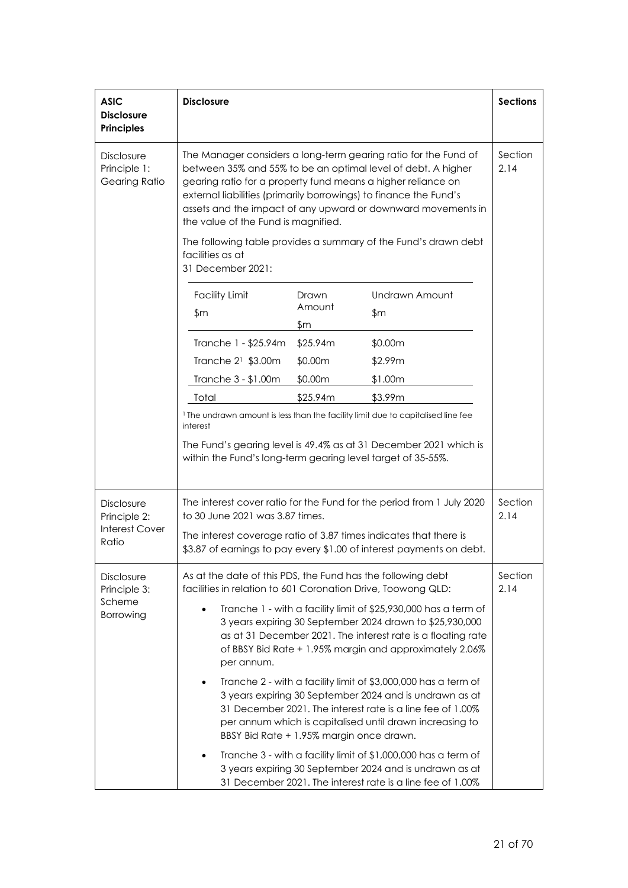| ASIC Disclosure Principles | Disclosure | Sections |
|---|---|---|
| Disclosure Principle 1: Gearing Ratio | The Manager considers a long-term gearing ratio for the Fund of between 35% and 55% to be an optimal level of debt. A higher gearing ratio for a property fund means a higher reliance on external liabilities (primarily borrowings) to finance the Fund's assets and the impact of any upward or downward movements in the value of the Fund is magnified.<br><br>The following table provides a summary of the Fund's drawn debt facilities as at 31 December 2021:<br><br>**Facility Limit $m / Drawn Amount $m / Undrawn Amount $m**<br>Tranche 1 - $25.94m / $25.94m / $0.00m<br>Tranche 2[1] $3.00m / $0.00m / $2.99m<br>Tranche 3 - $1.00m / $0.00m / $1.00m<br>Total / $25.94m / $3.99m<br><br>[1] The undrawn amount is less than the facility limit due to capitalised line fee interest<br><br>The Fund's gearing level is 49.4% as at 31 December 2021 which is within the Fund's long-term gearing level target of 35-55%. | Section 2.14 |
| Disclosure Principle 2: Interest Cover Ratio | The interest cover ratio for the Fund for the period from 1 July 2020 to 30 June 2021 was 3.87 times.<br><br>The interest coverage ratio of 3.87 times indicates that there is $3.87 of earnings to pay every $1.00 of interest payments on debt. | Section 2.14 |
| Disclosure Principle 3: Scheme Borrowing | As at the date of this PDS, the Fund has the following debt facilities in relation to 601 Coronation Drive, Toowong QLD:<br><br>• Tranche 1 - with a facility limit of $25,930,000 has a term of 3 years expiring 30 September 2024 drawn to $25,930,000 as at 31 December 2021. The interest rate is a floating rate of BBSY Bid Rate + 1.95% margin and approximately 2.06% per annum.<br><br>• Tranche 2 - with a facility limit of $3,000,000 has a term of 3 years expiring 30 September 2024 and is undrawn as at 31 December 2021. The interest rate is a line fee of 1.00% per annum which is capitalised until drawn increasing to BBSY Bid Rate + 1.95% margin once drawn.<br><br>• Tranche 3 - with a facility limit of $1,000,000 has a term of 3 years expiring 30 September 2024 and is undrawn as at 31 December 2021. The interest rate is a line fee of 1.00% | Section 2.14 |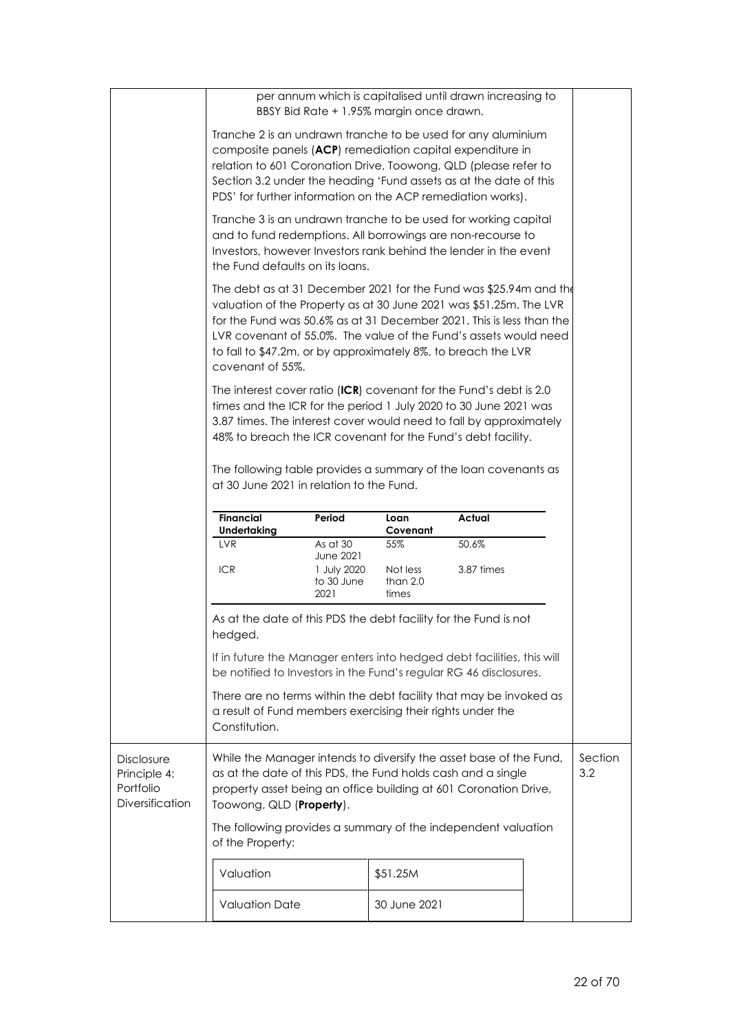| | | |
|---|---|---|
| | per annum which is capitalised until drawn increasing to BBSY Bid Rate + 1.95% margin once drawn.<br><br>Tranche 2 is an undrawn tranche to be used for any aluminium composite panels (**ACP**) remediation capital expenditure in relation to 601 Coronation Drive, Toowong, QLD (please refer to Section 3.2 under the heading 'Fund assets as at the date of this PDS' for further information on the ACP remediation works).<br><br>Tranche 3 is an undrawn tranche to be used for working capital and to fund redemptions. All borrowings are non-recourse to Investors, however Investors rank behind the lender in the event the Fund defaults on its loans.<br><br>The debt as at 31 December 2021 for the Fund was \$25.94m and the valuation of the Property as at 30 June 2021 was \$51.25m. The LVR for the Fund was 50.6% as at 31 December 2021. This is less than the LVR covenant of 55.0%. The value of the Fund's assets would need to fall to \$47.2m, or by approximately 8%, to breach the LVR covenant of 55%.<br><br>The interest cover ratio (**ICR**) covenant for the Fund's debt is 2.0 times and the ICR for the period 1 July 2020 to 30 June 2021 was 3.87 times. The interest cover would need to fall by approximately 48% to breach the ICR covenant for the Fund's debt facility.<br><br>The following table provides a summary of the loan covenants as at 30 June 2021 in relation to the Fund.<br><br>**Financial Undertaking** / **Period** / **Loan Covenant** / **Actual**<br>LVR / As at 30 June 2021 / 55% / 50.6%<br>ICR / 1 July 2020 to 30 June 2021 / Not less than 2.0 times / 3.87 times<br><br>As at the date of this PDS the debt facility for the Fund is not hedged.<br><br>If in future the Manager enters into hedged debt facilities, this will be notified to Investors in the Fund's regular RG 46 disclosures.<br><br>There are no terms within the debt facility that may be invoked as a result of Fund members exercising their rights under the Constitution. | |
| Disclosure Principle 4: Portfolio Diversification | While the Manager intends to diversify the asset base of the Fund, as at the date of this PDS, the Fund holds cash and a single property asset being an office building at 601 Coronation Drive, Toowong, QLD (**Property**).<br><br>The following provides a summary of the independent valuation of the Property:<br><br>Valuation / \$51.25M<br>Valuation Date / 30 June 2021 | Section 3.2 |

| Financial Undertaking | Period | Loan Covenant | Actual |
|---|---|---|---|
| LVR | As at 30 June 2021 | 55% | 50.6% |
| ICR | 1 July 2020 to 30 June 2021 | Not less than 2.0 times | 3.87 times |

| | |
|---|---|
| Valuation | \$51.25M |
| Valuation Date | 30 June 2021 |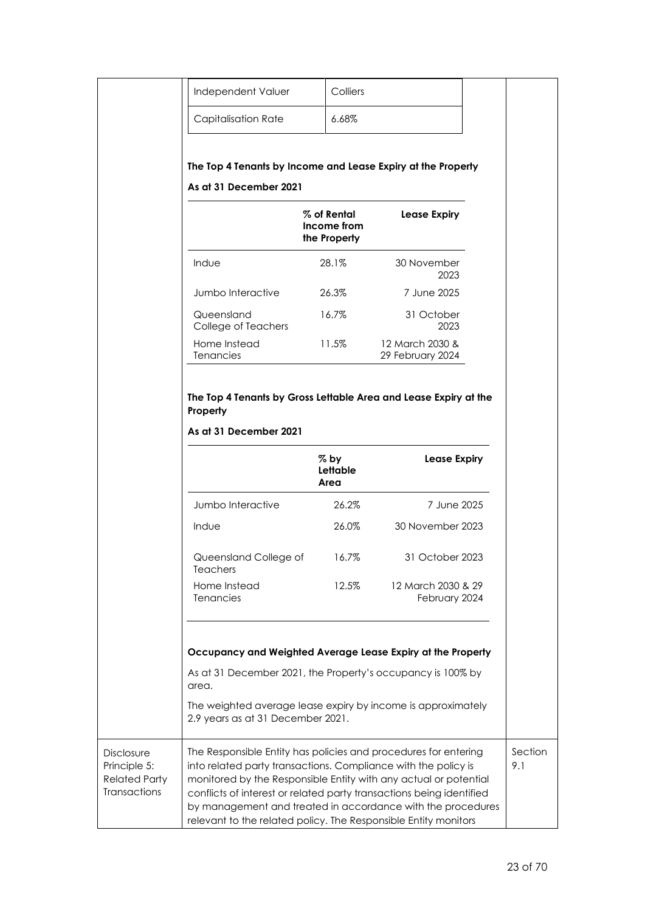| Independent Valuer | Colliers |
|---|---|
| Capitalisation Rate | 6.68% |

**The Top 4 Tenants by Income and Lease Expiry at the Property**

**As at 31 December 2021**

| | % of Rental Income from the Property | Lease Expiry |
|---|---|---|
| Indue | 28.1% | 30 November 2023 |
| Jumbo Interactive | 26.3% | 7 June 2025 |
| Queensland College of Teachers | 16.7% | 31 October 2023 |
| Home Instead Tenancies | 11.5% | 12 March 2030 & 29 February 2024 |

**The Top 4 Tenants by Gross Lettable Area and Lease Expiry at the Property**

**As at 31 December 2021**

| | % by Lettable Area | Lease Expiry |
|---|---|---|
| Jumbo Interactive | 26.2% | 7 June 2025 |
| Indue | 26.0% | 30 November 2023 |
| Queensland College of Teachers | 16.7% | 31 October 2023 |
| Home Instead Tenancies | 12.5% | 12 March 2030 & 29 February 2024 |

**Occupancy and Weighted Average Lease Expiry at the Property**

As at 31 December 2021, the Property's occupancy is 100% by area.

The weighted average lease expiry by income is approximately 2.9 years as at 31 December 2021.

| Disclosure Principle 5: Related Party Transactions | The Responsible Entity has policies and procedures for entering into related party transactions. Compliance with the policy is monitored by the Responsible Entity with any actual or potential conflicts of interest or related party transactions being identified by management and treated in accordance with the procedures relevant to the related policy. The Responsible Entity monitors | Section 9.1 |
|---|---|---|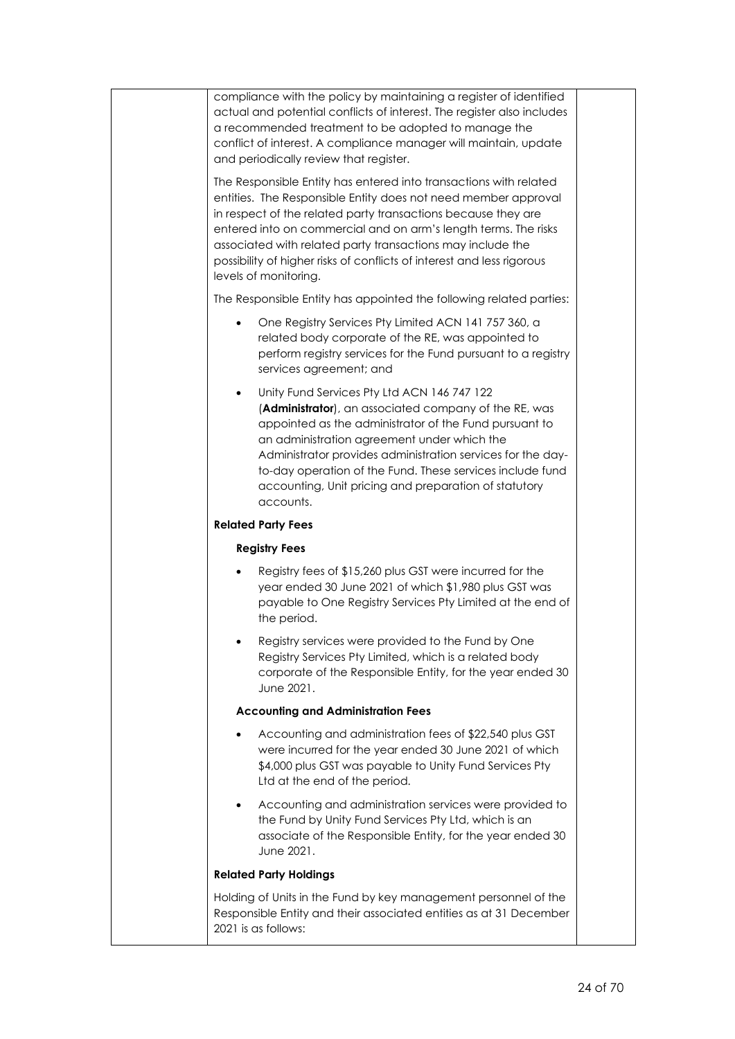compliance with the policy by maintaining a register of identified actual and potential conflicts of interest. The register also includes a recommended treatment to be adopted to manage the conflict of interest. A compliance manager will maintain, update and periodically review that register.

The Responsible Entity has entered into transactions with related entities. The Responsible Entity does not need member approval in respect of the related party transactions because they are entered into on commercial and on arm's length terms. The risks associated with related party transactions may include the possibility of higher risks of conflicts of interest and less rigorous levels of monitoring.

The Responsible Entity has appointed the following related parties:

- One Registry Services Pty Limited ACN 141 757 360, a related body corporate of the RE, was appointed to perform registry services for the Fund pursuant to a registry services agreement; and
- Unity Fund Services Pty Ltd ACN 146 747 122 (**Administrator**), an associated company of the RE, was appointed as the administrator of the Fund pursuant to an administration agreement under which the Administrator provides administration services for the day-to-day operation of the Fund. These services include fund accounting, Unit pricing and preparation of statutory accounts.

**Related Party Fees**

**Registry Fees**

- Registry fees of $15,260 plus GST were incurred for the year ended 30 June 2021 of which $1,980 plus GST was payable to One Registry Services Pty Limited at the end of the period.
- Registry services were provided to the Fund by One Registry Services Pty Limited, which is a related body corporate of the Responsible Entity, for the year ended 30 June 2021.

**Accounting and Administration Fees**

- Accounting and administration fees of $22,540 plus GST were incurred for the year ended 30 June 2021 of which $4,000 plus GST was payable to Unity Fund Services Pty Ltd at the end of the period.
- Accounting and administration services were provided to the Fund by Unity Fund Services Pty Ltd, which is an associate of the Responsible Entity, for the year ended 30 June 2021.

**Related Party Holdings**

Holding of Units in the Fund by key management personnel of the Responsible Entity and their associated entities as at 31 December 2021 is as follows: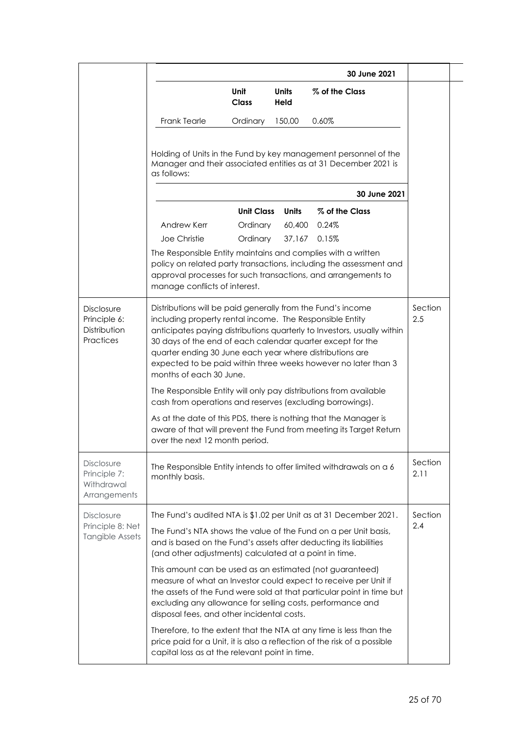| | | |
|---|---|---|
| | **30 June 2021**<br><br>\| **Unit Class** \| **Units Held** \| **% of the Class** \|<br>\| Frank Tearle \| Ordinary \| 150,00 \| 0.60% \|<br><br>Holding of Units in the Fund by key management personnel of the Manager and their associated entities as at 31 December 2021 is as follows:<br><br>**30 June 2021**<br><br>\| **Unit Class** \| **Units** \| **% of the Class** \|<br>\| Andrew Kerr \| Ordinary \| 60,400 \| 0.24% \|<br>\| Joe Christie \| Ordinary \| 37,167 \| 0.15% \|<br><br>The Responsible Entity maintains and complies with a written policy on related party transactions, including the assessment and approval processes for such transactions, and arrangements to manage conflicts of interest. | |
| Disclosure Principle 6: Distribution Practices | Distributions will be paid generally from the Fund's income including property rental income. The Responsible Entity anticipates paying distributions quarterly to Investors, usually within 30 days of the end of each calendar quarter except for the quarter ending 30 June each year where distributions are expected to be paid within three weeks however no later than 3 months of each 30 June.<br><br>The Responsible Entity will only pay distributions from available cash from operations and reserves (excluding borrowings).<br><br>As at the date of this PDS, there is nothing that the Manager is aware of that will prevent the Fund from meeting its Target Return over the next 12 month period. | Section 2.5 |
| Disclosure Principle 7: Withdrawal Arrangements | The Responsible Entity intends to offer limited withdrawals on a 6 monthly basis. | Section 2.11 |
| Disclosure Principle 8: Net Tangible Assets | The Fund's audited NTA is $1.02 per Unit as at 31 December 2021.<br><br>The Fund's NTA shows the value of the Fund on a per Unit basis, and is based on the Fund's assets after deducting its liabilities (and other adjustments) calculated at a point in time.<br><br>This amount can be used as an estimated (not guaranteed) measure of what an Investor could expect to receive per Unit if the assets of the Fund were sold at that particular point in time but excluding any allowance for selling costs, performance and disposal fees, and other incidental costs.<br><br>Therefore, to the extent that the NTA at any time is less than the price paid for a Unit, it is also a reflection of the risk of a possible capital loss as at the relevant point in time. | Section 2.4 |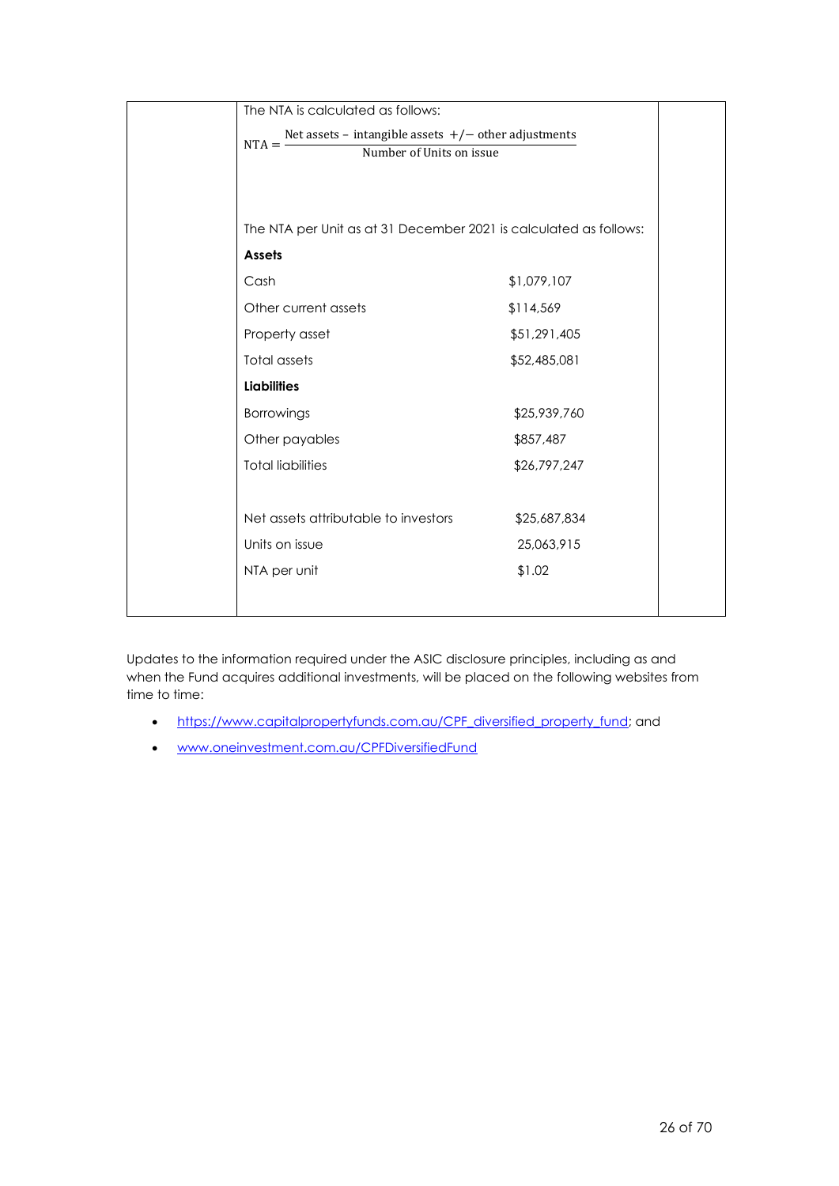The NTA is calculated as follows:

$$NTA = \frac{\text{Net assets} - \text{intangible assets} \ +/- \ \text{other adjustments}}{\text{Number of Units on issue}}$$

The NTA per Unit as at 31 December 2021 is calculated as follows:

| **Assets** | |
|---|---|
| Cash | $1,079,107 |
| Other current assets | $114,569 |
| Property asset | $51,291,405 |
| Total assets | $52,485,081 |
| **Liabilities** | |
| Borrowings | $25,939,760 |
| Other payables | $857,487 |
| Total liabilities | $26,797,247 |
| | |
| Net assets attributable to investors | $25,687,834 |
| Units on issue | 25,063,915 |
| NTA per unit | $1.02 |

Updates to the information required under the ASIC disclosure principles, including as and when the Fund acquires additional investments, will be placed on the following websites from time to time:

- https://www.capitalpropertyfunds.com.au/CPF_diversified_property_fund; and
- www.oneinvestment.com.au/CPFDiversifiedFund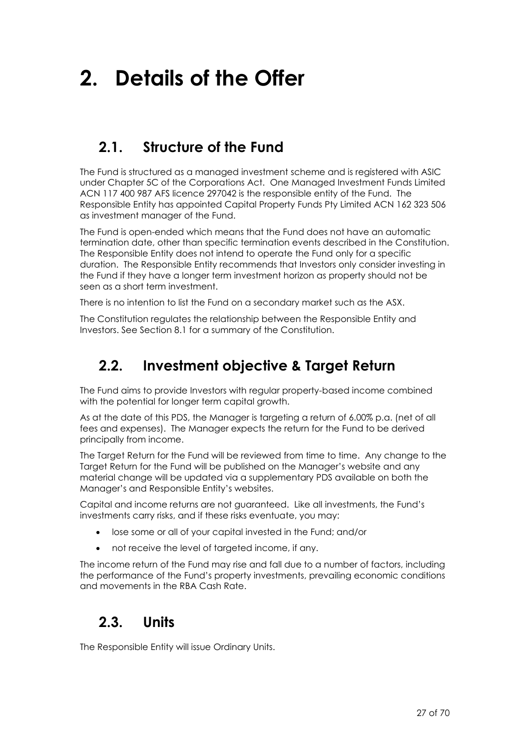# 2. Details of the Offer

## 2.1. Structure of the Fund

The Fund is structured as a managed investment scheme and is registered with ASIC under Chapter 5C of the Corporations Act. One Managed Investment Funds Limited ACN 117 400 987 AFS licence 297042 is the responsible entity of the Fund. The Responsible Entity has appointed Capital Property Funds Pty Limited ACN 162 323 506 as investment manager of the Fund.

The Fund is open-ended which means that the Fund does not have an automatic termination date, other than specific termination events described in the Constitution. The Responsible Entity does not intend to operate the Fund only for a specific duration. The Responsible Entity recommends that Investors only consider investing in the Fund if they have a longer term investment horizon as property should not be seen as a short term investment.

There is no intention to list the Fund on a secondary market such as the ASX.

The Constitution regulates the relationship between the Responsible Entity and Investors. See Section 8.1 for a summary of the Constitution.

## 2.2. Investment objective & Target Return

The Fund aims to provide Investors with regular property-based income combined with the potential for longer term capital growth.

As at the date of this PDS, the Manager is targeting a return of 6.00% p.a. (net of all fees and expenses). The Manager expects the return for the Fund to be derived principally from income.

The Target Return for the Fund will be reviewed from time to time. Any change to the Target Return for the Fund will be published on the Manager's website and any material change will be updated via a supplementary PDS available on both the Manager's and Responsible Entity's websites.

Capital and income returns are not guaranteed. Like all investments, the Fund's investments carry risks, and if these risks eventuate, you may:

- lose some or all of your capital invested in the Fund; and/or
- not receive the level of targeted income, if any.

The income return of the Fund may rise and fall due to a number of factors, including the performance of the Fund's property investments, prevailing economic conditions and movements in the RBA Cash Rate.

## 2.3. Units

The Responsible Entity will issue Ordinary Units.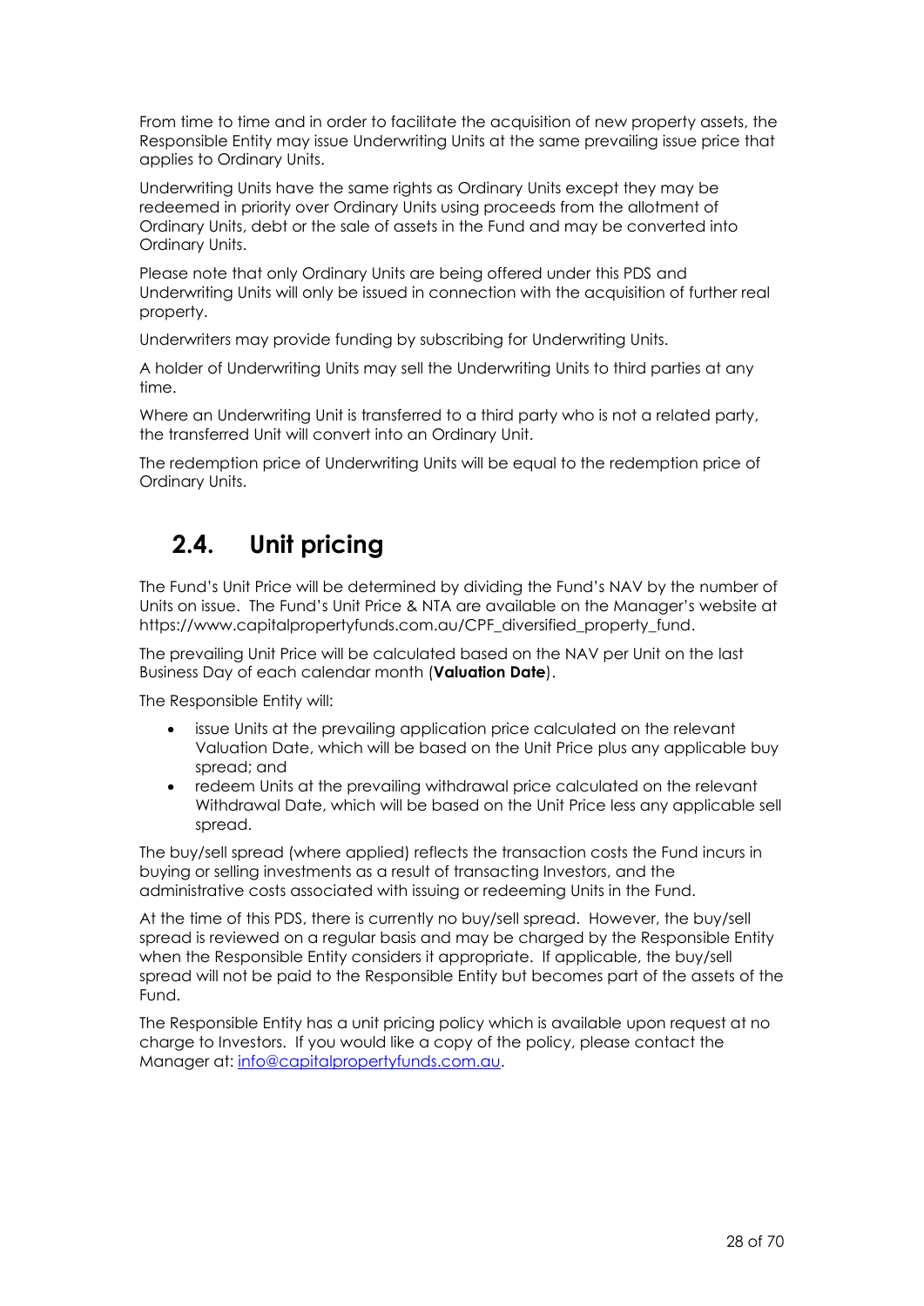From time to time and in order to facilitate the acquisition of new property assets, the Responsible Entity may issue Underwriting Units at the same prevailing issue price that applies to Ordinary Units.

Underwriting Units have the same rights as Ordinary Units except they may be redeemed in priority over Ordinary Units using proceeds from the allotment of Ordinary Units, debt or the sale of assets in the Fund and may be converted into Ordinary Units.

Please note that only Ordinary Units are being offered under this PDS and Underwriting Units will only be issued in connection with the acquisition of further real property.

Underwriters may provide funding by subscribing for Underwriting Units.

A holder of Underwriting Units may sell the Underwriting Units to third parties at any time.

Where an Underwriting Unit is transferred to a third party who is not a related party, the transferred Unit will convert into an Ordinary Unit.

The redemption price of Underwriting Units will be equal to the redemption price of Ordinary Units.

## 2.4. Unit pricing

The Fund's Unit Price will be determined by dividing the Fund's NAV by the number of Units on issue. The Fund's Unit Price & NTA are available on the Manager's website at https://www.capitalpropertyfunds.com.au/CPF_diversified_property_fund.

The prevailing Unit Price will be calculated based on the NAV per Unit on the last Business Day of each calendar month (**Valuation Date**).

The Responsible Entity will:

- issue Units at the prevailing application price calculated on the relevant Valuation Date, which will be based on the Unit Price plus any applicable buy spread; and
- redeem Units at the prevailing withdrawal price calculated on the relevant Withdrawal Date, which will be based on the Unit Price less any applicable sell spread.

The buy/sell spread (where applied) reflects the transaction costs the Fund incurs in buying or selling investments as a result of transacting Investors, and the administrative costs associated with issuing or redeeming Units in the Fund.

At the time of this PDS, there is currently no buy/sell spread. However, the buy/sell spread is reviewed on a regular basis and may be charged by the Responsible Entity when the Responsible Entity considers it appropriate. If applicable, the buy/sell spread will not be paid to the Responsible Entity but becomes part of the assets of the Fund.

The Responsible Entity has a unit pricing policy which is available upon request at no charge to Investors. If you would like a copy of the policy, please contact the Manager at: info@capitalpropertyfunds.com.au.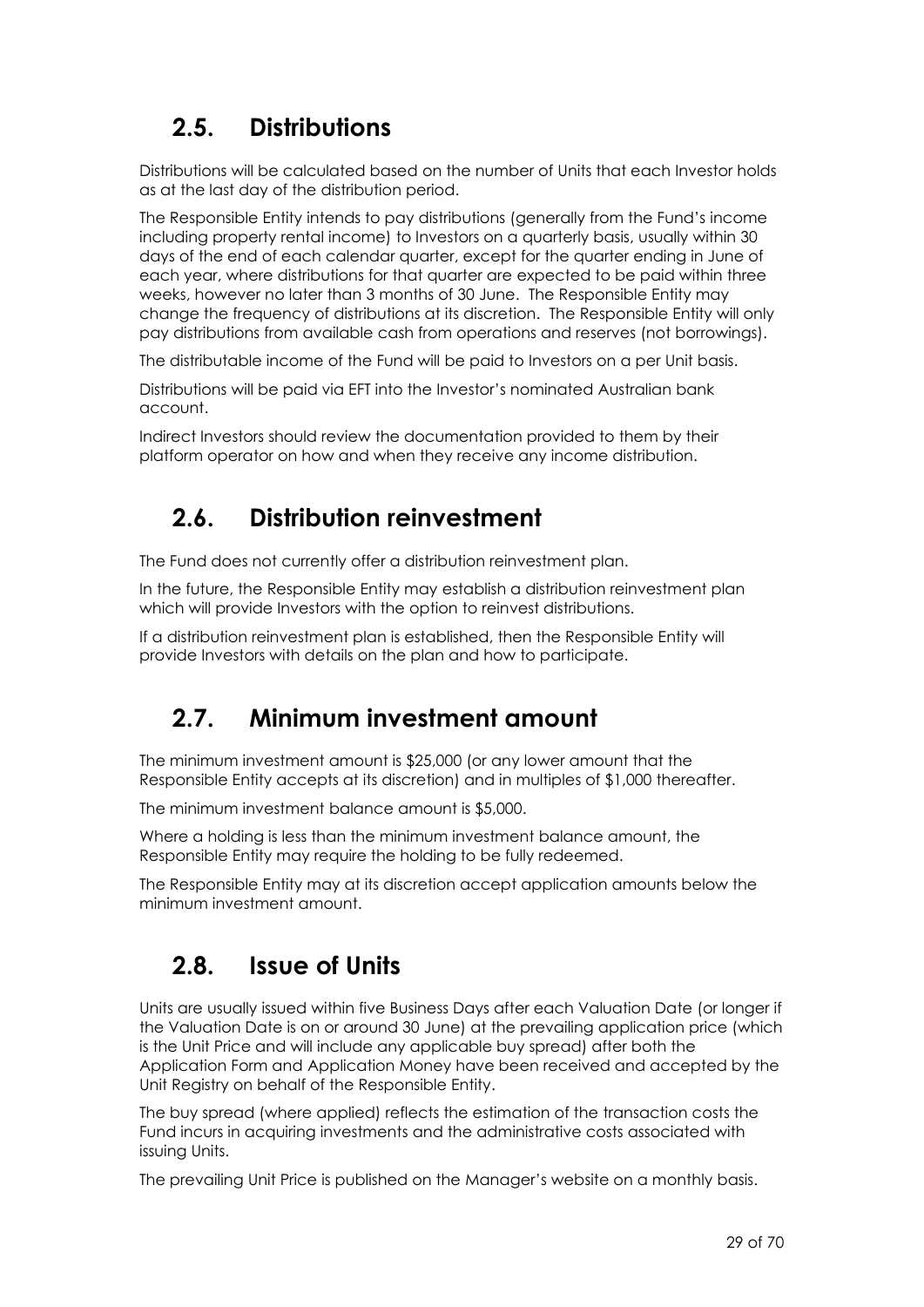## 2.5. Distributions

Distributions will be calculated based on the number of Units that each Investor holds as at the last day of the distribution period.

The Responsible Entity intends to pay distributions (generally from the Fund's income including property rental income) to Investors on a quarterly basis, usually within 30 days of the end of each calendar quarter, except for the quarter ending in June of each year, where distributions for that quarter are expected to be paid within three weeks, however no later than 3 months of 30 June. The Responsible Entity may change the frequency of distributions at its discretion. The Responsible Entity will only pay distributions from available cash from operations and reserves (not borrowings).

The distributable income of the Fund will be paid to Investors on a per Unit basis.

Distributions will be paid via EFT into the Investor's nominated Australian bank account.

Indirect Investors should review the documentation provided to them by their platform operator on how and when they receive any income distribution.

## 2.6. Distribution reinvestment

The Fund does not currently offer a distribution reinvestment plan.

In the future, the Responsible Entity may establish a distribution reinvestment plan which will provide Investors with the option to reinvest distributions.

If a distribution reinvestment plan is established, then the Responsible Entity will provide Investors with details on the plan and how to participate.

## 2.7. Minimum investment amount

The minimum investment amount is $25,000 (or any lower amount that the Responsible Entity accepts at its discretion) and in multiples of $1,000 thereafter.

The minimum investment balance amount is $5,000.

Where a holding is less than the minimum investment balance amount, the Responsible Entity may require the holding to be fully redeemed.

The Responsible Entity may at its discretion accept application amounts below the minimum investment amount.

## 2.8. Issue of Units

Units are usually issued within five Business Days after each Valuation Date (or longer if the Valuation Date is on or around 30 June) at the prevailing application price (which is the Unit Price and will include any applicable buy spread) after both the Application Form and Application Money have been received and accepted by the Unit Registry on behalf of the Responsible Entity.

The buy spread (where applied) reflects the estimation of the transaction costs the Fund incurs in acquiring investments and the administrative costs associated with issuing Units.

The prevailing Unit Price is published on the Manager's website on a monthly basis.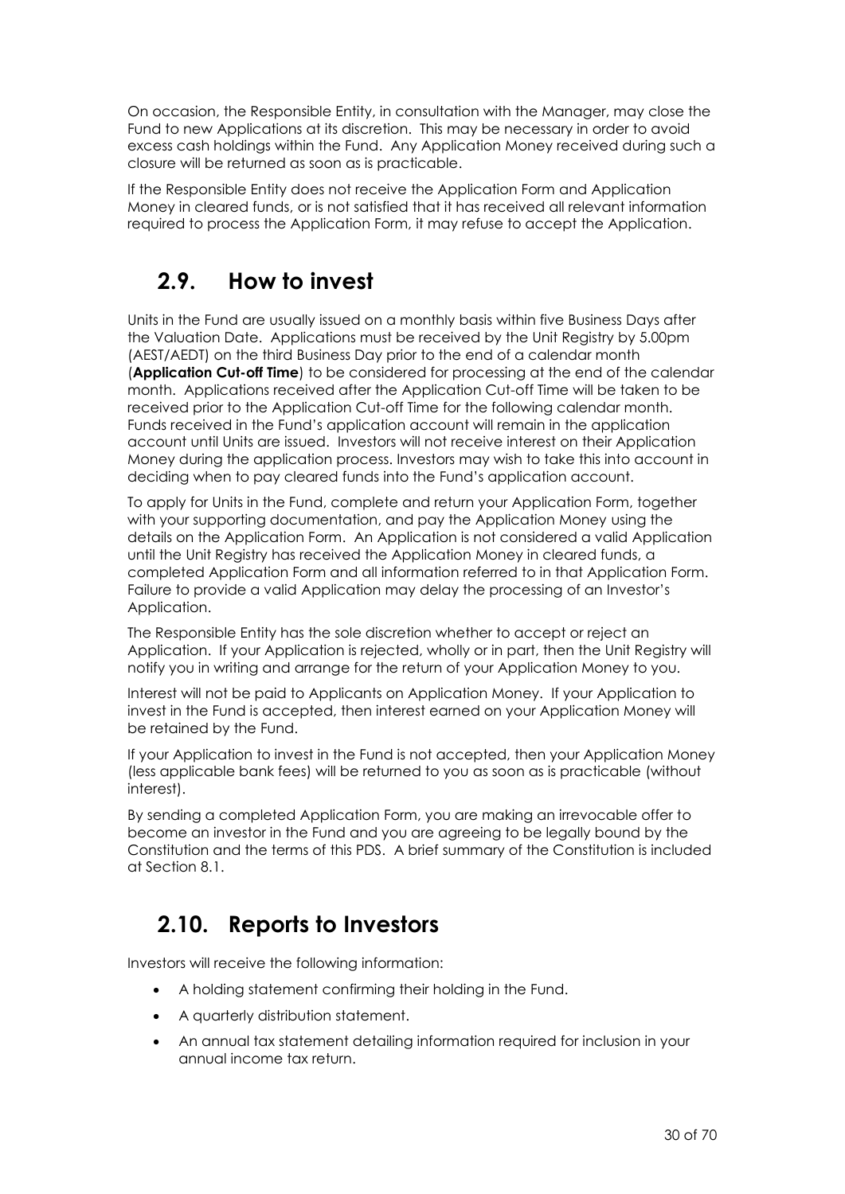On occasion, the Responsible Entity, in consultation with the Manager, may close the Fund to new Applications at its discretion. This may be necessary in order to avoid excess cash holdings within the Fund. Any Application Money received during such a closure will be returned as soon as is practicable.

If the Responsible Entity does not receive the Application Form and Application Money in cleared funds, or is not satisfied that it has received all relevant information required to process the Application Form, it may refuse to accept the Application.

## 2.9. How to invest

Units in the Fund are usually issued on a monthly basis within five Business Days after the Valuation Date. Applications must be received by the Unit Registry by 5.00pm (AEST/AEDT) on the third Business Day prior to the end of a calendar month (**Application Cut-off Time**) to be considered for processing at the end of the calendar month. Applications received after the Application Cut-off Time will be taken to be received prior to the Application Cut-off Time for the following calendar month. Funds received in the Fund's application account will remain in the application account until Units are issued. Investors will not receive interest on their Application Money during the application process. Investors may wish to take this into account in deciding when to pay cleared funds into the Fund's application account.

To apply for Units in the Fund, complete and return your Application Form, together with your supporting documentation, and pay the Application Money using the details on the Application Form. An Application is not considered a valid Application until the Unit Registry has received the Application Money in cleared funds, a completed Application Form and all information referred to in that Application Form. Failure to provide a valid Application may delay the processing of an Investor's Application.

The Responsible Entity has the sole discretion whether to accept or reject an Application. If your Application is rejected, wholly or in part, then the Unit Registry will notify you in writing and arrange for the return of your Application Money to you.

Interest will not be paid to Applicants on Application Money. If your Application to invest in the Fund is accepted, then interest earned on your Application Money will be retained by the Fund.

If your Application to invest in the Fund is not accepted, then your Application Money (less applicable bank fees) will be returned to you as soon as is practicable (without interest).

By sending a completed Application Form, you are making an irrevocable offer to become an investor in the Fund and you are agreeing to be legally bound by the Constitution and the terms of this PDS. A brief summary of the Constitution is included at Section 8.1.

## 2.10. Reports to Investors

Investors will receive the following information:

- A holding statement confirming their holding in the Fund.
- A quarterly distribution statement.
- An annual tax statement detailing information required for inclusion in your annual income tax return.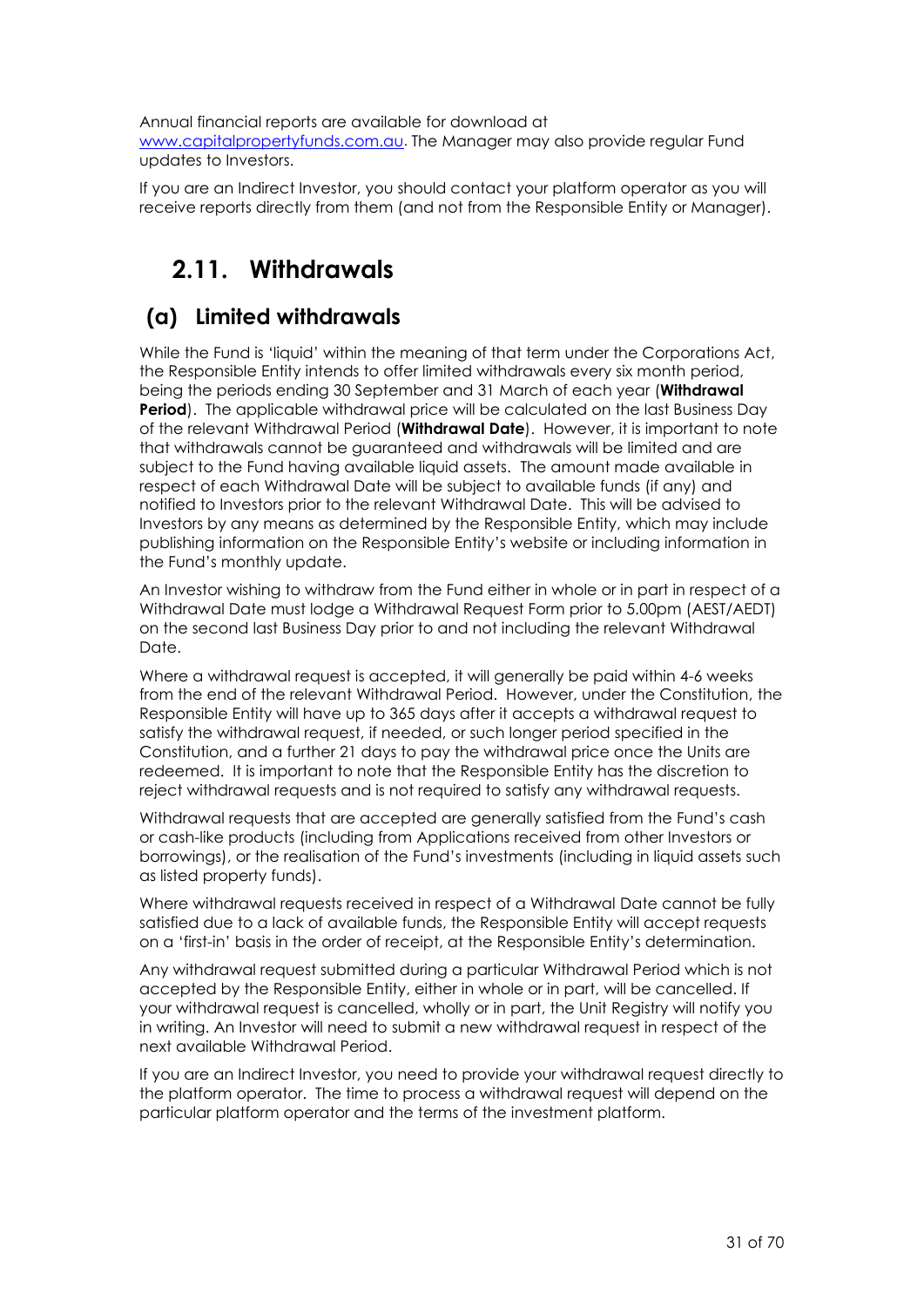Annual financial reports are available for download at www.capitalpropertyfunds.com.au. The Manager may also provide regular Fund updates to Investors.

If you are an Indirect Investor, you should contact your platform operator as you will receive reports directly from them (and not from the Responsible Entity or Manager).

## 2.11. Withdrawals

### (a) Limited withdrawals

While the Fund is 'liquid' within the meaning of that term under the Corporations Act, the Responsible Entity intends to offer limited withdrawals every six month period, being the periods ending 30 September and 31 March of each year (**Withdrawal Period**). The applicable withdrawal price will be calculated on the last Business Day of the relevant Withdrawal Period (**Withdrawal Date**). However, it is important to note that withdrawals cannot be guaranteed and withdrawals will be limited and are subject to the Fund having available liquid assets. The amount made available in respect of each Withdrawal Date will be subject to available funds (if any) and notified to Investors prior to the relevant Withdrawal Date. This will be advised to Investors by any means as determined by the Responsible Entity, which may include publishing information on the Responsible Entity's website or including information in the Fund's monthly update.

An Investor wishing to withdraw from the Fund either in whole or in part in respect of a Withdrawal Date must lodge a Withdrawal Request Form prior to 5.00pm (AEST/AEDT) on the second last Business Day prior to and not including the relevant Withdrawal Date.

Where a withdrawal request is accepted, it will generally be paid within 4-6 weeks from the end of the relevant Withdrawal Period. However, under the Constitution, the Responsible Entity will have up to 365 days after it accepts a withdrawal request to satisfy the withdrawal request, if needed, or such longer period specified in the Constitution, and a further 21 days to pay the withdrawal price once the Units are redeemed. It is important to note that the Responsible Entity has the discretion to reject withdrawal requests and is not required to satisfy any withdrawal requests.

Withdrawal requests that are accepted are generally satisfied from the Fund's cash or cash-like products (including from Applications received from other Investors or borrowings), or the realisation of the Fund's investments (including in liquid assets such as listed property funds).

Where withdrawal requests received in respect of a Withdrawal Date cannot be fully satisfied due to a lack of available funds, the Responsible Entity will accept requests on a 'first-in' basis in the order of receipt, at the Responsible Entity's determination.

Any withdrawal request submitted during a particular Withdrawal Period which is not accepted by the Responsible Entity, either in whole or in part, will be cancelled. If your withdrawal request is cancelled, wholly or in part, the Unit Registry will notify you in writing. An Investor will need to submit a new withdrawal request in respect of the next available Withdrawal Period.

If you are an Indirect Investor, you need to provide your withdrawal request directly to the platform operator. The time to process a withdrawal request will depend on the particular platform operator and the terms of the investment platform.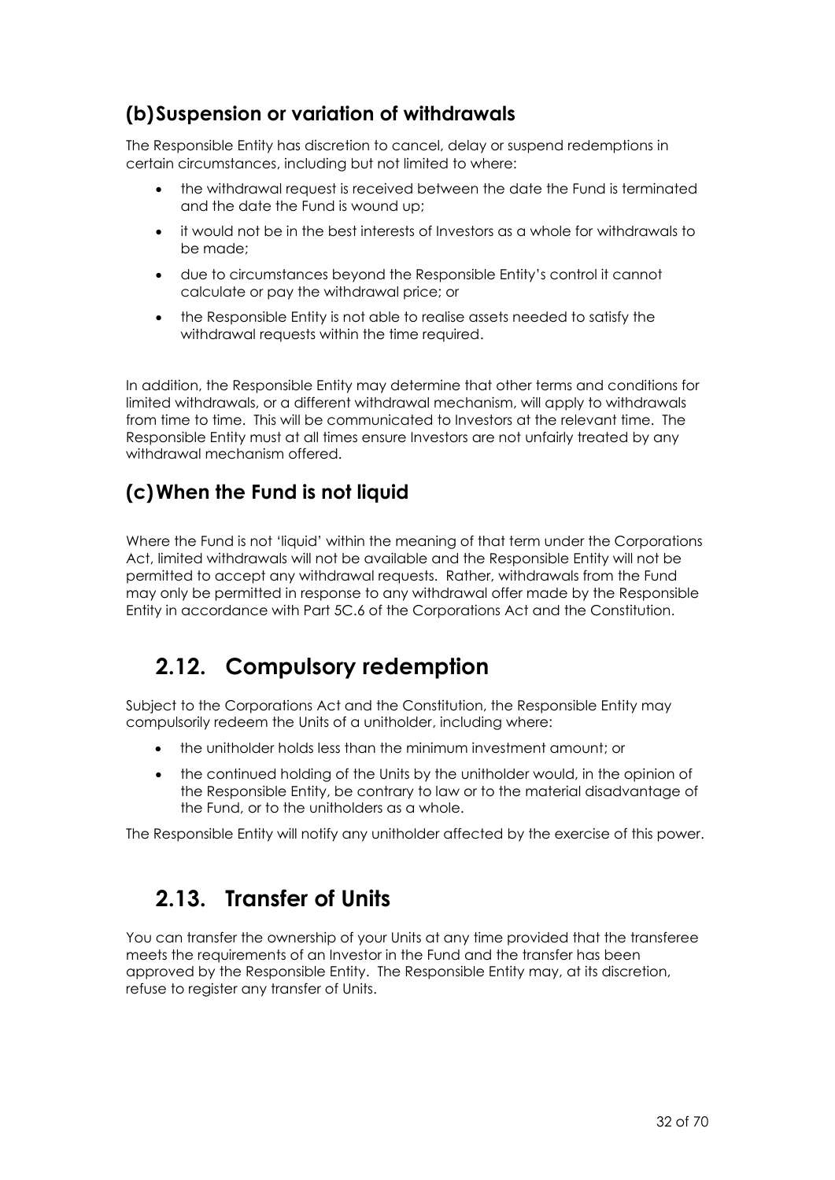### (b) Suspension or variation of withdrawals

The Responsible Entity has discretion to cancel, delay or suspend redemptions in certain circumstances, including but not limited to where:

- the withdrawal request is received between the date the Fund is terminated and the date the Fund is wound up;
- it would not be in the best interests of Investors as a whole for withdrawals to be made;
- due to circumstances beyond the Responsible Entity's control it cannot calculate or pay the withdrawal price; or
- the Responsible Entity is not able to realise assets needed to satisfy the withdrawal requests within the time required.

In addition, the Responsible Entity may determine that other terms and conditions for limited withdrawals, or a different withdrawal mechanism, will apply to withdrawals from time to time. This will be communicated to Investors at the relevant time. The Responsible Entity must at all times ensure Investors are not unfairly treated by any withdrawal mechanism offered.

### (c) When the Fund is not liquid

Where the Fund is not 'liquid' within the meaning of that term under the Corporations Act, limited withdrawals will not be available and the Responsible Entity will not be permitted to accept any withdrawal requests. Rather, withdrawals from the Fund may only be permitted in response to any withdrawal offer made by the Responsible Entity in accordance with Part 5C.6 of the Corporations Act and the Constitution.

## 2.12. Compulsory redemption

Subject to the Corporations Act and the Constitution, the Responsible Entity may compulsorily redeem the Units of a unitholder, including where:

- the unitholder holds less than the minimum investment amount; or
- the continued holding of the Units by the unitholder would, in the opinion of the Responsible Entity, be contrary to law or to the material disadvantage of the Fund, or to the unitholders as a whole.

The Responsible Entity will notify any unitholder affected by the exercise of this power.

## 2.13. Transfer of Units

You can transfer the ownership of your Units at any time provided that the transferee meets the requirements of an Investor in the Fund and the transfer has been approved by the Responsible Entity. The Responsible Entity may, at its discretion, refuse to register any transfer of Units.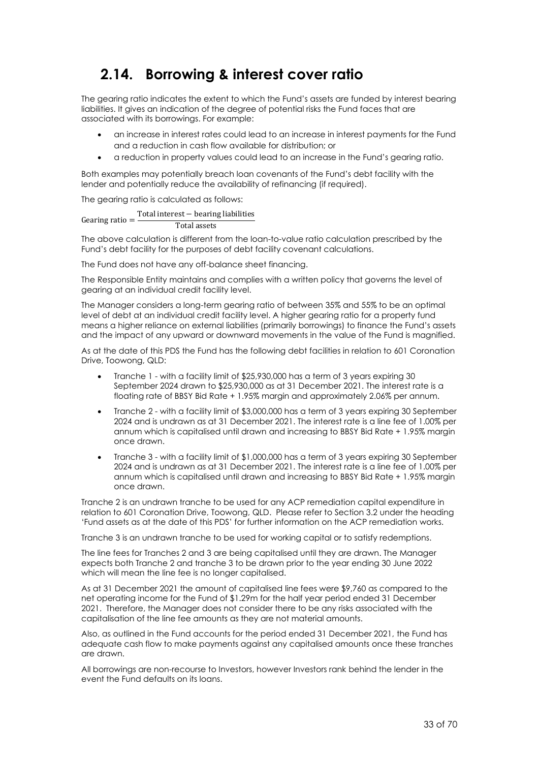## 2.14. Borrowing & interest cover ratio

The gearing ratio indicates the extent to which the Fund's assets are funded by interest bearing liabilities. It gives an indication of the degree of potential risks the Fund faces that are associated with its borrowings. For example:

- an increase in interest rates could lead to an increase in interest payments for the Fund and a reduction in cash flow available for distribution; or
- a reduction in property values could lead to an increase in the Fund's gearing ratio.

Both examples may potentially breach loan covenants of the Fund's debt facility with the lender and potentially reduce the availability of refinancing (if required).

The gearing ratio is calculated as follows:

$$\text{Gearing ratio} = \frac{\text{Total interest} - \text{bearing liabilities}}{\text{Total assets}}$$

The above calculation is different from the loan-to-value ratio calculation prescribed by the Fund's debt facility for the purposes of debt facility covenant calculations.

The Fund does not have any off-balance sheet financing.

The Responsible Entity maintains and complies with a written policy that governs the level of gearing at an individual credit facility level.

The Manager considers a long-term gearing ratio of between 35% and 55% to be an optimal level of debt at an individual credit facility level. A higher gearing ratio for a property fund means a higher reliance on external liabilities (primarily borrowings) to finance the Fund's assets and the impact of any upward or downward movements in the value of the Fund is magnified.

As at the date of this PDS the Fund has the following debt facilities in relation to 601 Coronation Drive, Toowong, QLD:

- Tranche 1 - with a facility limit of $25,930,000 has a term of 3 years expiring 30 September 2024 drawn to $25,930,000 as at 31 December 2021. The interest rate is a floating rate of BBSY Bid Rate + 1.95% margin and approximately 2.06% per annum.
- Tranche 2 - with a facility limit of $3,000,000 has a term of 3 years expiring 30 September 2024 and is undrawn as at 31 December 2021. The interest rate is a line fee of 1.00% per annum which is capitalised until drawn and increasing to BBSY Bid Rate + 1.95% margin once drawn.
- Tranche 3 - with a facility limit of $1,000,000 has a term of 3 years expiring 30 September 2024 and is undrawn as at 31 December 2021. The interest rate is a line fee of 1.00% per annum which is capitalised until drawn and increasing to BBSY Bid Rate + 1.95% margin once drawn.

Tranche 2 is an undrawn tranche to be used for any ACP remediation capital expenditure in relation to 601 Coronation Drive, Toowong, QLD. Please refer to Section 3.2 under the heading 'Fund assets as at the date of this PDS' for further information on the ACP remediation works.

Tranche 3 is an undrawn tranche to be used for working capital or to satisfy redemptions.

The line fees for Tranches 2 and 3 are being capitalised until they are drawn. The Manager expects both Tranche 2 and tranche 3 to be drawn prior to the year ending 30 June 2022 which will mean the line fee is no longer capitalised.

As at 31 December 2021 the amount of capitalised line fees were $9,760 as compared to the net operating income for the Fund of $1.29m for the half year period ended 31 December 2021. Therefore, the Manager does not consider there to be any risks associated with the capitalisation of the line fee amounts as they are not material amounts.

Also, as outlined in the Fund accounts for the period ended 31 December 2021, the Fund has adequate cash flow to make payments against any capitalised amounts once these tranches are drawn.

All borrowings are non-recourse to Investors, however Investors rank behind the lender in the event the Fund defaults on its loans.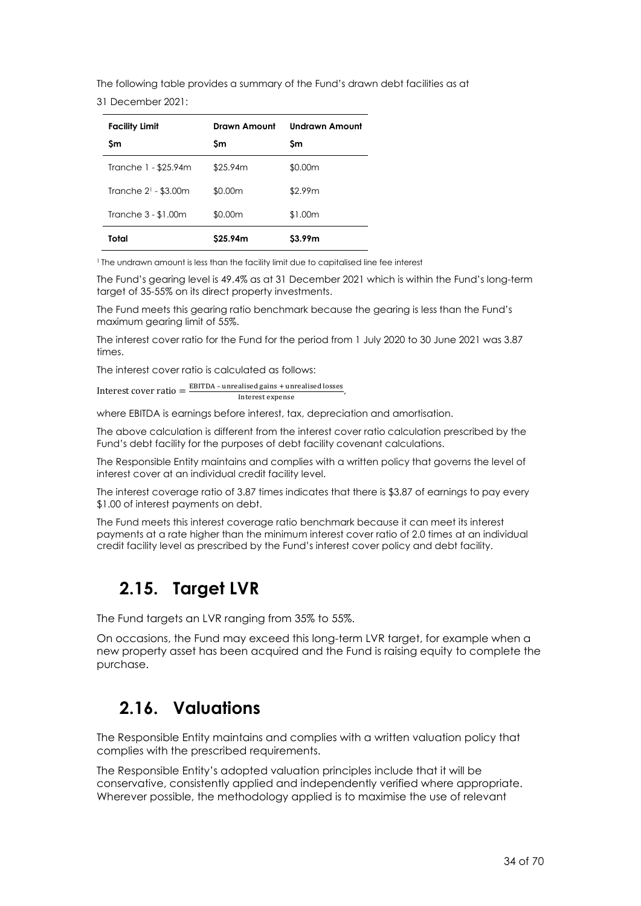The following table provides a summary of the Fund's drawn debt facilities as at

31 December 2021:

| Facility Limit<br>$m | Drawn Amount<br>$m | Undrawn Amount<br>$m |
| --- | --- | --- |
| Tranche 1 - $25.94m | $25.94m | $0.00m |
| Tranche 2[1] - $3.00m | $0.00m | $2.99m |
| Tranche 3 - $1.00m | $0.00m | $1.00m |
| **Total** | **$25.94m** | **$3.99m** |

[1] The undrawn amount is less than the facility limit due to capitalised line fee interest

The Fund's gearing level is 49.4% as at 31 December 2021 which is within the Fund's long-term target of 35-55% on its direct property investments.

The Fund meets this gearing ratio benchmark because the gearing is less than the Fund's maximum gearing limit of 55%.

The interest cover ratio for the Fund for the period from 1 July 2020 to 30 June 2021 was 3.87 times.

The interest cover ratio is calculated as follows:

$$\text{Interest cover ratio} = \frac{\text{EBITDA} - \text{unrealised gains} + \text{unrealised losses}}{\text{Interest expense}},$$

where EBITDA is earnings before interest, tax, depreciation and amortisation.

The above calculation is different from the interest cover ratio calculation prescribed by the Fund's debt facility for the purposes of debt facility covenant calculations.

The Responsible Entity maintains and complies with a written policy that governs the level of interest cover at an individual credit facility level.

The interest coverage ratio of 3.87 times indicates that there is $3.87 of earnings to pay every $1.00 of interest payments on debt.

The Fund meets this interest coverage ratio benchmark because it can meet its interest payments at a rate higher than the minimum interest cover ratio of 2.0 times at an individual credit facility level as prescribed by the Fund's interest cover policy and debt facility.

## 2.15. Target LVR

The Fund targets an LVR ranging from 35% to 55%.

On occasions, the Fund may exceed this long-term LVR target, for example when a new property asset has been acquired and the Fund is raising equity to complete the purchase.

## 2.16. Valuations

The Responsible Entity maintains and complies with a written valuation policy that complies with the prescribed requirements.

The Responsible Entity's adopted valuation principles include that it will be conservative, consistently applied and independently verified where appropriate. Wherever possible, the methodology applied is to maximise the use of relevant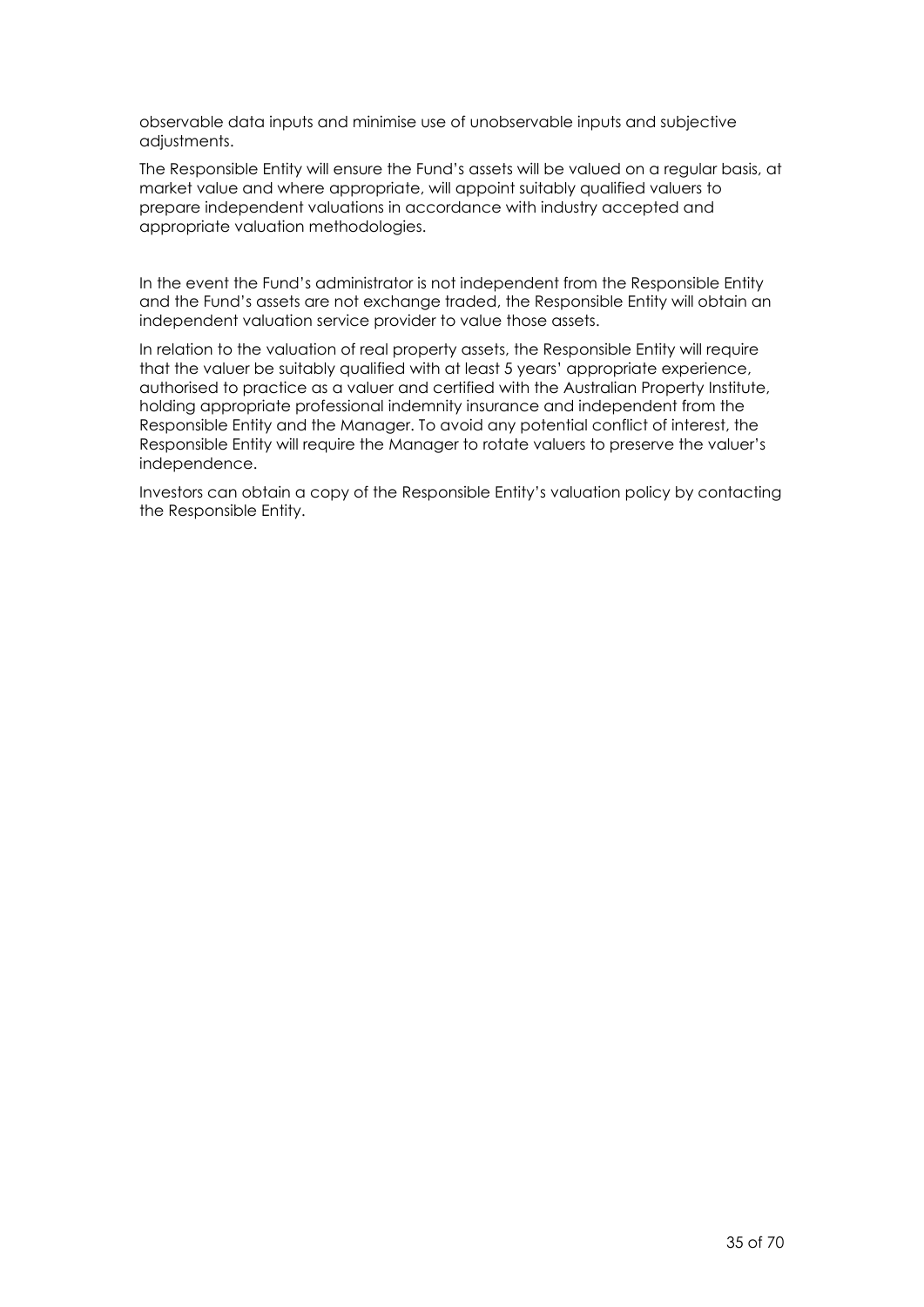observable data inputs and minimise use of unobservable inputs and subjective adjustments.

The Responsible Entity will ensure the Fund's assets will be valued on a regular basis, at market value and where appropriate, will appoint suitably qualified valuers to prepare independent valuations in accordance with industry accepted and appropriate valuation methodologies.

In the event the Fund's administrator is not independent from the Responsible Entity and the Fund's assets are not exchange traded, the Responsible Entity will obtain an independent valuation service provider to value those assets.

In relation to the valuation of real property assets, the Responsible Entity will require that the valuer be suitably qualified with at least 5 years' appropriate experience, authorised to practice as a valuer and certified with the Australian Property Institute, holding appropriate professional indemnity insurance and independent from the Responsible Entity and the Manager. To avoid any potential conflict of interest, the Responsible Entity will require the Manager to rotate valuers to preserve the valuer's independence.

Investors can obtain a copy of the Responsible Entity's valuation policy by contacting the Responsible Entity.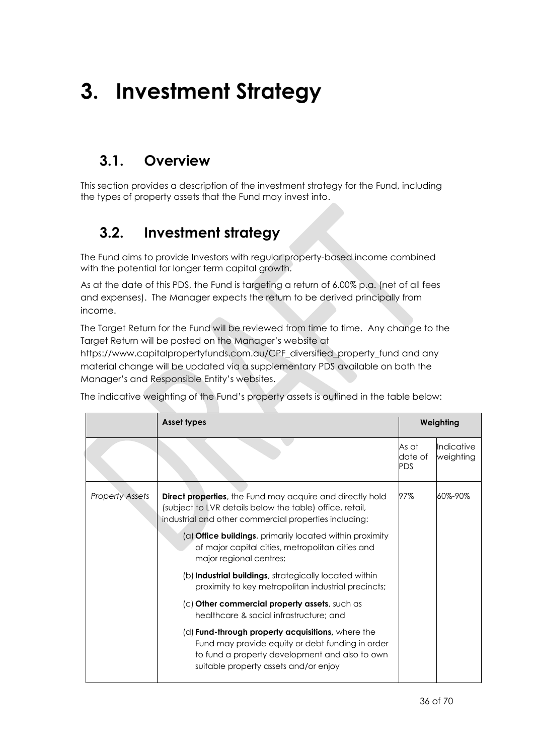# 3. Investment Strategy

## 3.1. Overview

This section provides a description of the investment strategy for the Fund, including the types of property assets that the Fund may invest into.

## 3.2. Investment strategy

The Fund aims to provide Investors with regular property-based income combined with the potential for longer term capital growth.

As at the date of this PDS, the Fund is targeting a return of 6.00% p.a. (net of all fees and expenses). The Manager expects the return to be derived principally from income.

The Target Return for the Fund will be reviewed from time to time. Any change to the Target Return will be posted on the Manager's website at https://www.capitalpropertyfunds.com.au/CPF_diversified_property_fund and any material change will be updated via a supplementary PDS available on both the Manager's and Responsible Entity's websites.

The indicative weighting of the Fund's property assets is outlined in the table below:

| | **Asset types** | **Weighting** | |
|---|---|---|---|
| | | As at date of PDS | Indicative weighting |
| *Property Assets* | **Direct properties**, the Fund may acquire and directly hold (subject to LVR details below the table) office, retail, industrial and other commercial properties including:<br>(a) **Office buildings**, primarily located within proximity of major capital cities, metropolitan cities and major regional centres;<br>(b) **Industrial buildings**, strategically located within proximity to key metropolitan industrial precincts;<br>(c) **Other commercial property assets**, such as healthcare & social infrastructure; and<br>(d) **Fund-through property acquisitions,** where the Fund may provide equity or debt funding in order to fund a property development and also to own suitable property assets and/or enjoy | 97% | 60%-90% |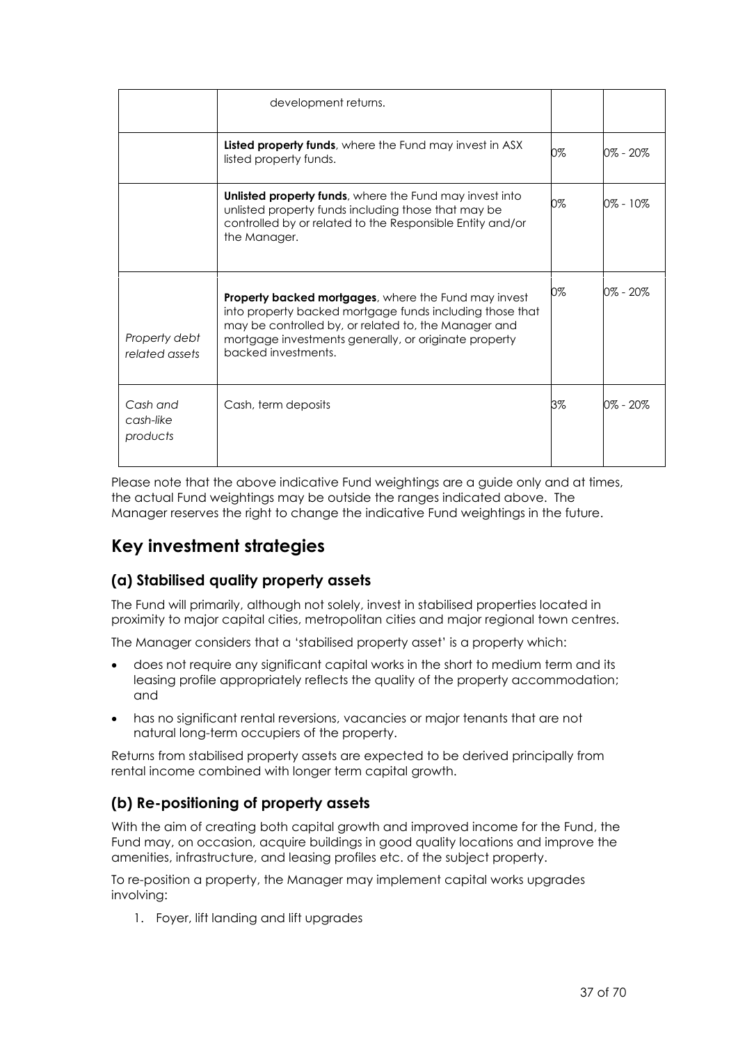| | | | |
|---|---|---|---|
| | development returns. | | |
| | **Listed property funds**, where the Fund may invest in ASX listed property funds. | 0% | 0% - 20% |
| | **Unlisted property funds**, where the Fund may invest into unlisted property funds including those that may be controlled by or related to the Responsible Entity and/or the Manager. | 0% | 0% - 10% |
| *Property debt related assets* | **Property backed mortgages**, where the Fund may invest into property backed mortgage funds including those that may be controlled by, or related to, the Manager and mortgage investments generally, or originate property backed investments. | 0% | 0% - 20% |
| *Cash and cash-like products* | Cash, term deposits | 3% | 0% - 20% |

Please note that the above indicative Fund weightings are a guide only and at times, the actual Fund weightings may be outside the ranges indicated above. The Manager reserves the right to change the indicative Fund weightings in the future.

## Key investment strategies

### (a) Stabilised quality property assets

The Fund will primarily, although not solely, invest in stabilised properties located in proximity to major capital cities, metropolitan cities and major regional town centres.

The Manager considers that a 'stabilised property asset' is a property which:

- does not require any significant capital works in the short to medium term and its leasing profile appropriately reflects the quality of the property accommodation; and
- has no significant rental reversions, vacancies or major tenants that are not natural long-term occupiers of the property.

Returns from stabilised property assets are expected to be derived principally from rental income combined with longer term capital growth.

### (b) Re-positioning of property assets

With the aim of creating both capital growth and improved income for the Fund, the Fund may, on occasion, acquire buildings in good quality locations and improve the amenities, infrastructure, and leasing profiles etc. of the subject property.

To re-position a property, the Manager may implement capital works upgrades involving:

1. Foyer, lift landing and lift upgrades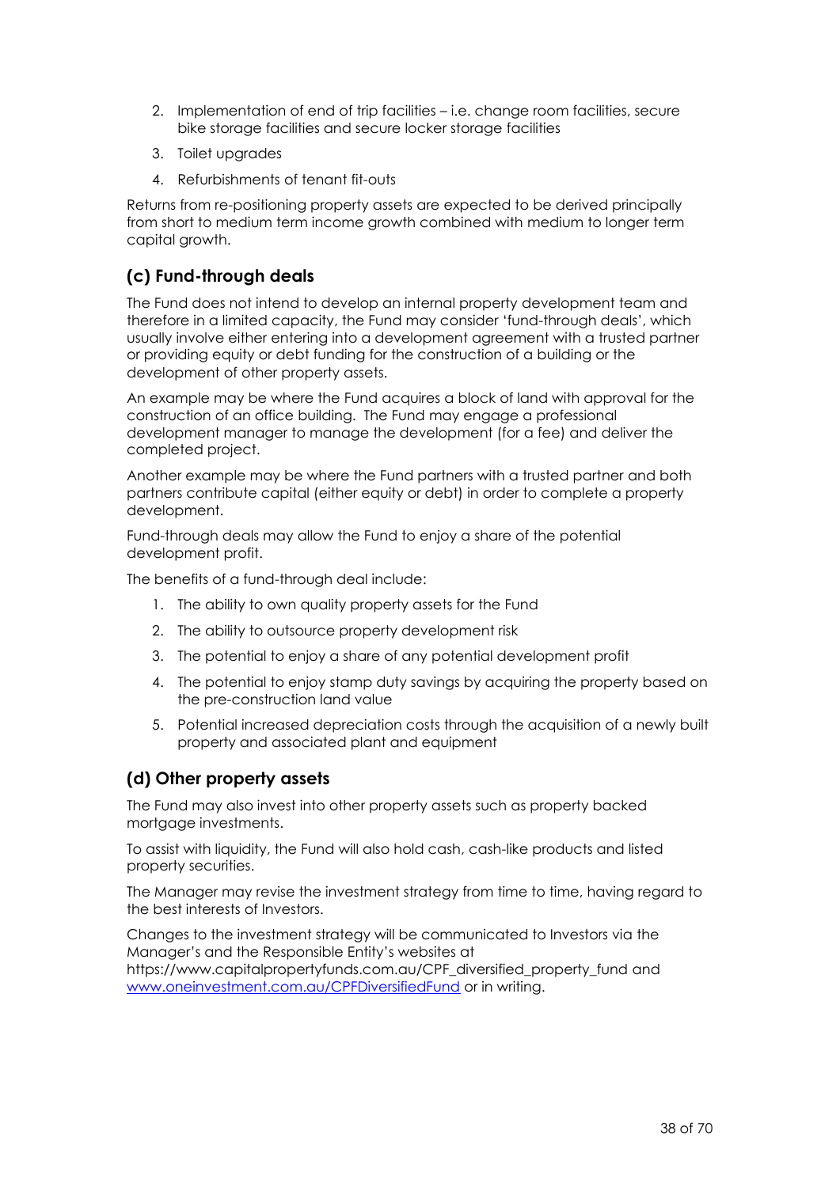2. Implementation of end of trip facilities – i.e. change room facilities, secure bike storage facilities and secure locker storage facilities
3. Toilet upgrades
4. Refurbishments of tenant fit-outs

Returns from re-positioning property assets are expected to be derived principally from short to medium term income growth combined with medium to longer term capital growth.

## (c) Fund-through deals

The Fund does not intend to develop an internal property development team and therefore in a limited capacity, the Fund may consider 'fund-through deals', which usually involve either entering into a development agreement with a trusted partner or providing equity or debt funding for the construction of a building or the development of other property assets.

An example may be where the Fund acquires a block of land with approval for the construction of an office building. The Fund may engage a professional development manager to manage the development (for a fee) and deliver the completed project.

Another example may be where the Fund partners with a trusted partner and both partners contribute capital (either equity or debt) in order to complete a property development.

Fund-through deals may allow the Fund to enjoy a share of the potential development profit.

The benefits of a fund-through deal include:

1. The ability to own quality property assets for the Fund
2. The ability to outsource property development risk
3. The potential to enjoy a share of any potential development profit
4. The potential to enjoy stamp duty savings by acquiring the property based on the pre-construction land value
5. Potential increased depreciation costs through the acquisition of a newly built property and associated plant and equipment

## (d) Other property assets

The Fund may also invest into other property assets such as property backed mortgage investments.

To assist with liquidity, the Fund will also hold cash, cash-like products and listed property securities.

The Manager may revise the investment strategy from time to time, having regard to the best interests of Investors.

Changes to the investment strategy will be communicated to Investors via the Manager's and the Responsible Entity's websites at https://www.capitalpropertyfunds.com.au/CPF_diversified_property_fund and [www.oneinvestment.com.au/CPFDiversifiedFund](www.oneinvestment.com.au/CPFDiversifiedFund) or in writing.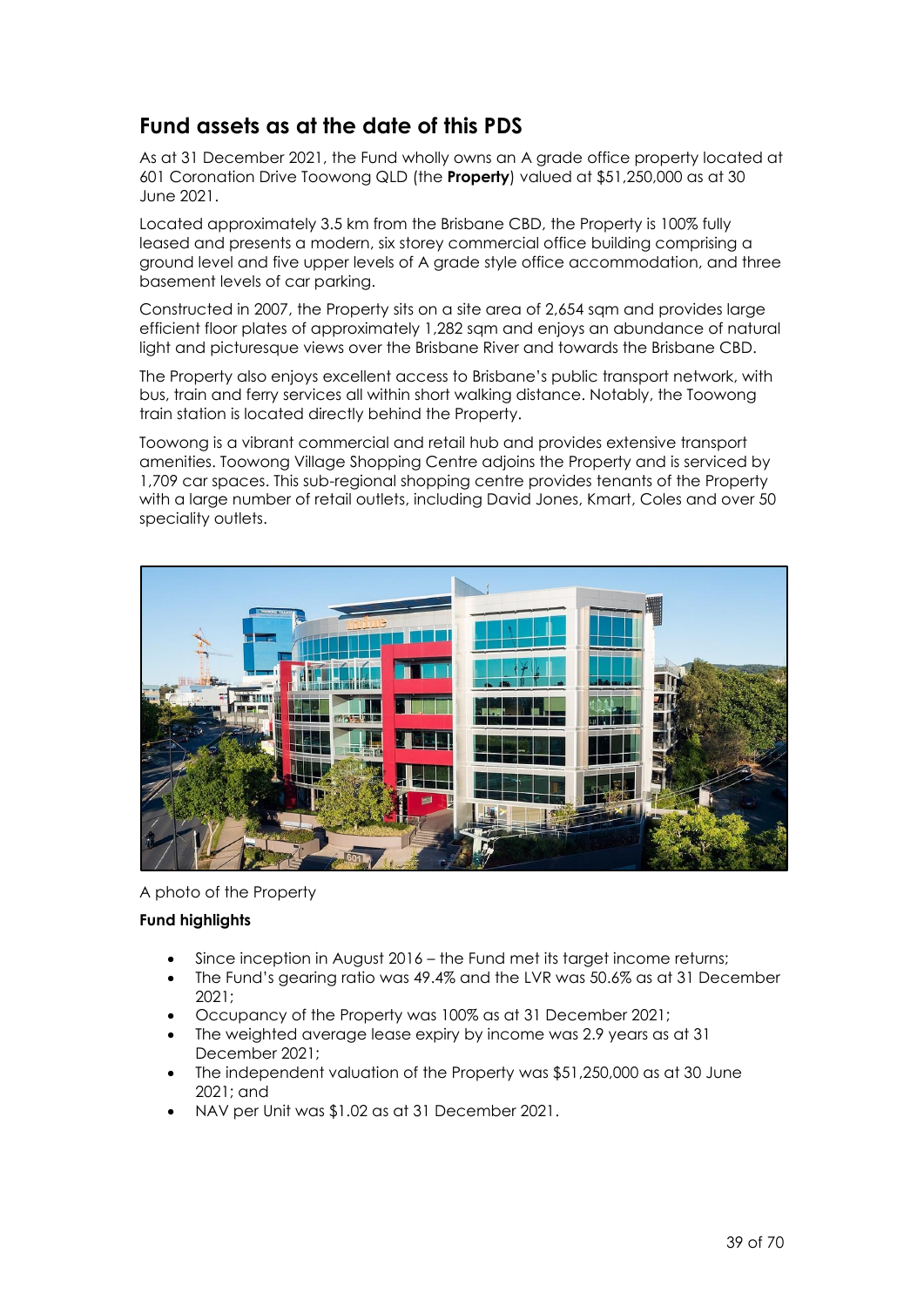## Fund assets as at the date of this PDS

As at 31 December 2021, the Fund wholly owns an A grade office property located at 601 Coronation Drive Toowong QLD (the **Property**) valued at $51,250,000 as at 30 June 2021.

Located approximately 3.5 km from the Brisbane CBD, the Property is 100% fully leased and presents a modern, six storey commercial office building comprising a ground level and five upper levels of A grade style office accommodation, and three basement levels of car parking.

Constructed in 2007, the Property sits on a site area of 2,654 sqm and provides large efficient floor plates of approximately 1,282 sqm and enjoys an abundance of natural light and picturesque views over the Brisbane River and towards the Brisbane CBD.

The Property also enjoys excellent access to Brisbane's public transport network, with bus, train and ferry services all within short walking distance. Notably, the Toowong train station is located directly behind the Property.

Toowong is a vibrant commercial and retail hub and provides extensive transport amenities. Toowong Village Shopping Centre adjoins the Property and is serviced by 1,709 car spaces. This sub-regional shopping centre provides tenants of the Property with a large number of retail outlets, including David Jones, Kmart, Coles and over 50 speciality outlets.

A photo of the Property

**Fund highlights**

- Since inception in August 2016 – the Fund met its target income returns;
- The Fund's gearing ratio was 49.4% and the LVR was 50.6% as at 31 December 2021;
- Occupancy of the Property was 100% as at 31 December 2021;
- The weighted average lease expiry by income was 2.9 years as at 31 December 2021;
- The independent valuation of the Property was $51,250,000 as at 30 June 2021; and
- NAV per Unit was $1.02 as at 31 December 2021.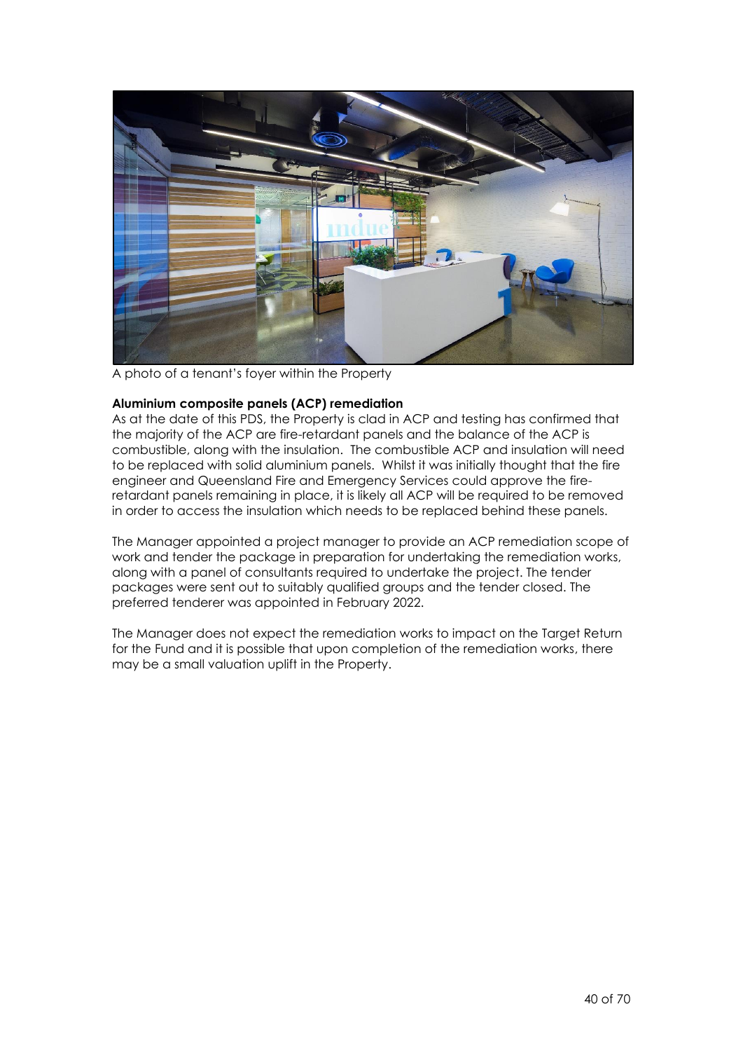A photo of a tenant's foyer within the Property

**Aluminium composite panels (ACP) remediation**

As at the date of this PDS, the Property is clad in ACP and testing has confirmed that the majority of the ACP are fire-retardant panels and the balance of the ACP is combustible, along with the insulation. The combustible ACP and insulation will need to be replaced with solid aluminium panels. Whilst it was initially thought that the fire engineer and Queensland Fire and Emergency Services could approve the fire-retardant panels remaining in place, it is likely all ACP will be required to be removed in order to access the insulation which needs to be replaced behind these panels.

The Manager appointed a project manager to provide an ACP remediation scope of work and tender the package in preparation for undertaking the remediation works, along with a panel of consultants required to undertake the project. The tender packages were sent out to suitably qualified groups and the tender closed. The preferred tenderer was appointed in February 2022.

The Manager does not expect the remediation works to impact on the Target Return for the Fund and it is possible that upon completion of the remediation works, there may be a small valuation uplift in the Property.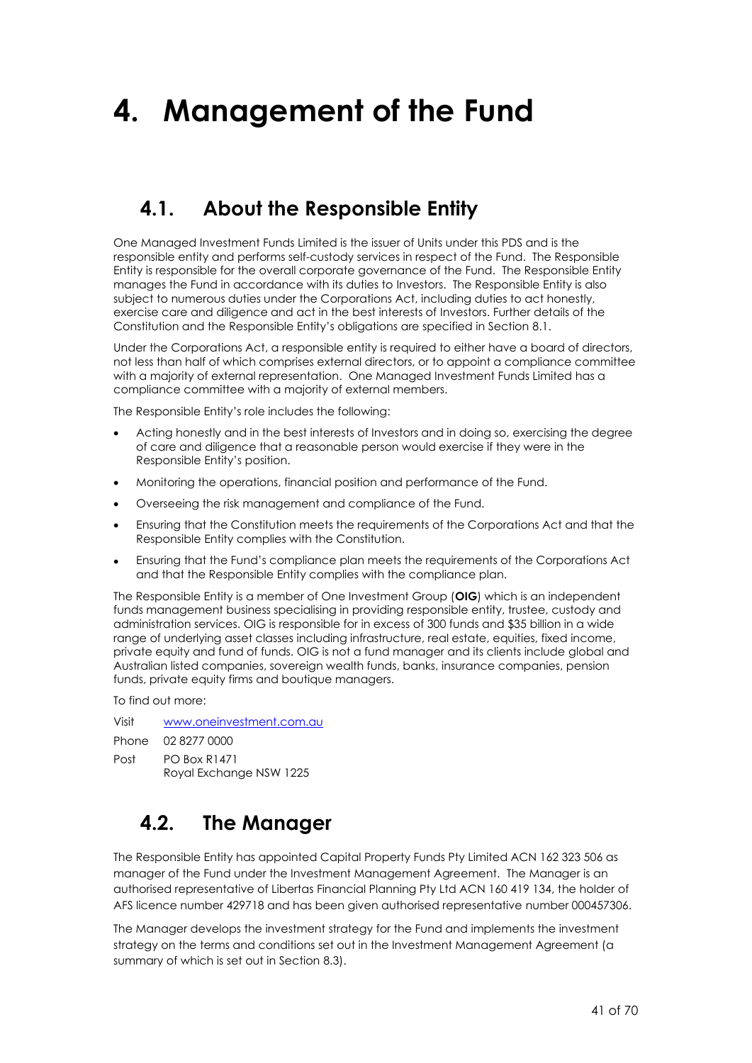# 4. Management of the Fund

## 4.1. About the Responsible Entity

One Managed Investment Funds Limited is the issuer of Units under this PDS and is the responsible entity and performs self-custody services in respect of the Fund. The Responsible Entity is responsible for the overall corporate governance of the Fund. The Responsible Entity manages the Fund in accordance with its duties to Investors. The Responsible Entity is also subject to numerous duties under the Corporations Act, including duties to act honestly, exercise care and diligence and act in the best interests of Investors. Further details of the Constitution and the Responsible Entity's obligations are specified in Section 8.1.

Under the Corporations Act, a responsible entity is required to either have a board of directors, not less than half of which comprises external directors, or to appoint a compliance committee with a majority of external representation. One Managed Investment Funds Limited has a compliance committee with a majority of external members.

The Responsible Entity's role includes the following:

- Acting honestly and in the best interests of Investors and in doing so, exercising the degree of care and diligence that a reasonable person would exercise if they were in the Responsible Entity's position.
- Monitoring the operations, financial position and performance of the Fund.
- Overseeing the risk management and compliance of the Fund.
- Ensuring that the Constitution meets the requirements of the Corporations Act and that the Responsible Entity complies with the Constitution.
- Ensuring that the Fund's compliance plan meets the requirements of the Corporations Act and that the Responsible Entity complies with the compliance plan.

The Responsible Entity is a member of One Investment Group (**OIG**) which is an independent funds management business specialising in providing responsible entity, trustee, custody and administration services. OIG is responsible for in excess of 300 funds and $35 billion in a wide range of underlying asset classes including infrastructure, real estate, equities, fixed income, private equity and fund of funds. OIG is not a fund manager and its clients include global and Australian listed companies, sovereign wealth funds, banks, insurance companies, pension funds, private equity firms and boutique managers.

To find out more:

| | |
|---|---|
| Visit | www.oneinvestment.com.au |
| Phone | 02 8277 0000 |
| Post | PO Box R1471<br>Royal Exchange NSW 1225 |

## 4.2. The Manager

The Responsible Entity has appointed Capital Property Funds Pty Limited ACN 162 323 506 as manager of the Fund under the Investment Management Agreement. The Manager is an authorised representative of Libertas Financial Planning Pty Ltd ACN 160 419 134, the holder of AFS licence number 429718 and has been given authorised representative number 000457306.

The Manager develops the investment strategy for the Fund and implements the investment strategy on the terms and conditions set out in the Investment Management Agreement (a summary of which is set out in Section 8.3).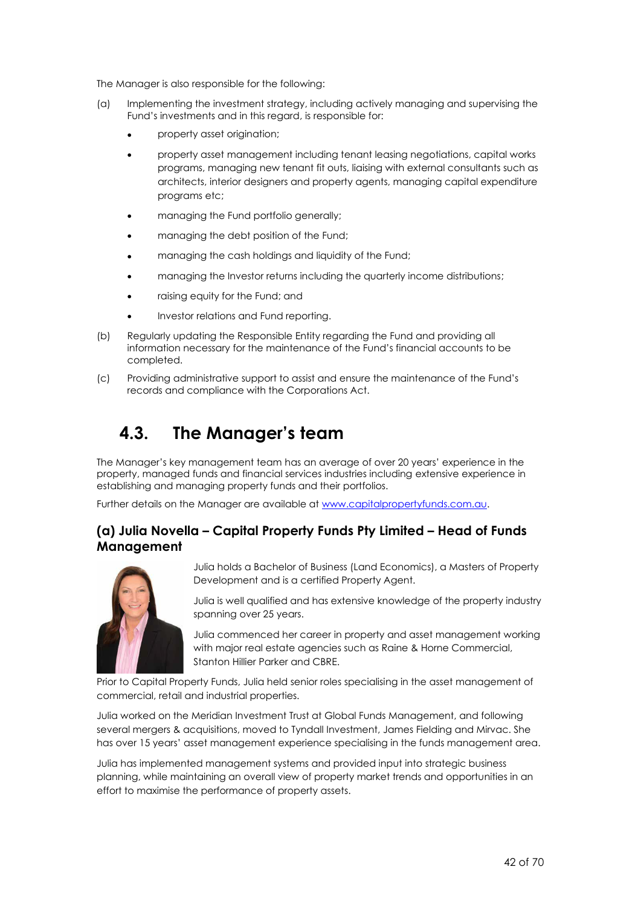The Manager is also responsible for the following:

(a) Implementing the investment strategy, including actively managing and supervising the Fund's investments and in this regard, is responsible for:

- property asset origination;
- property asset management including tenant leasing negotiations, capital works programs, managing new tenant fit outs, liaising with external consultants such as architects, interior designers and property agents, managing capital expenditure programs etc;
- managing the Fund portfolio generally;
- managing the debt position of the Fund;
- managing the cash holdings and liquidity of the Fund;
- managing the Investor returns including the quarterly income distributions;
- raising equity for the Fund; and
- Investor relations and Fund reporting.

(b) Regularly updating the Responsible Entity regarding the Fund and providing all information necessary for the maintenance of the Fund's financial accounts to be completed.

(c) Providing administrative support to assist and ensure the maintenance of the Fund's records and compliance with the Corporations Act.

## 4.3. The Manager's team

The Manager's key management team has an average of over 20 years' experience in the property, managed funds and financial services industries including extensive experience in establishing and managing property funds and their portfolios.

Further details on the Manager are available at www.capitalpropertyfunds.com.au.

### (a) Julia Novella – Capital Property Funds Pty Limited – Head of Funds Management

Julia holds a Bachelor of Business (Land Economics), a Masters of Property Development and is a certified Property Agent.

Julia is well qualified and has extensive knowledge of the property industry spanning over 25 years.

Julia commenced her career in property and asset management working with major real estate agencies such as Raine & Horne Commercial, Stanton Hillier Parker and CBRE.

Prior to Capital Property Funds, Julia held senior roles specialising in the asset management of commercial, retail and industrial properties.

Julia worked on the Meridian Investment Trust at Global Funds Management, and following several mergers & acquisitions, moved to Tyndall Investment, James Fielding and Mirvac. She has over 15 years' asset management experience specialising in the funds management area.

Julia has implemented management systems and provided input into strategic business planning, while maintaining an overall view of property market trends and opportunities in an effort to maximise the performance of property assets.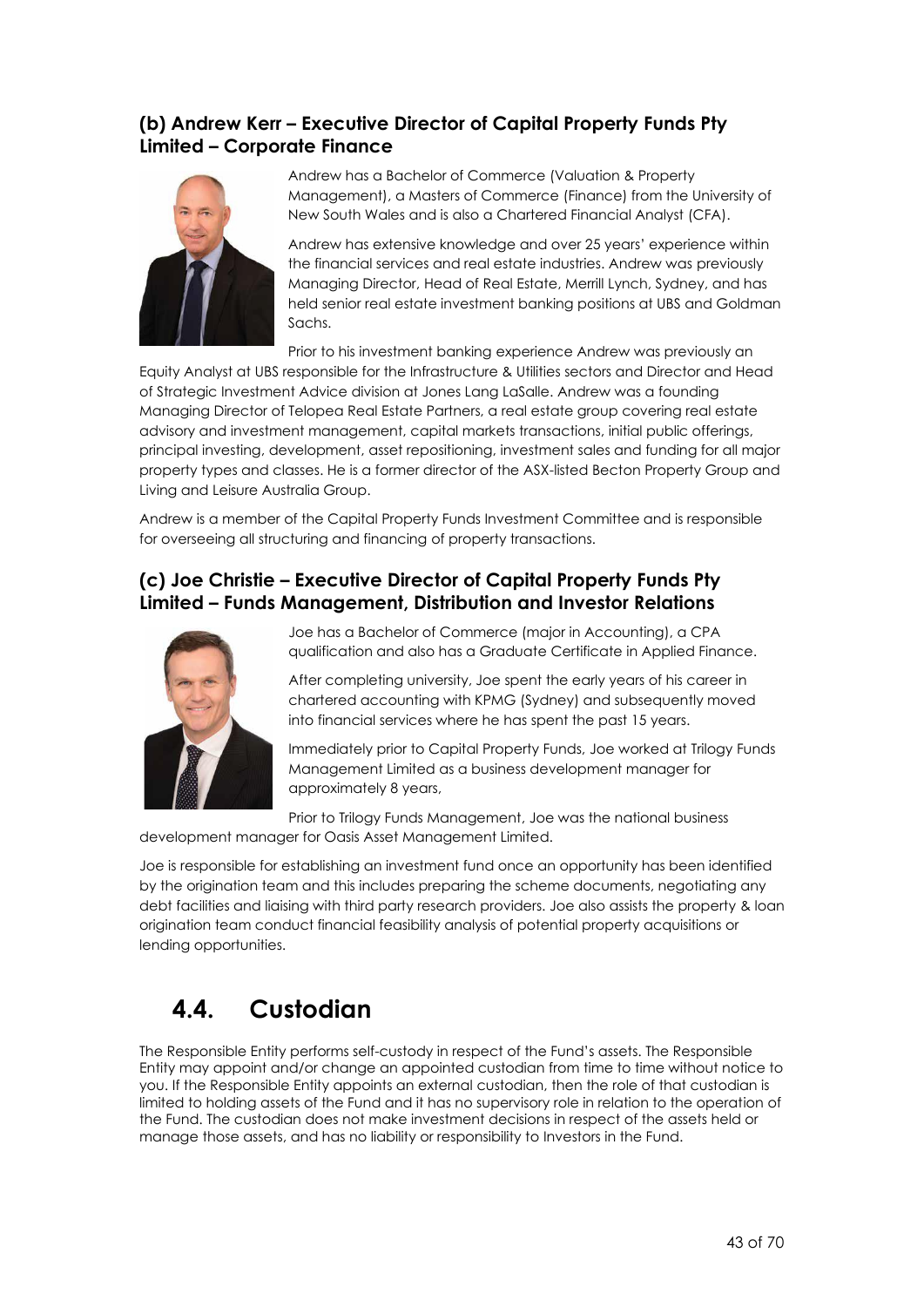### (b) Andrew Kerr – Executive Director of Capital Property Funds Pty Limited – Corporate Finance

Andrew has a Bachelor of Commerce (Valuation & Property Management), a Masters of Commerce (Finance) from the University of New South Wales and is also a Chartered Financial Analyst (CFA).

Andrew has extensive knowledge and over 25 years' experience within the financial services and real estate industries. Andrew was previously Managing Director, Head of Real Estate, Merrill Lynch, Sydney, and has held senior real estate investment banking positions at UBS and Goldman Sachs.

Prior to his investment banking experience Andrew was previously an Equity Analyst at UBS responsible for the Infrastructure & Utilities sectors and Director and Head of Strategic Investment Advice division at Jones Lang LaSalle. Andrew was a founding Managing Director of Telopea Real Estate Partners, a real estate group covering real estate advisory and investment management, capital markets transactions, initial public offerings, principal investing, development, asset repositioning, investment sales and funding for all major property types and classes. He is a former director of the ASX-listed Becton Property Group and Living and Leisure Australia Group.

Andrew is a member of the Capital Property Funds Investment Committee and is responsible for overseeing all structuring and financing of property transactions.

### (c) Joe Christie – Executive Director of Capital Property Funds Pty Limited – Funds Management, Distribution and Investor Relations

Joe has a Bachelor of Commerce (major in Accounting), a CPA qualification and also has a Graduate Certificate in Applied Finance.

After completing university, Joe spent the early years of his career in chartered accounting with KPMG (Sydney) and subsequently moved into financial services where he has spent the past 15 years.

Immediately prior to Capital Property Funds, Joe worked at Trilogy Funds Management Limited as a business development manager for approximately 8 years,

Prior to Trilogy Funds Management, Joe was the national business development manager for Oasis Asset Management Limited.

Joe is responsible for establishing an investment fund once an opportunity has been identified by the origination team and this includes preparing the scheme documents, negotiating any debt facilities and liaising with third party research providers. Joe also assists the property & loan origination team conduct financial feasibility analysis of potential property acquisitions or lending opportunities.

## 4.4. Custodian

The Responsible Entity performs self-custody in respect of the Fund's assets. The Responsible Entity may appoint and/or change an appointed custodian from time to time without notice to you. If the Responsible Entity appoints an external custodian, then the role of that custodian is limited to holding assets of the Fund and it has no supervisory role in relation to the operation of the Fund. The custodian does not make investment decisions in respect of the assets held or manage those assets, and has no liability or responsibility to Investors in the Fund.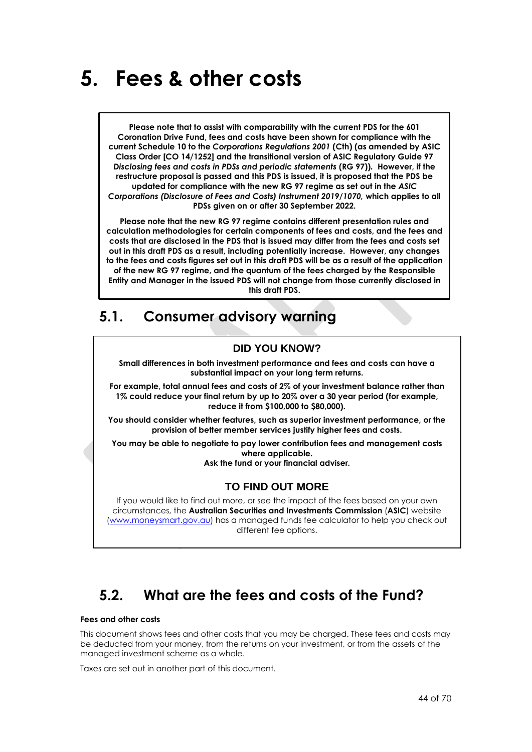# 5. Fees & other costs

**Please note that to assist with comparability with the current PDS for the 601 Coronation Drive Fund, fees and costs have been shown for compliance with the current Schedule 10 to the *Corporations Regulations 2001* (Cth) (as amended by ASIC Class Order [CO 14/1252] and the transitional version of ASIC Regulatory Guide 97 *Disclosing fees and costs in PDSs and periodic statements* (RG 97)). However, if the restructure proposal is passed and this PDS is issued, it is proposed that the PDS be updated for compliance with the new RG 97 regime as set out in the *ASIC Corporations (Disclosure of Fees and Costs) Instrument 2019/1070*, which applies to all PDSs given on or after 30 September 2022.**

**Please note that the new RG 97 regime contains different presentation rules and calculation methodologies for certain components of fees and costs, and the fees and costs that are disclosed in the PDS that is issued may differ from the fees and costs set out in this draft PDS as a result, including potentially increase. However, any changes to the fees and costs figures set out in this draft PDS will be as a result of the application of the new RG 97 regime, and the quantum of the fees charged by the Responsible Entity and Manager in the issued PDS will not change from those currently disclosed in this draft PDS.**

## 5.1. Consumer advisory warning

### DID YOU KNOW?

**Small differences in both investment performance and fees and costs can have a substantial impact on your long term returns.**

**For example, total annual fees and costs of 2% of your investment balance rather than 1% could reduce your final return by up to 20% over a 30 year period (for example, reduce it from $100,000 to $80,000).**

**You should consider whether features, such as superior investment performance, or the provision of better member services justify higher fees and costs.**

**You may be able to negotiate to pay lower contribution fees and management costs where applicable.**
**Ask the fund or your financial adviser.**

### TO FIND OUT MORE

If you would like to find out more, or see the impact of the fees based on your own circumstances, the **Australian Securities and Investments Commission** (**ASIC**) website (www.moneysmart.gov.au) has a managed funds fee calculator to help you check out different fee options.

## 5.2. What are the fees and costs of the Fund?

**Fees and other costs**

This document shows fees and other costs that you may be charged. These fees and costs may be deducted from your money, from the returns on your investment, or from the assets of the managed investment scheme as a whole.

Taxes are set out in another part of this document.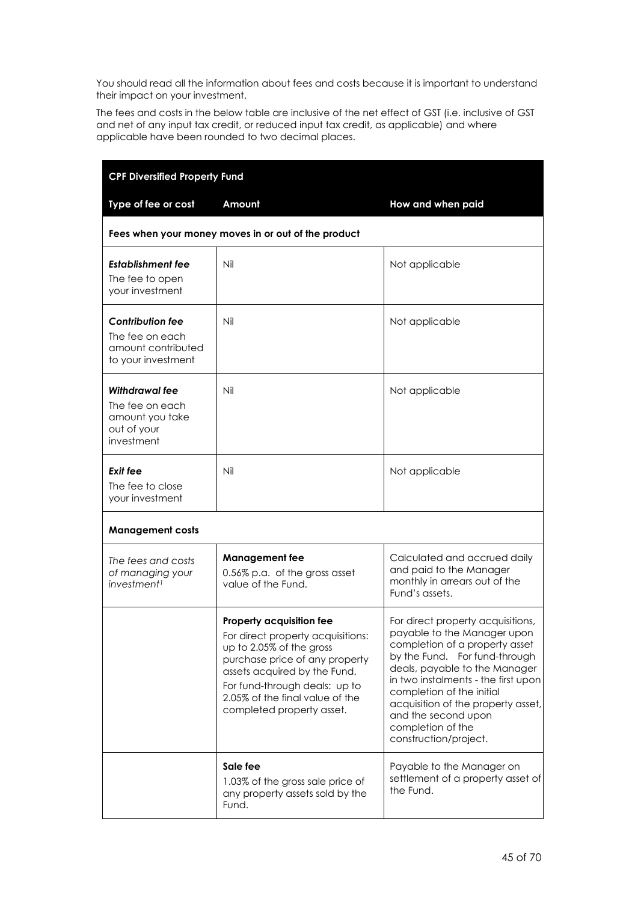You should read all the information about fees and costs because it is important to understand their impact on your investment.

The fees and costs in the below table are inclusive of the net effect of GST (i.e. inclusive of GST and net of any input tax credit, or reduced input tax credit, as applicable) and where applicable have been rounded to two decimal places.

| **CPF Diversified Property Fund** | | |
|---|---|---|
| **Type of fee or cost** | **Amount** | **How and when paid** |
| **Fees when your money moves in or out of the product** | | |
| ***Establishment fee*** The fee to open your investment | Nil | Not applicable |
| ***Contribution fee*** The fee on each amount contributed to your investment | Nil | Not applicable |
| ***Withdrawal fee*** The fee on each amount you take out of your investment | Nil | Not applicable |
| ***Exit fee*** The fee to close your investment | Nil | Not applicable |
| **Management costs** | | |
| *The fees and costs of managing your investment*[1] | **Management fee** 0.56% p.a. of the gross asset value of the Fund. | Calculated and accrued daily and paid to the Manager monthly in arrears out of the Fund's assets. |
| | **Property acquisition fee** For direct property acquisitions: up to 2.05% of the gross purchase price of any property assets acquired by the Fund. For fund-through deals: up to 2.05% of the final value of the completed property asset. | For direct property acquisitions, payable to the Manager upon completion of a property asset by the Fund. For fund-through deals, payable to the Manager in two instalments - the first upon completion of the initial acquisition of the property asset, and the second upon completion of the construction/project. |
| | **Sale fee** 1.03% of the gross sale price of any property assets sold by the Fund. | Payable to the Manager on settlement of a property asset of the Fund. |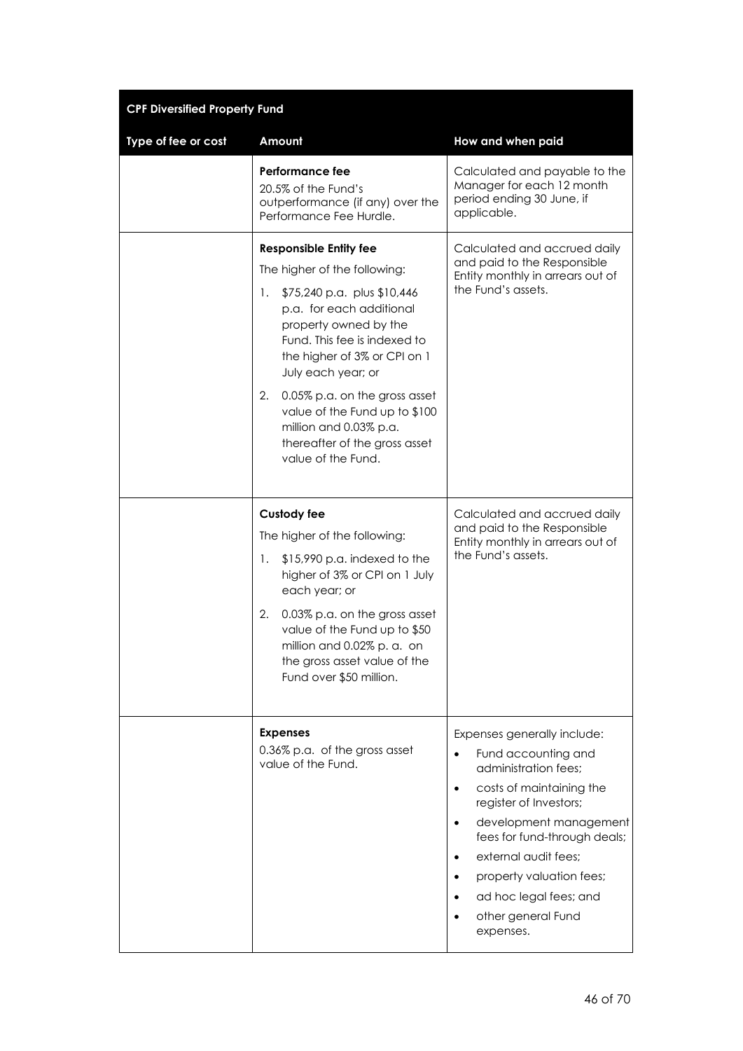| CPF Diversified Property Fund | | |
|---|---|---|
| **Type of fee or cost** | **Amount** | **How and when paid** |
| | **Performance fee**<br>20.5% of the Fund's outperformance (if any) over the Performance Fee Hurdle. | Calculated and payable to the Manager for each 12 month period ending 30 June, if applicable. |
| | **Responsible Entity fee**<br>The higher of the following:<br>1. $75,240 p.a. plus $10,446 p.a. for each additional property owned by the Fund. This fee is indexed to the higher of 3% or CPI on 1 July each year; or<br>2. 0.05% p.a. on the gross asset value of the Fund up to $100 million and 0.03% p.a. thereafter of the gross asset value of the Fund. | Calculated and accrued daily and paid to the Responsible Entity monthly in arrears out of the Fund's assets. |
| | **Custody fee**<br>The higher of the following:<br>1. $15,990 p.a. indexed to the higher of 3% or CPI on 1 July each year; or<br>2. 0.03% p.a. on the gross asset value of the Fund up to $50 million and 0.02% p. a. on the gross asset value of the Fund over $50 million. | Calculated and accrued daily and paid to the Responsible Entity monthly in arrears out of the Fund's assets. |
| | **Expenses**<br>0.36% p.a. of the gross asset value of the Fund. | Expenses generally include:<br>• Fund accounting and administration fees;<br>• costs of maintaining the register of Investors;<br>• development management fees for fund-through deals;<br>• external audit fees;<br>• property valuation fees;<br>• ad hoc legal fees; and<br>• other general Fund expenses. |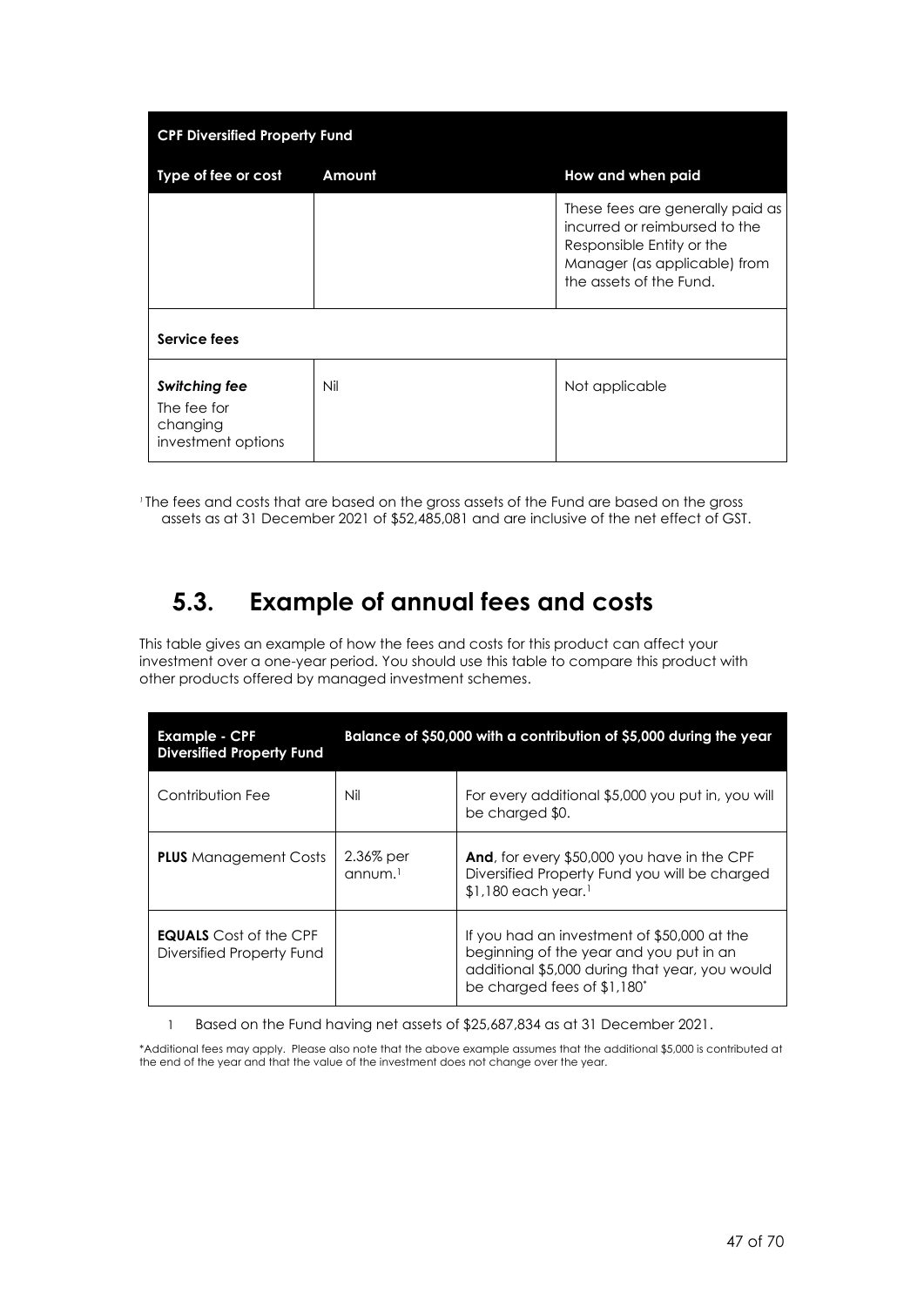| CPF Diversified Property Fund | | |
|---|---|---|
| **Type of fee or cost** | **Amount** | **How and when paid** |
| | | These fees are generally paid as incurred or reimbursed to the Responsible Entity or the Manager (as applicable) from the assets of the Fund. |
| **Service fees** | | |
| ***Switching fee*** The fee for changing investment options | Nil | Not applicable |

[1] The fees and costs that are based on the gross assets of the Fund are based on the gross assets as at 31 December 2021 of $52,485,081 and are inclusive of the net effect of GST.

## 5.3. Example of annual fees and costs

This table gives an example of how the fees and costs for this product can affect your investment over a one-year period. You should use this table to compare this product with other products offered by managed investment schemes.

| Example - CPF Diversified Property Fund | Balance of $50,000 with a contribution of $5,000 during the year | |
|---|---|---|
| Contribution Fee | Nil | For every additional $5,000 you put in, you will be charged $0. |
| **PLUS** Management Costs | 2.36% per annum.[1] | **And**, for every $50,000 you have in the CPF Diversified Property Fund you will be charged $1,180 each year.[1] |
| **EQUALS** Cost of the CPF Diversified Property Fund | | If you had an investment of $50,000 at the beginning of the year and you put in an additional $5,000 during that year, you would be charged fees of $1,180* |

1 Based on the Fund having net assets of $25,687,834 as at 31 December 2021.

*Additional fees may apply. Please also note that the above example assumes that the additional $5,000 is contributed at the end of the year and that the value of the investment does not change over the year.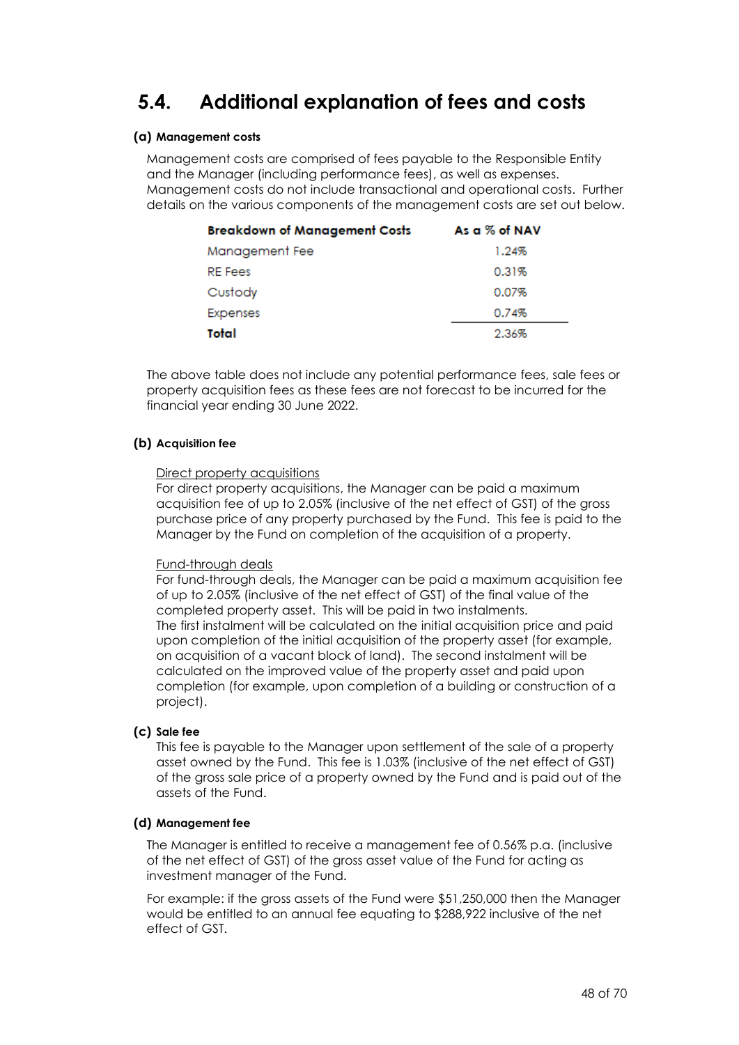# 5.4. Additional explanation of fees and costs

### (a) Management costs

Management costs are comprised of fees payable to the Responsible Entity and the Manager (including performance fees), as well as expenses. Management costs do not include transactional and operational costs. Further details on the various components of the management costs are set out below.

| Breakdown of Management Costs | As a % of NAV |
|---|---|
| Management Fee | 1.24% |
| RE Fees | 0.31% |
| Custody | 0.07% |
| Expenses | 0.74% |
| **Total** | 2.36% |

The above table does not include any potential performance fees, sale fees or property acquisition fees as these fees are not forecast to be incurred for the financial year ending 30 June 2022.

### (b) Acquisition fee

Direct property acquisitions

For direct property acquisitions, the Manager can be paid a maximum acquisition fee of up to 2.05% (inclusive of the net effect of GST) of the gross purchase price of any property purchased by the Fund. This fee is paid to the Manager by the Fund on completion of the acquisition of a property.

Fund-through deals

For fund-through deals, the Manager can be paid a maximum acquisition fee of up to 2.05% (inclusive of the net effect of GST) of the final value of the completed property asset. This will be paid in two instalments.

The first instalment will be calculated on the initial acquisition price and paid upon completion of the initial acquisition of the property asset (for example, on acquisition of a vacant block of land). The second instalment will be calculated on the improved value of the property asset and paid upon completion (for example, upon completion of a building or construction of a project).

### (c) Sale fee

This fee is payable to the Manager upon settlement of the sale of a property asset owned by the Fund. This fee is 1.03% (inclusive of the net effect of GST) of the gross sale price of a property owned by the Fund and is paid out of the assets of the Fund.

### (d) Management fee

The Manager is entitled to receive a management fee of 0.56% p.a. (inclusive of the net effect of GST) of the gross asset value of the Fund for acting as investment manager of the Fund.

For example: if the gross assets of the Fund were $51,250,000 then the Manager would be entitled to an annual fee equating to $288,922 inclusive of the net effect of GST.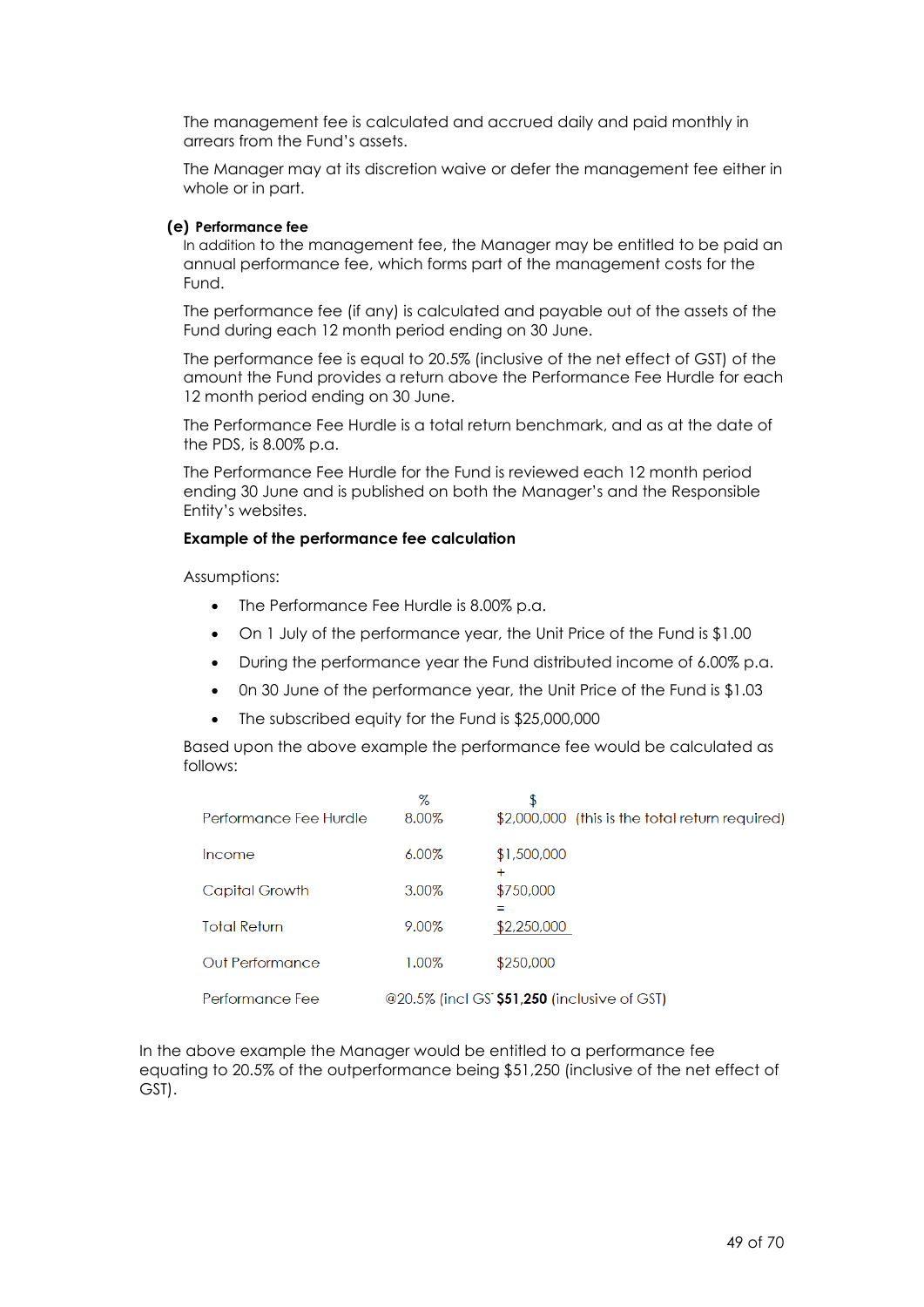The management fee is calculated and accrued daily and paid monthly in arrears from the Fund's assets.

The Manager may at its discretion waive or defer the management fee either in whole or in part.

**(e) Performance fee**

In addition to the management fee, the Manager may be entitled to be paid an annual performance fee, which forms part of the management costs for the Fund.

The performance fee (if any) is calculated and payable out of the assets of the Fund during each 12 month period ending on 30 June.

The performance fee is equal to 20.5% (inclusive of the net effect of GST) of the amount the Fund provides a return above the Performance Fee Hurdle for each 12 month period ending on 30 June.

The Performance Fee Hurdle is a total return benchmark, and as at the date of the PDS, is 8.00% p.a.

The Performance Fee Hurdle for the Fund is reviewed each 12 month period ending 30 June and is published on both the Manager's and the Responsible Entity's websites.

**Example of the performance fee calculation**

Assumptions:

- The Performance Fee Hurdle is 8.00% p.a.
- On 1 July of the performance year, the Unit Price of the Fund is $1.00
- During the performance year the Fund distributed income of 6.00% p.a.
- 0n 30 June of the performance year, the Unit Price of the Fund is $1.03
- The subscribed equity for the Fund is $25,000,000

Based upon the above example the performance fee would be calculated as follows:

| | % | $ | |
|---|---|---|---|
| Performance Fee Hurdle | 8.00% | $2,000,000 | (this is the total return required) |
| Income | 6.00% | $1,500,000 | |
| | | + | |
| Capital Growth | 3.00% | $750,000 | |
| | | = | |
| Total Return | 9.00% | $2,250,000 | |
| Out Performance | 1.00% | $250,000 | |
| Performance Fee | @20.5% (incl GST | **$51,250** (inclusive of GST) | |

In the above example the Manager would be entitled to a performance fee equating to 20.5% of the outperformance being $51,250 (inclusive of the net effect of GST).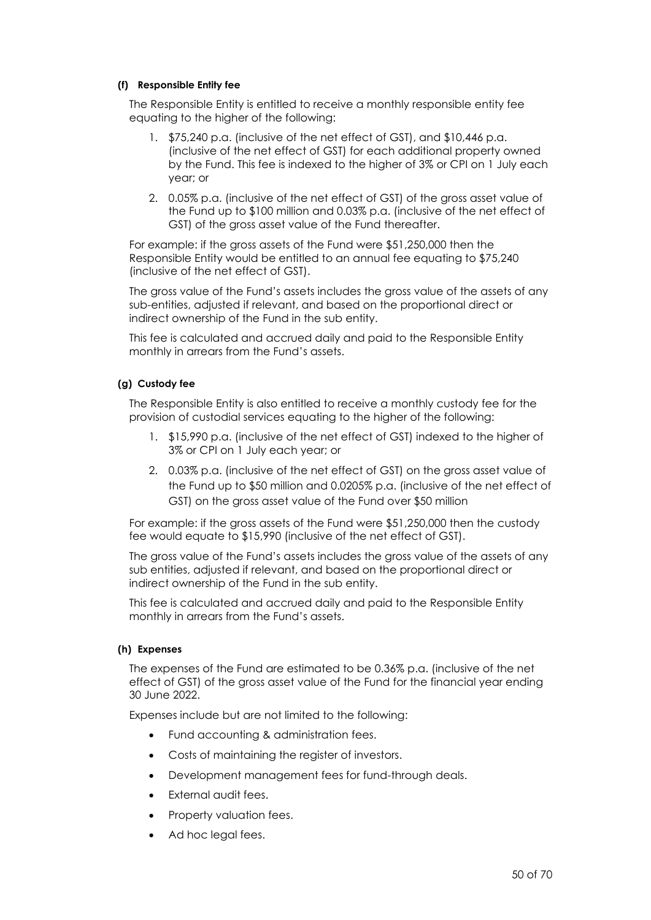#### (f) Responsible Entity fee

The Responsible Entity is entitled to receive a monthly responsible entity fee equating to the higher of the following:

1. $75,240 p.a. (inclusive of the net effect of GST), and $10,446 p.a. (inclusive of the net effect of GST) for each additional property owned by the Fund. This fee is indexed to the higher of 3% or CPI on 1 July each year; or
2. 0.05% p.a. (inclusive of the net effect of GST) of the gross asset value of the Fund up to $100 million and 0.03% p.a. (inclusive of the net effect of GST) of the gross asset value of the Fund thereafter.

For example: if the gross assets of the Fund were $51,250,000 then the Responsible Entity would be entitled to an annual fee equating to $75,240 (inclusive of the net effect of GST).

The gross value of the Fund's assets includes the gross value of the assets of any sub-entities, adjusted if relevant, and based on the proportional direct or indirect ownership of the Fund in the sub entity.

This fee is calculated and accrued daily and paid to the Responsible Entity monthly in arrears from the Fund's assets.

#### (g) Custody fee

The Responsible Entity is also entitled to receive a monthly custody fee for the provision of custodial services equating to the higher of the following:

1. $15,990 p.a. (inclusive of the net effect of GST) indexed to the higher of 3% or CPI on 1 July each year; or
2. 0.03% p.a. (inclusive of the net effect of GST) on the gross asset value of the Fund up to $50 million and 0.0205% p.a. (inclusive of the net effect of GST) on the gross asset value of the Fund over $50 million

For example: if the gross assets of the Fund were $51,250,000 then the custody fee would equate to $15,990 (inclusive of the net effect of GST).

The gross value of the Fund's assets includes the gross value of the assets of any sub entities, adjusted if relevant, and based on the proportional direct or indirect ownership of the Fund in the sub entity.

This fee is calculated and accrued daily and paid to the Responsible Entity monthly in arrears from the Fund's assets.

#### (h) Expenses

The expenses of the Fund are estimated to be 0.36% p.a. (inclusive of the net effect of GST) of the gross asset value of the Fund for the financial year ending 30 June 2022.

Expenses include but are not limited to the following:

- Fund accounting & administration fees.
- Costs of maintaining the register of investors.
- Development management fees for fund-through deals.
- External audit fees.
- Property valuation fees.
- Ad hoc legal fees.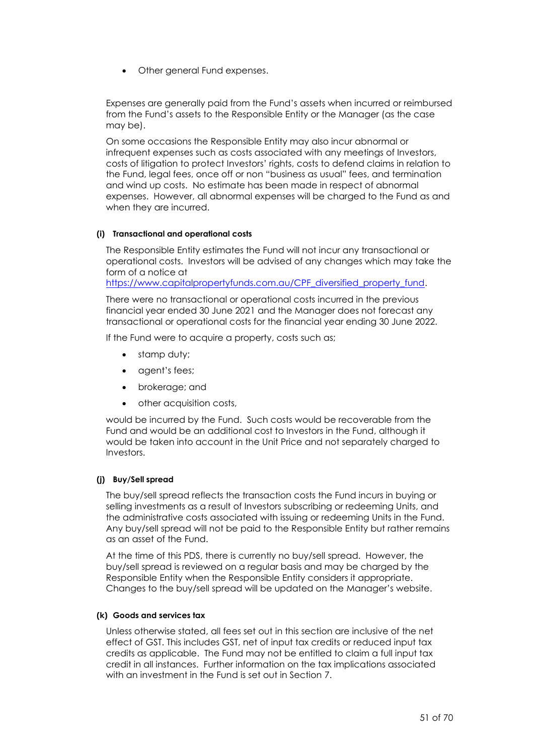- Other general Fund expenses.

Expenses are generally paid from the Fund's assets when incurred or reimbursed from the Fund's assets to the Responsible Entity or the Manager (as the case may be).

On some occasions the Responsible Entity may also incur abnormal or infrequent expenses such as costs associated with any meetings of Investors, costs of litigation to protect Investors' rights, costs to defend claims in relation to the Fund, legal fees, once off or non "business as usual" fees, and termination and wind up costs. No estimate has been made in respect of abnormal expenses. However, all abnormal expenses will be charged to the Fund as and when they are incurred.

#### (i) Transactional and operational costs

The Responsible Entity estimates the Fund will not incur any transactional or operational costs. Investors will be advised of any changes which may take the form of a notice at https://www.capitalpropertyfunds.com.au/CPF_diversified_property_fund.

There were no transactional or operational costs incurred in the previous financial year ended 30 June 2021 and the Manager does not forecast any transactional or operational costs for the financial year ending 30 June 2022.

If the Fund were to acquire a property, costs such as;

- stamp duty;
- agent's fees;
- brokerage; and
- other acquisition costs,

would be incurred by the Fund. Such costs would be recoverable from the Fund and would be an additional cost to Investors in the Fund, although it would be taken into account in the Unit Price and not separately charged to Investors.

#### (j) Buy/Sell spread

The buy/sell spread reflects the transaction costs the Fund incurs in buying or selling investments as a result of Investors subscribing or redeeming Units, and the administrative costs associated with issuing or redeeming Units in the Fund. Any buy/sell spread will not be paid to the Responsible Entity but rather remains as an asset of the Fund.

At the time of this PDS, there is currently no buy/sell spread. However, the buy/sell spread is reviewed on a regular basis and may be charged by the Responsible Entity when the Responsible Entity considers it appropriate. Changes to the buy/sell spread will be updated on the Manager's website.

#### (k) Goods and services tax

Unless otherwise stated, all fees set out in this section are inclusive of the net effect of GST. This includes GST, net of input tax credits or reduced input tax credits as applicable. The Fund may not be entitled to claim a full input tax credit in all instances. Further information on the tax implications associated with an investment in the Fund is set out in Section 7.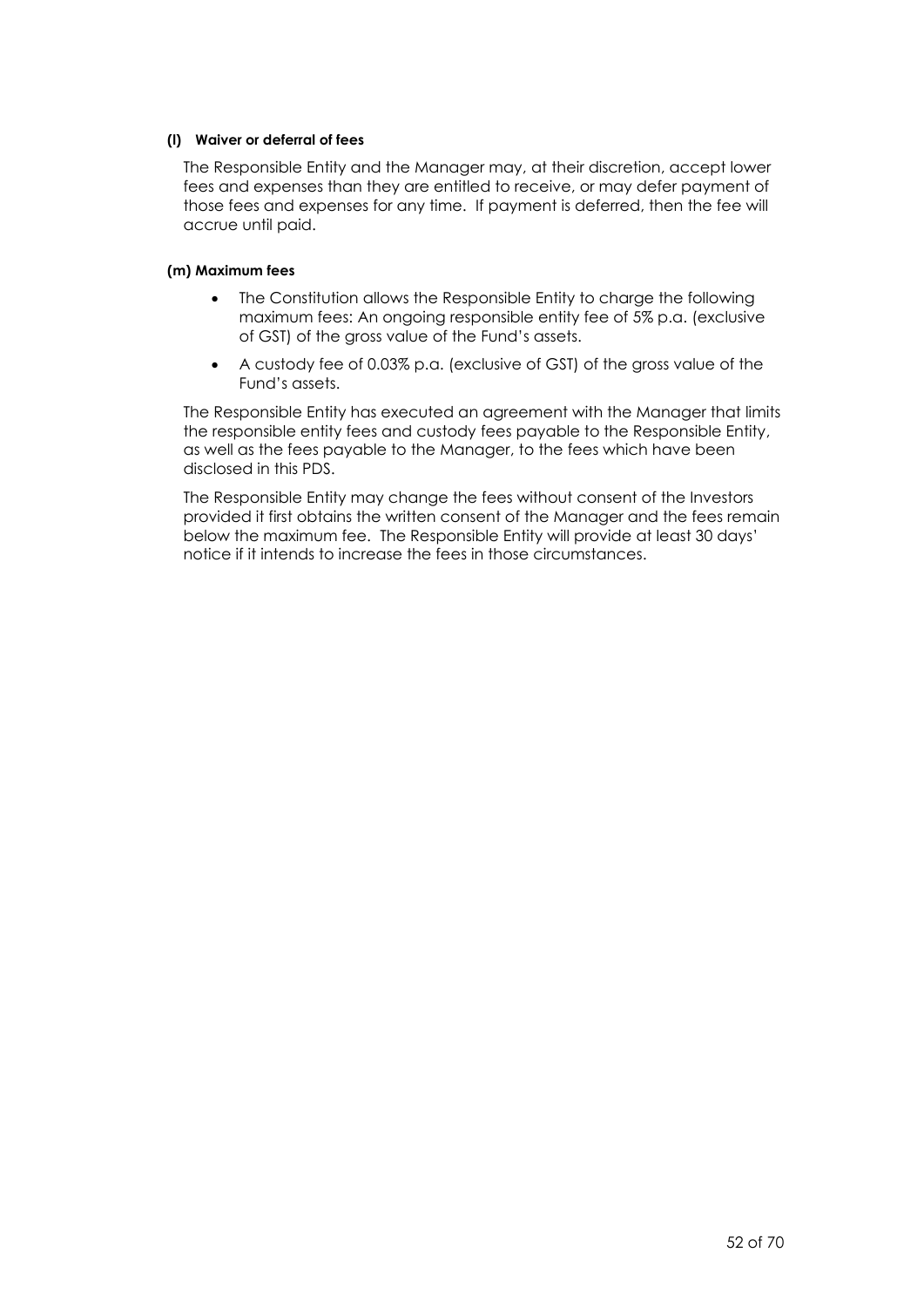#### (l) Waiver or deferral of fees

The Responsible Entity and the Manager may, at their discretion, accept lower fees and expenses than they are entitled to receive, or may defer payment of those fees and expenses for any time. If payment is deferred, then the fee will accrue until paid.

#### (m) Maximum fees

- The Constitution allows the Responsible Entity to charge the following maximum fees: An ongoing responsible entity fee of 5% p.a. (exclusive of GST) of the gross value of the Fund's assets.
- A custody fee of 0.03% p.a. (exclusive of GST) of the gross value of the Fund's assets.

The Responsible Entity has executed an agreement with the Manager that limits the responsible entity fees and custody fees payable to the Responsible Entity, as well as the fees payable to the Manager, to the fees which have been disclosed in this PDS.

The Responsible Entity may change the fees without consent of the Investors provided it first obtains the written consent of the Manager and the fees remain below the maximum fee. The Responsible Entity will provide at least 30 days' notice if it intends to increase the fees in those circumstances.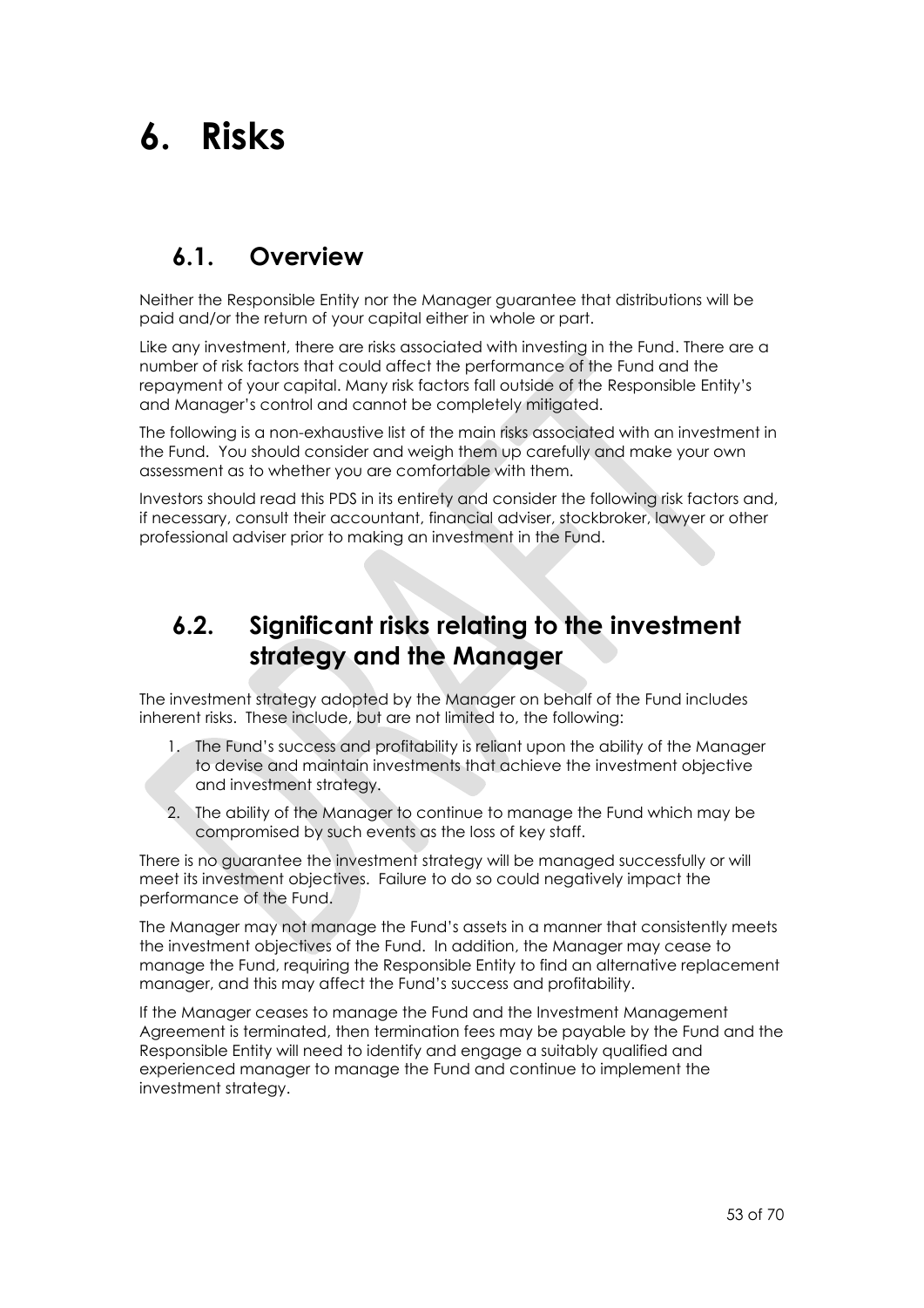# 6. Risks

## 6.1. Overview

Neither the Responsible Entity nor the Manager guarantee that distributions will be paid and/or the return of your capital either in whole or part.

Like any investment, there are risks associated with investing in the Fund. There are a number of risk factors that could affect the performance of the Fund and the repayment of your capital. Many risk factors fall outside of the Responsible Entity's and Manager's control and cannot be completely mitigated.

The following is a non-exhaustive list of the main risks associated with an investment in the Fund. You should consider and weigh them up carefully and make your own assessment as to whether you are comfortable with them.

Investors should read this PDS in its entirety and consider the following risk factors and, if necessary, consult their accountant, financial adviser, stockbroker, lawyer or other professional adviser prior to making an investment in the Fund.

## 6.2. Significant risks relating to the investment strategy and the Manager

The investment strategy adopted by the Manager on behalf of the Fund includes inherent risks. These include, but are not limited to, the following:

1. The Fund's success and profitability is reliant upon the ability of the Manager to devise and maintain investments that achieve the investment objective and investment strategy.
2. The ability of the Manager to continue to manage the Fund which may be compromised by such events as the loss of key staff.

There is no guarantee the investment strategy will be managed successfully or will meet its investment objectives. Failure to do so could negatively impact the performance of the Fund.

The Manager may not manage the Fund's assets in a manner that consistently meets the investment objectives of the Fund. In addition, the Manager may cease to manage the Fund, requiring the Responsible Entity to find an alternative replacement manager, and this may affect the Fund's success and profitability.

If the Manager ceases to manage the Fund and the Investment Management Agreement is terminated, then termination fees may be payable by the Fund and the Responsible Entity will need to identify and engage a suitably qualified and experienced manager to manage the Fund and continue to implement the investment strategy.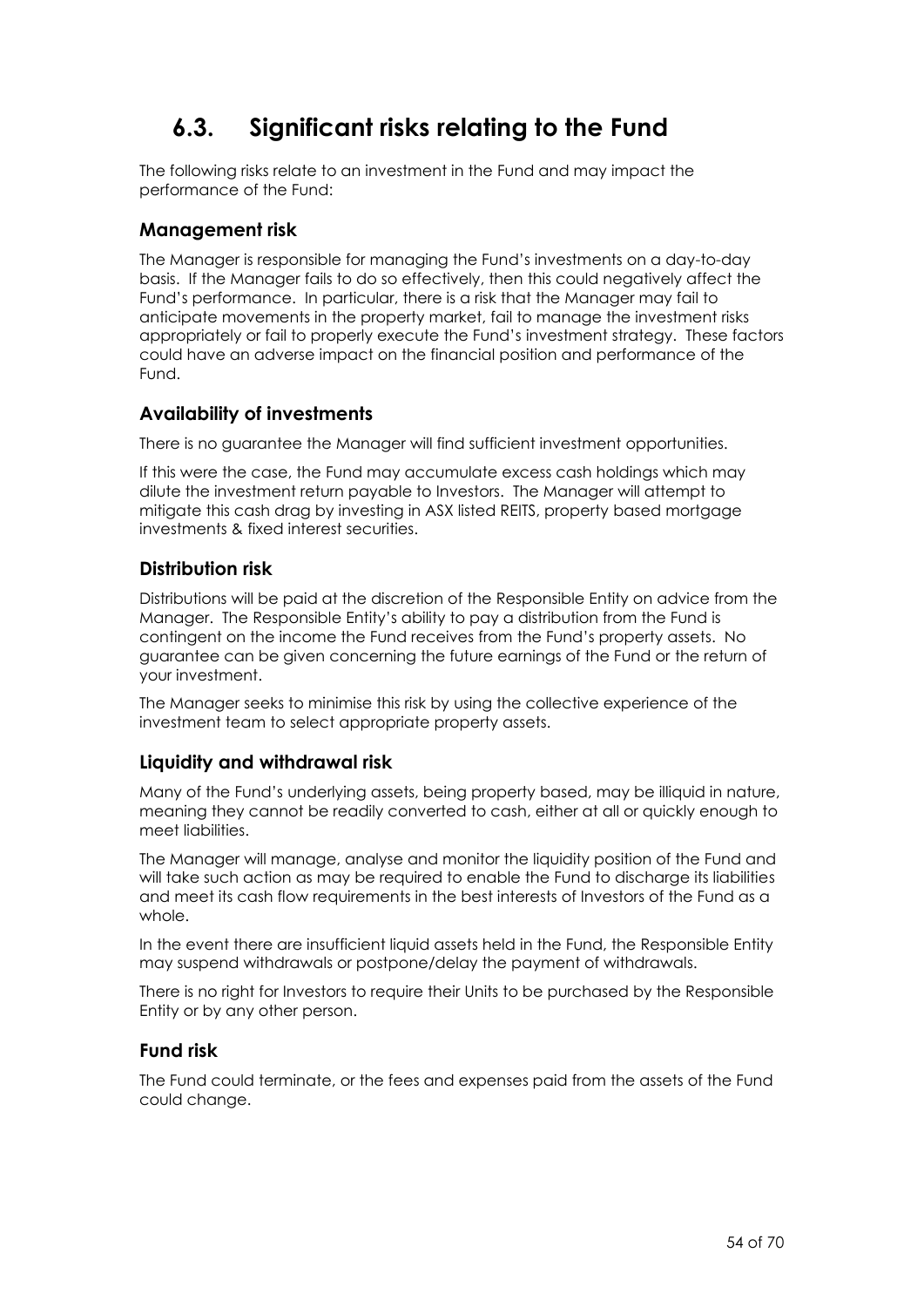## 6.3. Significant risks relating to the Fund

The following risks relate to an investment in the Fund and may impact the performance of the Fund:

### Management risk

The Manager is responsible for managing the Fund's investments on a day-to-day basis. If the Manager fails to do so effectively, then this could negatively affect the Fund's performance. In particular, there is a risk that the Manager may fail to anticipate movements in the property market, fail to manage the investment risks appropriately or fail to properly execute the Fund's investment strategy. These factors could have an adverse impact on the financial position and performance of the Fund.

### Availability of investments

There is no guarantee the Manager will find sufficient investment opportunities.

If this were the case, the Fund may accumulate excess cash holdings which may dilute the investment return payable to Investors. The Manager will attempt to mitigate this cash drag by investing in ASX listed REITS, property based mortgage investments & fixed interest securities.

### Distribution risk

Distributions will be paid at the discretion of the Responsible Entity on advice from the Manager. The Responsible Entity's ability to pay a distribution from the Fund is contingent on the income the Fund receives from the Fund's property assets. No guarantee can be given concerning the future earnings of the Fund or the return of your investment.

The Manager seeks to minimise this risk by using the collective experience of the investment team to select appropriate property assets.

### Liquidity and withdrawal risk

Many of the Fund's underlying assets, being property based, may be illiquid in nature, meaning they cannot be readily converted to cash, either at all or quickly enough to meet liabilities.

The Manager will manage, analyse and monitor the liquidity position of the Fund and will take such action as may be required to enable the Fund to discharge its liabilities and meet its cash flow requirements in the best interests of Investors of the Fund as a whole.

In the event there are insufficient liquid assets held in the Fund, the Responsible Entity may suspend withdrawals or postpone/delay the payment of withdrawals.

There is no right for Investors to require their Units to be purchased by the Responsible Entity or by any other person.

### Fund risk

The Fund could terminate, or the fees and expenses paid from the assets of the Fund could change.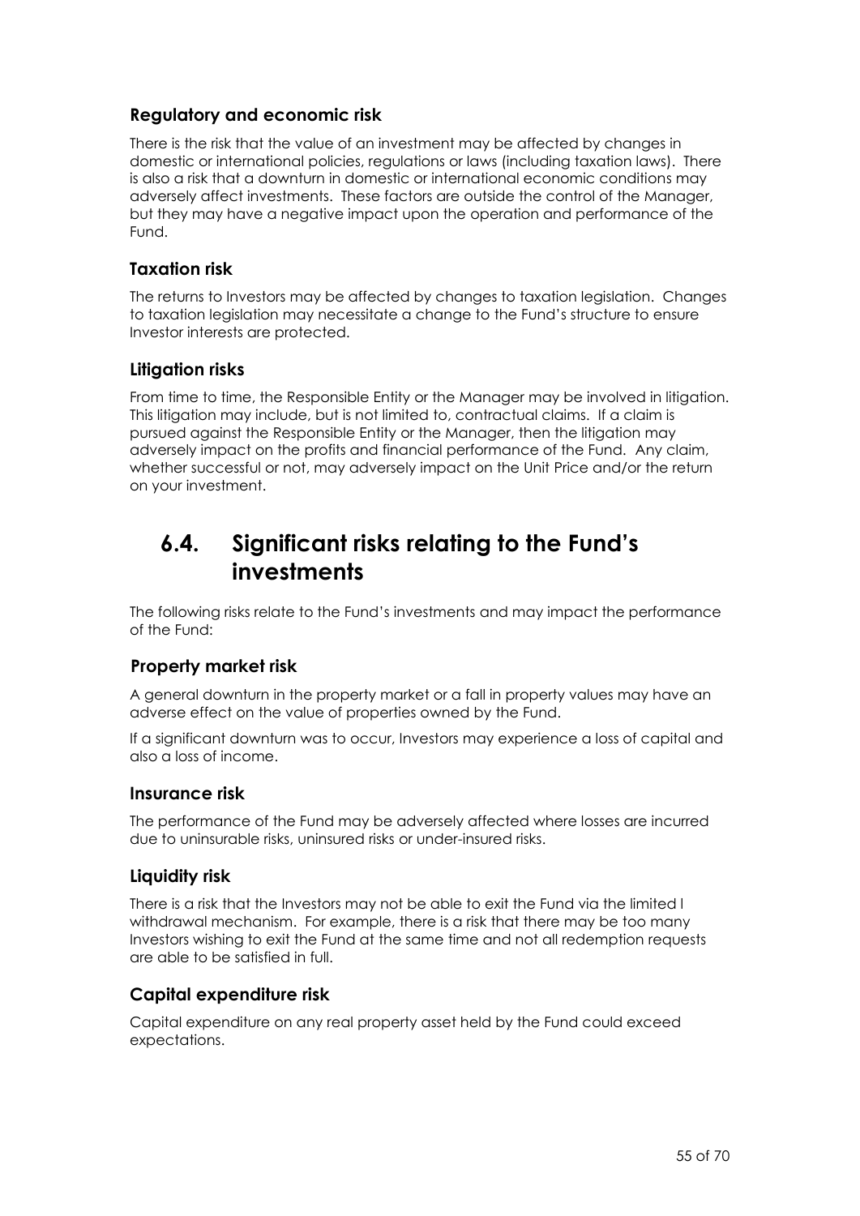### Regulatory and economic risk

There is the risk that the value of an investment may be affected by changes in domestic or international policies, regulations or laws (including taxation laws). There is also a risk that a downturn in domestic or international economic conditions may adversely affect investments. These factors are outside the control of the Manager, but they may have a negative impact upon the operation and performance of the Fund.

### Taxation risk

The returns to Investors may be affected by changes to taxation legislation. Changes to taxation legislation may necessitate a change to the Fund's structure to ensure Investor interests are protected.

### Litigation risks

From time to time, the Responsible Entity or the Manager may be involved in litigation. This litigation may include, but is not limited to, contractual claims. If a claim is pursued against the Responsible Entity or the Manager, then the litigation may adversely impact on the profits and financial performance of the Fund. Any claim, whether successful or not, may adversely impact on the Unit Price and/or the return on your investment.

## 6.4. Significant risks relating to the Fund's investments

The following risks relate to the Fund's investments and may impact the performance of the Fund:

### Property market risk

A general downturn in the property market or a fall in property values may have an adverse effect on the value of properties owned by the Fund.

If a significant downturn was to occur, Investors may experience a loss of capital and also a loss of income.

### Insurance risk

The performance of the Fund may be adversely affected where losses are incurred due to uninsurable risks, uninsured risks or under-insured risks.

### Liquidity risk

There is a risk that the Investors may not be able to exit the Fund via the limited l withdrawal mechanism. For example, there is a risk that there may be too many Investors wishing to exit the Fund at the same time and not all redemption requests are able to be satisfied in full.

### Capital expenditure risk

Capital expenditure on any real property asset held by the Fund could exceed expectations.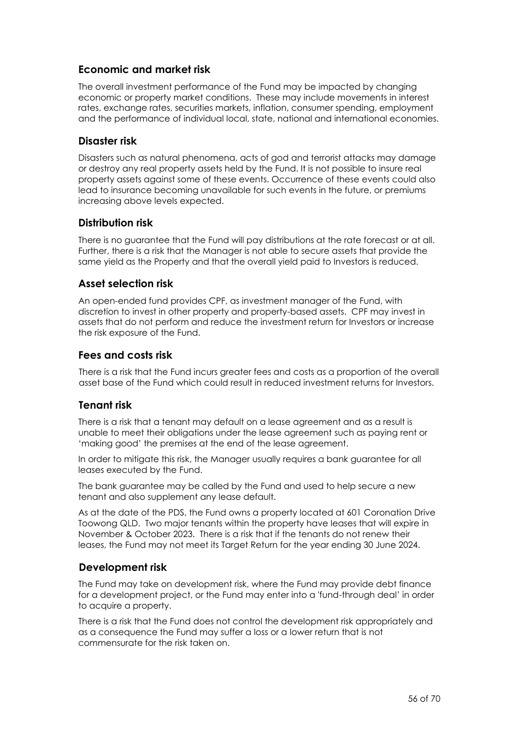## Economic and market risk

The overall investment performance of the Fund may be impacted by changing economic or property market conditions. These may include movements in interest rates, exchange rates, securities markets, inflation, consumer spending, employment and the performance of individual local, state, national and international economies.

## Disaster risk

Disasters such as natural phenomena, acts of god and terrorist attacks may damage or destroy any real property assets held by the Fund. It is not possible to insure real property assets against some of these events. Occurrence of these events could also lead to insurance becoming unavailable for such events in the future, or premiums increasing above levels expected.

## Distribution risk

There is no guarantee that the Fund will pay distributions at the rate forecast or at all. Further, there is a risk that the Manager is not able to secure assets that provide the same yield as the Property and that the overall yield paid to Investors is reduced.

## Asset selection risk

An open-ended fund provides CPF, as investment manager of the Fund, with discretion to invest in other property and property-based assets. CPF may invest in assets that do not perform and reduce the investment return for Investors or increase the risk exposure of the Fund.

## Fees and costs risk

There is a risk that the Fund incurs greater fees and costs as a proportion of the overall asset base of the Fund which could result in reduced investment returns for Investors.

## Tenant risk

There is a risk that a tenant may default on a lease agreement and as a result is unable to meet their obligations under the lease agreement such as paying rent or 'making good' the premises at the end of the lease agreement.

In order to mitigate this risk, the Manager usually requires a bank guarantee for all leases executed by the Fund.

The bank guarantee may be called by the Fund and used to help secure a new tenant and also supplement any lease default.

As at the date of the PDS, the Fund owns a property located at 601 Coronation Drive Toowong QLD. Two major tenants within the property have leases that will expire in November & October 2023. There is a risk that if the tenants do not renew their leases, the Fund may not meet its Target Return for the year ending 30 June 2024.

## Development risk

The Fund may take on development risk, where the Fund may provide debt finance for a development project, or the Fund may enter into a 'fund-through deal' in order to acquire a property.

There is a risk that the Fund does not control the development risk appropriately and as a consequence the Fund may suffer a loss or a lower return that is not commensurate for the risk taken on.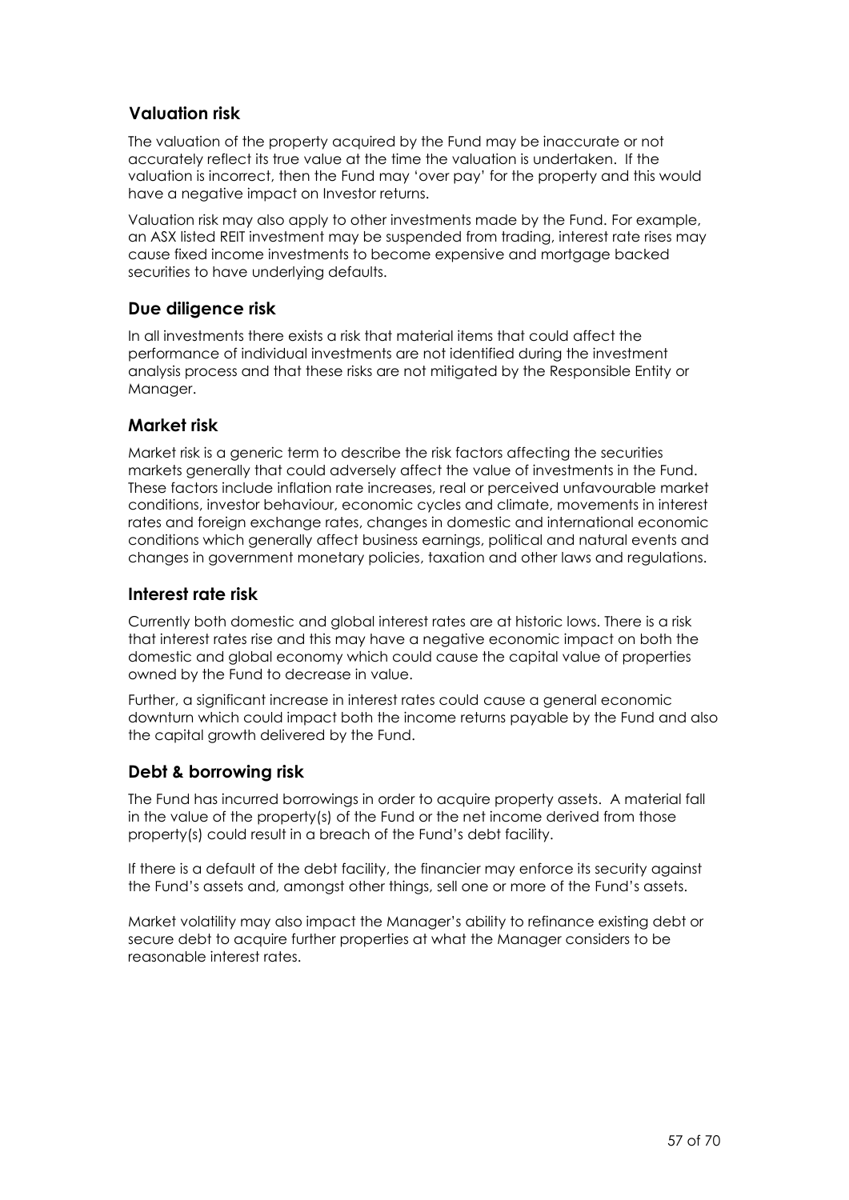## Valuation risk

The valuation of the property acquired by the Fund may be inaccurate or not accurately reflect its true value at the time the valuation is undertaken. If the valuation is incorrect, then the Fund may 'over pay' for the property and this would have a negative impact on Investor returns.

Valuation risk may also apply to other investments made by the Fund. For example, an ASX listed REIT investment may be suspended from trading, interest rate rises may cause fixed income investments to become expensive and mortgage backed securities to have underlying defaults.

## Due diligence risk

In all investments there exists a risk that material items that could affect the performance of individual investments are not identified during the investment analysis process and that these risks are not mitigated by the Responsible Entity or Manager.

## Market risk

Market risk is a generic term to describe the risk factors affecting the securities markets generally that could adversely affect the value of investments in the Fund. These factors include inflation rate increases, real or perceived unfavourable market conditions, investor behaviour, economic cycles and climate, movements in interest rates and foreign exchange rates, changes in domestic and international economic conditions which generally affect business earnings, political and natural events and changes in government monetary policies, taxation and other laws and regulations.

## Interest rate risk

Currently both domestic and global interest rates are at historic lows. There is a risk that interest rates rise and this may have a negative economic impact on both the domestic and global economy which could cause the capital value of properties owned by the Fund to decrease in value.

Further, a significant increase in interest rates could cause a general economic downturn which could impact both the income returns payable by the Fund and also the capital growth delivered by the Fund.

## Debt & borrowing risk

The Fund has incurred borrowings in order to acquire property assets. A material fall in the value of the property(s) of the Fund or the net income derived from those property(s) could result in a breach of the Fund's debt facility.

If there is a default of the debt facility, the financier may enforce its security against the Fund's assets and, amongst other things, sell one or more of the Fund's assets.

Market volatility may also impact the Manager's ability to refinance existing debt or secure debt to acquire further properties at what the Manager considers to be reasonable interest rates.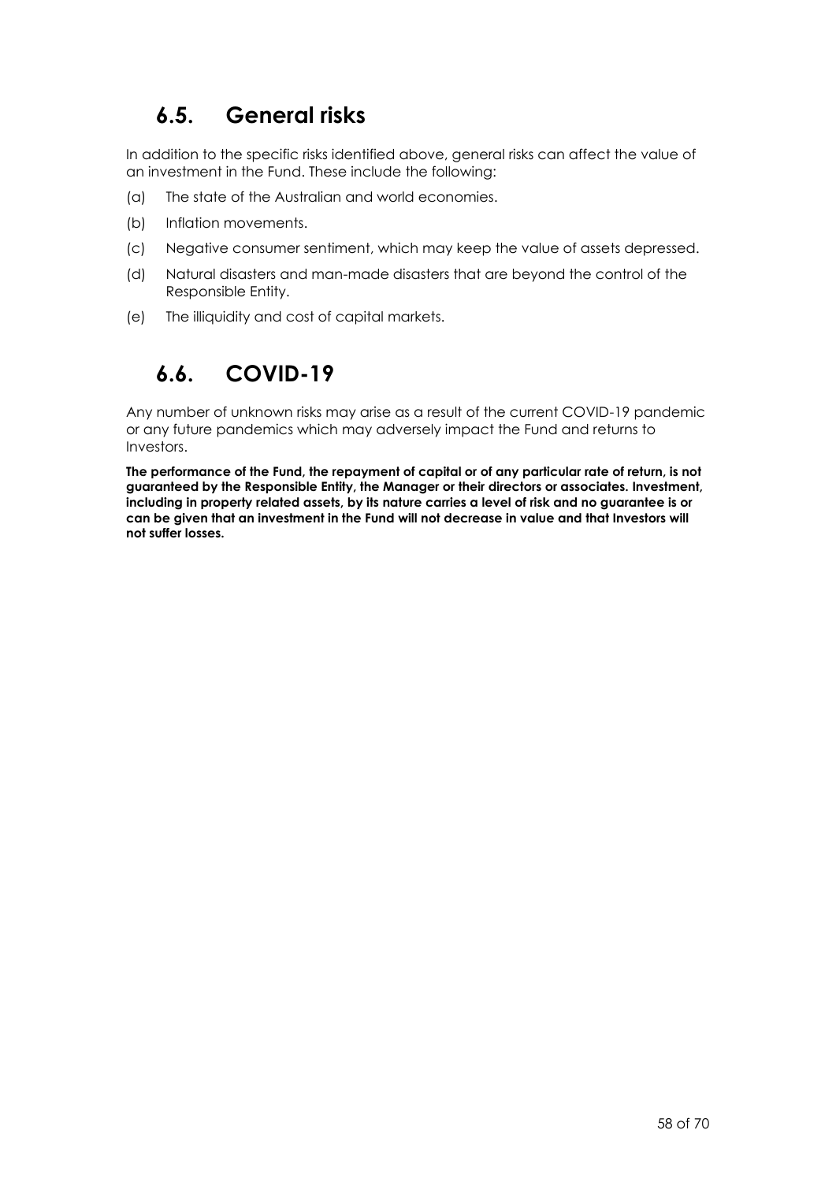## 6.5. General risks

In addition to the specific risks identified above, general risks can affect the value of an investment in the Fund. These include the following:

(a) The state of the Australian and world economies.

(b) Inflation movements.

(c) Negative consumer sentiment, which may keep the value of assets depressed.

(d) Natural disasters and man-made disasters that are beyond the control of the Responsible Entity.

(e) The illiquidity and cost of capital markets.

## 6.6. COVID-19

Any number of unknown risks may arise as a result of the current COVID-19 pandemic or any future pandemics which may adversely impact the Fund and returns to Investors.

**The performance of the Fund, the repayment of capital or of any particular rate of return, is not guaranteed by the Responsible Entity, the Manager or their directors or associates. Investment, including in property related assets, by its nature carries a level of risk and no guarantee is or can be given that an investment in the Fund will not decrease in value and that Investors will not suffer losses.**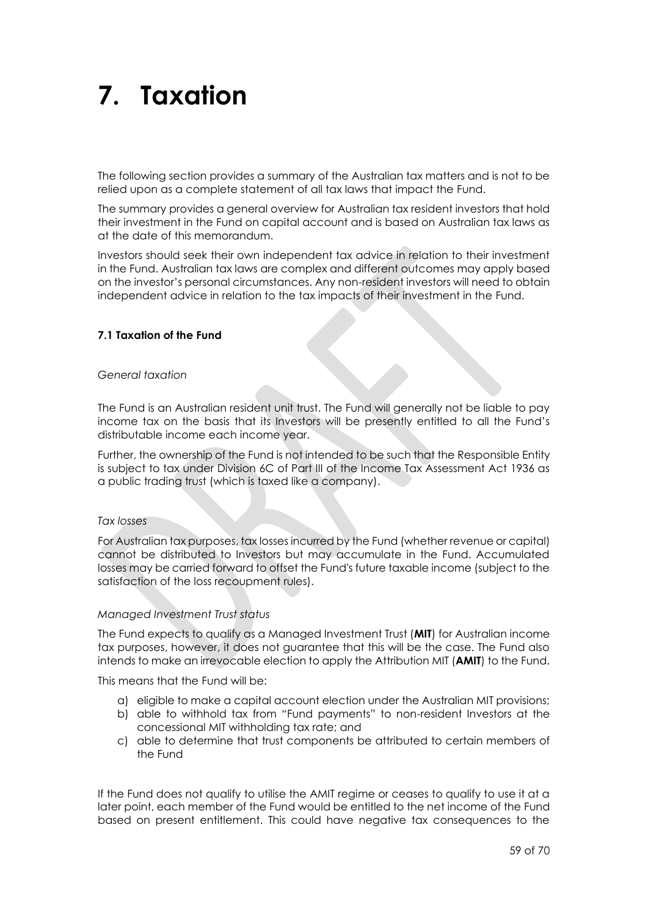# 7. Taxation

The following section provides a summary of the Australian tax matters and is not to be relied upon as a complete statement of all tax laws that impact the Fund.

The summary provides a general overview for Australian tax resident investors that hold their investment in the Fund on capital account and is based on Australian tax laws as at the date of this memorandum.

Investors should seek their own independent tax advice in relation to their investment in the Fund. Australian tax laws are complex and different outcomes may apply based on the investor's personal circumstances. Any non-resident investors will need to obtain independent advice in relation to the tax impacts of their investment in the Fund.

**7.1 Taxation of the Fund**

*General taxation*

The Fund is an Australian resident unit trust. The Fund will generally not be liable to pay income tax on the basis that its Investors will be presently entitled to all the Fund's distributable income each income year.

Further, the ownership of the Fund is not intended to be such that the Responsible Entity is subject to tax under Division 6C of Part III of the Income Tax Assessment Act 1936 as a public trading trust (which is taxed like a company).

*Tax losses*

For Australian tax purposes, tax losses incurred by the Fund (whether revenue or capital) cannot be distributed to Investors but may accumulate in the Fund. Accumulated losses may be carried forward to offset the Fund's future taxable income (subject to the satisfaction of the loss recoupment rules).

*Managed Investment Trust status*

The Fund expects to qualify as a Managed Investment Trust (**MIT**) for Australian income tax purposes, however, it does not guarantee that this will be the case. The Fund also intends to make an irrevocable election to apply the Attribution MIT (**AMIT**) to the Fund.

This means that the Fund will be:

a) eligible to make a capital account election under the Australian MIT provisions;
b) able to withhold tax from "Fund payments" to non-resident Investors at the concessional MIT withholding tax rate; and
c) able to determine that trust components be attributed to certain members of the Fund

If the Fund does not qualify to utilise the AMIT regime or ceases to qualify to use it at a later point, each member of the Fund would be entitled to the net income of the Fund based on present entitlement. This could have negative tax consequences to the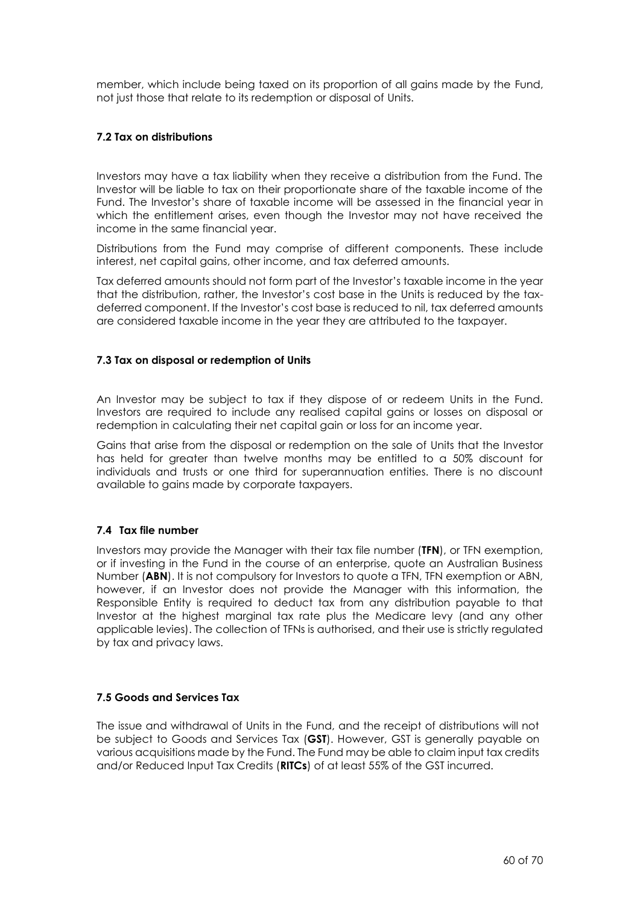member, which include being taxed on its proportion of all gains made by the Fund, not just those that relate to its redemption or disposal of Units.

### 7.2 Tax on distributions

Investors may have a tax liability when they receive a distribution from the Fund. The Investor will be liable to tax on their proportionate share of the taxable income of the Fund. The Investor's share of taxable income will be assessed in the financial year in which the entitlement arises, even though the Investor may not have received the income in the same financial year.

Distributions from the Fund may comprise of different components. These include interest, net capital gains, other income, and tax deferred amounts.

Tax deferred amounts should not form part of the Investor's taxable income in the year that the distribution, rather, the Investor's cost base in the Units is reduced by the tax-deferred component. If the Investor's cost base is reduced to nil, tax deferred amounts are considered taxable income in the year they are attributed to the taxpayer.

### 7.3 Tax on disposal or redemption of Units

An Investor may be subject to tax if they dispose of or redeem Units in the Fund. Investors are required to include any realised capital gains or losses on disposal or redemption in calculating their net capital gain or loss for an income year.

Gains that arise from the disposal or redemption on the sale of Units that the Investor has held for greater than twelve months may be entitled to a 50% discount for individuals and trusts or one third for superannuation entities. There is no discount available to gains made by corporate taxpayers.

### 7.4 Tax file number

Investors may provide the Manager with their tax file number (**TFN**), or TFN exemption, or if investing in the Fund in the course of an enterprise, quote an Australian Business Number (**ABN**). It is not compulsory for Investors to quote a TFN, TFN exemption or ABN, however, if an Investor does not provide the Manager with this information, the Responsible Entity is required to deduct tax from any distribution payable to that Investor at the highest marginal tax rate plus the Medicare levy (and any other applicable levies). The collection of TFNs is authorised, and their use is strictly regulated by tax and privacy laws.

### 7.5 Goods and Services Tax

The issue and withdrawal of Units in the Fund, and the receipt of distributions will not be subject to Goods and Services Tax (**GST**). However, GST is generally payable on various acquisitions made by the Fund. The Fund may be able to claim input tax credits and/or Reduced Input Tax Credits (**RITCs**) of at least 55% of the GST incurred.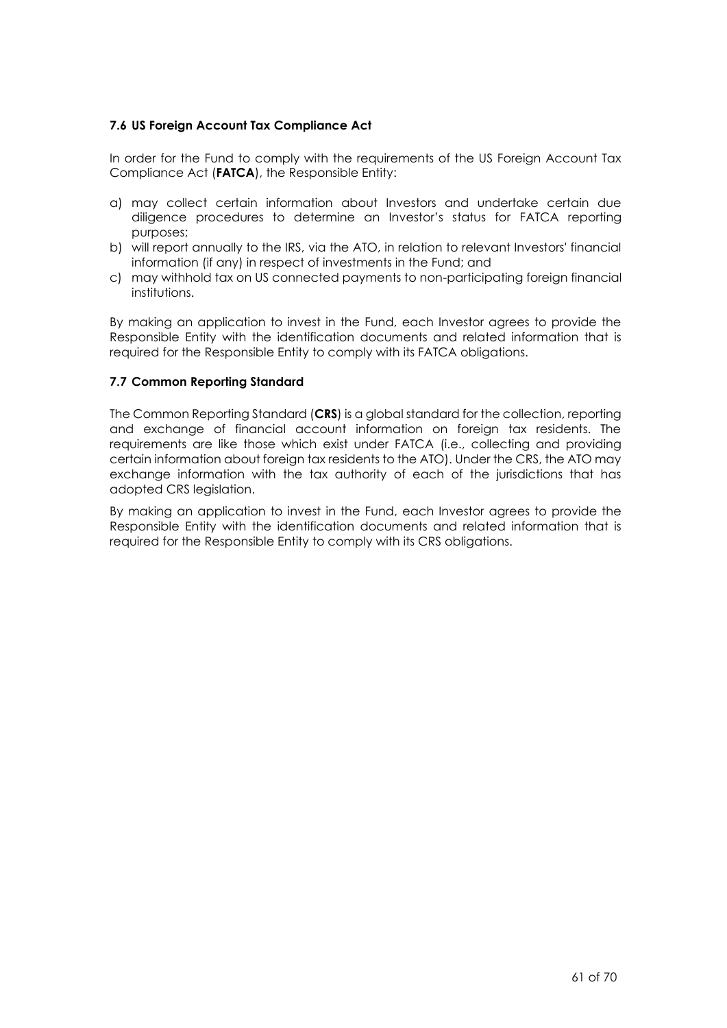### 7.6 US Foreign Account Tax Compliance Act

In order for the Fund to comply with the requirements of the US Foreign Account Tax Compliance Act (**FATCA**), the Responsible Entity:

a) may collect certain information about Investors and undertake certain due diligence procedures to determine an Investor's status for FATCA reporting purposes;
b) will report annually to the IRS, via the ATO, in relation to relevant Investors' financial information (if any) in respect of investments in the Fund; and
c) may withhold tax on US connected payments to non-participating foreign financial institutions.

By making an application to invest in the Fund, each Investor agrees to provide the Responsible Entity with the identification documents and related information that is required for the Responsible Entity to comply with its FATCA obligations.

### 7.7 Common Reporting Standard

The Common Reporting Standard (**CRS**) is a global standard for the collection, reporting and exchange of financial account information on foreign tax residents. The requirements are like those which exist under FATCA (i.e., collecting and providing certain information about foreign tax residents to the ATO). Under the CRS, the ATO may exchange information with the tax authority of each of the jurisdictions that has adopted CRS legislation.

By making an application to invest in the Fund, each Investor agrees to provide the Responsible Entity with the identification documents and related information that is required for the Responsible Entity to comply with its CRS obligations.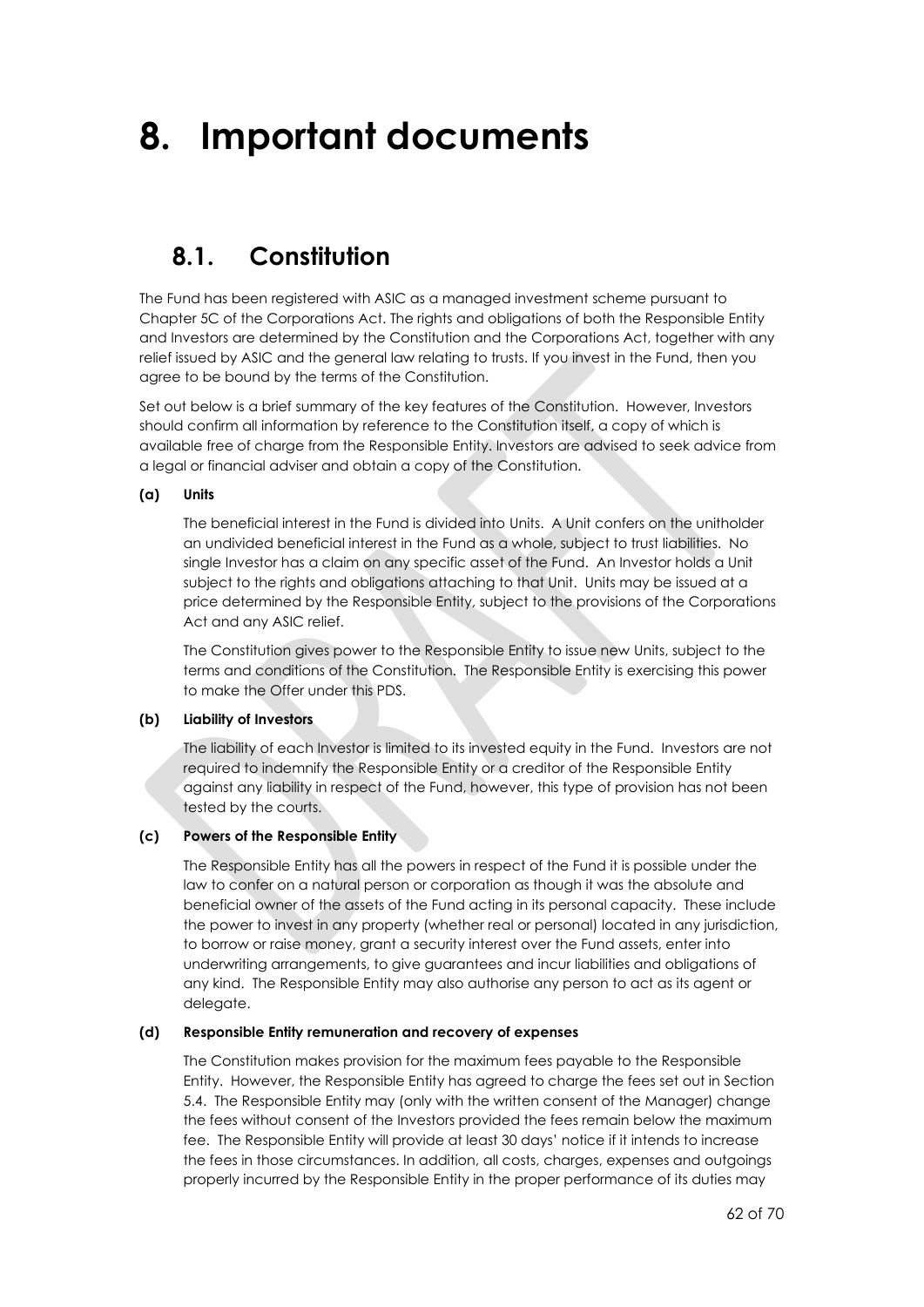# 8. Important documents

## 8.1. Constitution

The Fund has been registered with ASIC as a managed investment scheme pursuant to Chapter 5C of the Corporations Act. The rights and obligations of both the Responsible Entity and Investors are determined by the Constitution and the Corporations Act, together with any relief issued by ASIC and the general law relating to trusts. If you invest in the Fund, then you agree to be bound by the terms of the Constitution.

Set out below is a brief summary of the key features of the Constitution. However, Investors should confirm all information by reference to the Constitution itself, a copy of which is available free of charge from the Responsible Entity. Investors are advised to seek advice from a legal or financial adviser and obtain a copy of the Constitution.

**(a) Units**

The beneficial interest in the Fund is divided into Units. A Unit confers on the unitholder an undivided beneficial interest in the Fund as a whole, subject to trust liabilities. No single Investor has a claim on any specific asset of the Fund. An Investor holds a Unit subject to the rights and obligations attaching to that Unit. Units may be issued at a price determined by the Responsible Entity, subject to the provisions of the Corporations Act and any ASIC relief.

The Constitution gives power to the Responsible Entity to issue new Units, subject to the terms and conditions of the Constitution. The Responsible Entity is exercising this power to make the Offer under this PDS.

**(b) Liability of Investors**

The liability of each Investor is limited to its invested equity in the Fund. Investors are not required to indemnify the Responsible Entity or a creditor of the Responsible Entity against any liability in respect of the Fund, however, this type of provision has not been tested by the courts.

**(c) Powers of the Responsible Entity**

The Responsible Entity has all the powers in respect of the Fund it is possible under the law to confer on a natural person or corporation as though it was the absolute and beneficial owner of the assets of the Fund acting in its personal capacity. These include the power to invest in any property (whether real or personal) located in any jurisdiction, to borrow or raise money, grant a security interest over the Fund assets, enter into underwriting arrangements, to give guarantees and incur liabilities and obligations of any kind. The Responsible Entity may also authorise any person to act as its agent or delegate.

**(d) Responsible Entity remuneration and recovery of expenses**

The Constitution makes provision for the maximum fees payable to the Responsible Entity. However, the Responsible Entity has agreed to charge the fees set out in Section 5.4. The Responsible Entity may (only with the written consent of the Manager) change the fees without consent of the Investors provided the fees remain below the maximum fee. The Responsible Entity will provide at least 30 days' notice if it intends to increase the fees in those circumstances. In addition, all costs, charges, expenses and outgoings properly incurred by the Responsible Entity in the proper performance of its duties may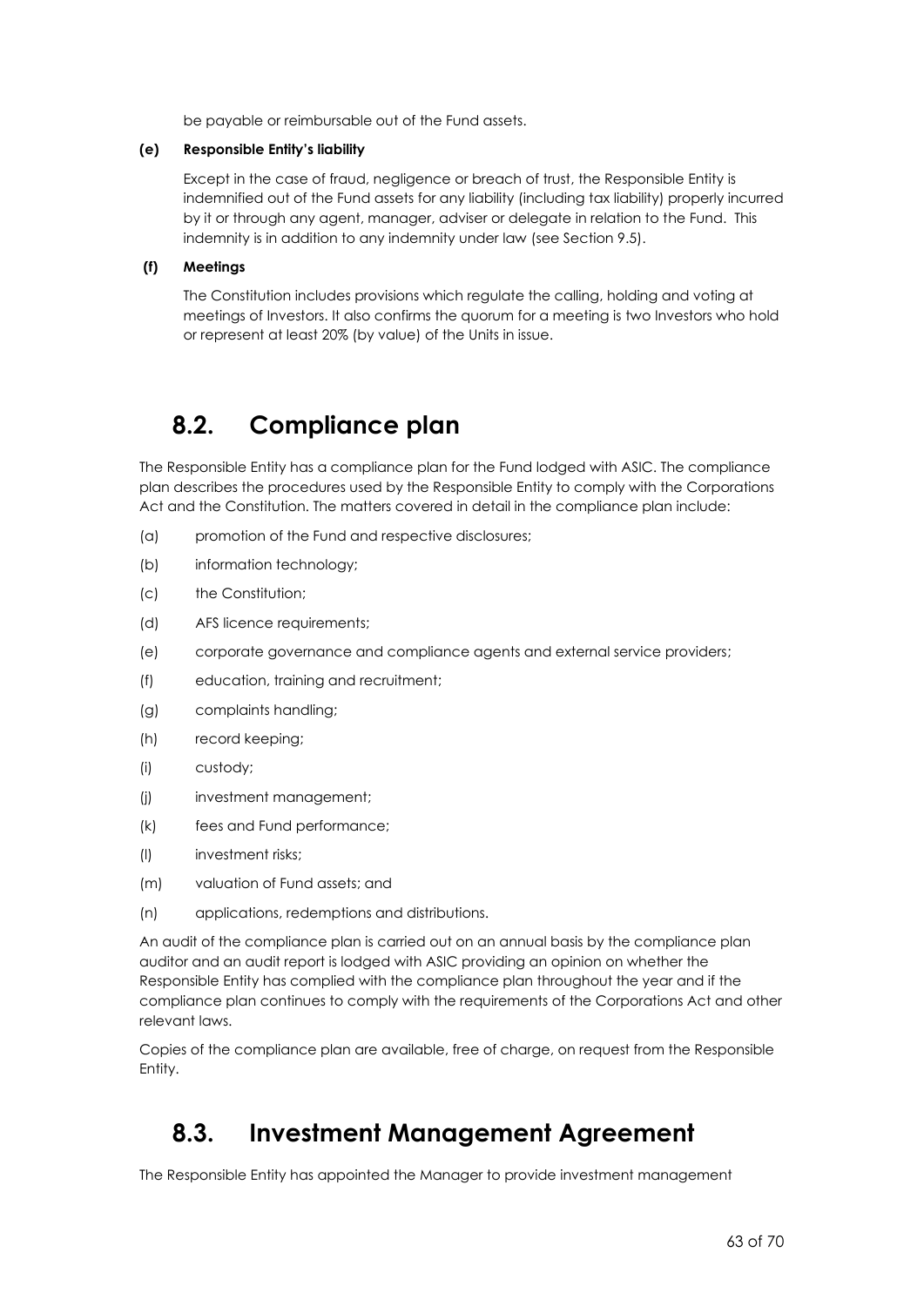be payable or reimbursable out of the Fund assets.

**(e) Responsible Entity's liability**

Except in the case of fraud, negligence or breach of trust, the Responsible Entity is indemnified out of the Fund assets for any liability (including tax liability) properly incurred by it or through any agent, manager, adviser or delegate in relation to the Fund. This indemnity is in addition to any indemnity under law (see Section 9.5).

**(f) Meetings**

The Constitution includes provisions which regulate the calling, holding and voting at meetings of Investors. It also confirms the quorum for a meeting is two Investors who hold or represent at least 20% (by value) of the Units in issue.

## 8.2. Compliance plan

The Responsible Entity has a compliance plan for the Fund lodged with ASIC. The compliance plan describes the procedures used by the Responsible Entity to comply with the Corporations Act and the Constitution. The matters covered in detail in the compliance plan include:

(a) promotion of the Fund and respective disclosures;

(b) information technology;

(c) the Constitution;

(d) AFS licence requirements;

(e) corporate governance and compliance agents and external service providers;

(f) education, training and recruitment;

(g) complaints handling;

(h) record keeping;

(i) custody;

(j) investment management;

(k) fees and Fund performance;

(l) investment risks;

(m) valuation of Fund assets; and

(n) applications, redemptions and distributions.

An audit of the compliance plan is carried out on an annual basis by the compliance plan auditor and an audit report is lodged with ASIC providing an opinion on whether the Responsible Entity has complied with the compliance plan throughout the year and if the compliance plan continues to comply with the requirements of the Corporations Act and other relevant laws.

Copies of the compliance plan are available, free of charge, on request from the Responsible Entity.

## 8.3. Investment Management Agreement

The Responsible Entity has appointed the Manager to provide investment management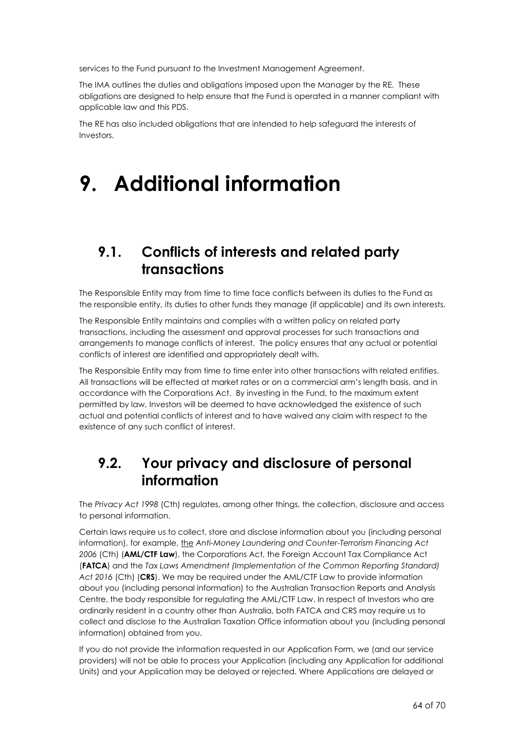services to the Fund pursuant to the Investment Management Agreement.

The IMA outlines the duties and obligations imposed upon the Manager by the RE. These obligations are designed to help ensure that the Fund is operated in a manner compliant with applicable law and this PDS.

The RE has also included obligations that are intended to help safeguard the interests of Investors.

# 9. Additional information

## 9.1. Conflicts of interests and related party transactions

The Responsible Entity may from time to time face conflicts between its duties to the Fund as the responsible entity, its duties to other funds they manage (if applicable) and its own interests.

The Responsible Entity maintains and complies with a written policy on related party transactions, including the assessment and approval processes for such transactions and arrangements to manage conflicts of interest. The policy ensures that any actual or potential conflicts of interest are identified and appropriately dealt with.

The Responsible Entity may from time to time enter into other transactions with related entities. All transactions will be effected at market rates or on a commercial arm's length basis, and in accordance with the Corporations Act. By investing in the Fund, to the maximum extent permitted by law, Investors will be deemed to have acknowledged the existence of such actual and potential conflicts of interest and to have waived any claim with respect to the existence of any such conflict of interest.

## 9.2. Your privacy and disclosure of personal information

The *Privacy Act 1998* (Cth) regulates, among other things, the collection, disclosure and access to personal information.

Certain laws require us to collect, store and disclose information about you (including personal information), for example, the *Anti-Money Laundering and Counter-Terrorism Financing Act 2006* (Cth) (**AML/CTF Law**), the Corporations Act, the Foreign Account Tax Compliance Act (**FATCA**) and the *Tax Laws Amendment (Implementation of the Common Reporting Standard) Act 2016* (Cth) (**CRS**). We may be required under the AML/CTF Law to provide information about you (including personal information) to the Australian Transaction Reports and Analysis Centre, the body responsible for regulating the AML/CTF Law. In respect of Investors who are ordinarily resident in a country other than Australia, both FATCA and CRS may require us to collect and disclose to the Australian Taxation Office information about you (including personal information) obtained from you.

If you do not provide the information requested in our Application Form, we (and our service providers) will not be able to process your Application (including any Application for additional Units) and your Application may be delayed or rejected. Where Applications are delayed or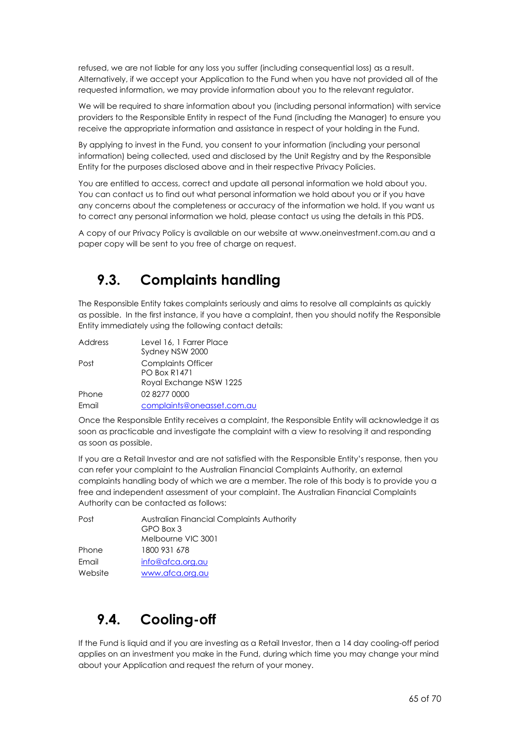refused, we are not liable for any loss you suffer (including consequential loss) as a result. Alternatively, if we accept your Application to the Fund when you have not provided all of the requested information, we may provide information about you to the relevant regulator.

We will be required to share information about you (including personal information) with service providers to the Responsible Entity in respect of the Fund (including the Manager) to ensure you receive the appropriate information and assistance in respect of your holding in the Fund.

By applying to invest in the Fund, you consent to your information (including your personal information) being collected, used and disclosed by the Unit Registry and by the Responsible Entity for the purposes disclosed above and in their respective Privacy Policies.

You are entitled to access, correct and update all personal information we hold about you. You can contact us to find out what personal information we hold about you or if you have any concerns about the completeness or accuracy of the information we hold. If you want us to correct any personal information we hold, please contact us using the details in this PDS.

A copy of our Privacy Policy is available on our website at www.oneinvestment.com.au and a paper copy will be sent to you free of charge on request.

## 9.3. Complaints handling

The Responsible Entity takes complaints seriously and aims to resolve all complaints as quickly as possible. In the first instance, if you have a complaint, then you should notify the Responsible Entity immediately using the following contact details:

| | |
|---|---|
| Address | Level 16, 1 Farrer Place<br>Sydney NSW 2000 |
| Post | Complaints Officer<br>PO Box R1471<br>Royal Exchange NSW 1225 |
| Phone | 02 8277 0000 |
| Email | complaints@oneasset.com.au |

Once the Responsible Entity receives a complaint, the Responsible Entity will acknowledge it as soon as practicable and investigate the complaint with a view to resolving it and responding as soon as possible.

If you are a Retail Investor and are not satisfied with the Responsible Entity's response, then you can refer your complaint to the Australian Financial Complaints Authority, an external complaints handling body of which we are a member. The role of this body is to provide you a free and independent assessment of your complaint. The Australian Financial Complaints Authority can be contacted as follows:

| | |
|---|---|
| Post | Australian Financial Complaints Authority<br>GPO Box 3<br>Melbourne VIC 3001 |
| Phone | 1800 931 678 |
| Email | info@afca.org.au |
| Website | www.afca.org.au |

## 9.4. Cooling-off

If the Fund is liquid and if you are investing as a Retail Investor, then a 14 day cooling-off period applies on an investment you make in the Fund, during which time you may change your mind about your Application and request the return of your money.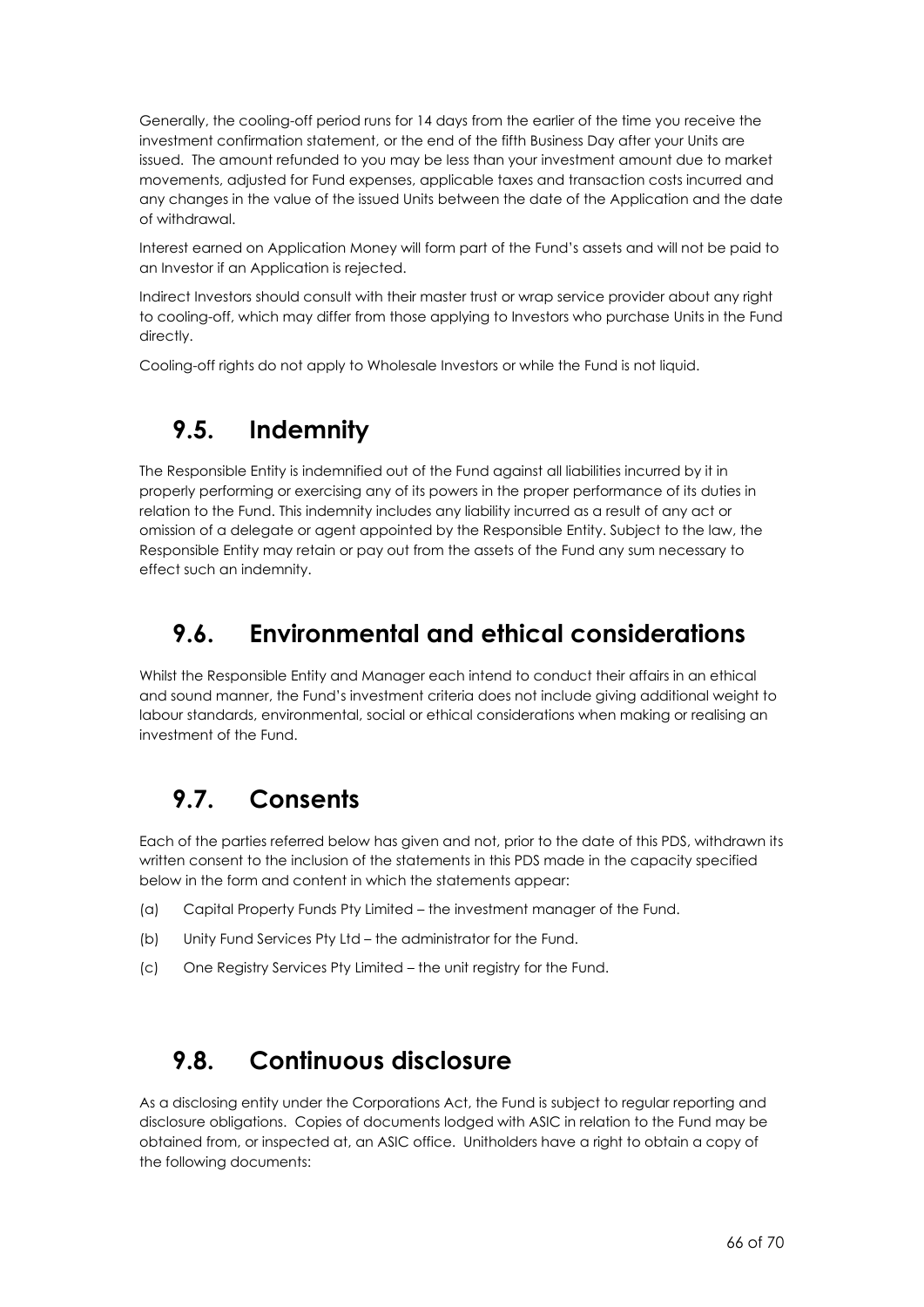Generally, the cooling-off period runs for 14 days from the earlier of the time you receive the investment confirmation statement, or the end of the fifth Business Day after your Units are issued. The amount refunded to you may be less than your investment amount due to market movements, adjusted for Fund expenses, applicable taxes and transaction costs incurred and any changes in the value of the issued Units between the date of the Application and the date of withdrawal.

Interest earned on Application Money will form part of the Fund's assets and will not be paid to an Investor if an Application is rejected.

Indirect Investors should consult with their master trust or wrap service provider about any right to cooling-off, which may differ from those applying to Investors who purchase Units in the Fund directly.

Cooling-off rights do not apply to Wholesale Investors or while the Fund is not liquid.

## 9.5. Indemnity

The Responsible Entity is indemnified out of the Fund against all liabilities incurred by it in properly performing or exercising any of its powers in the proper performance of its duties in relation to the Fund. This indemnity includes any liability incurred as a result of any act or omission of a delegate or agent appointed by the Responsible Entity. Subject to the law, the Responsible Entity may retain or pay out from the assets of the Fund any sum necessary to effect such an indemnity.

## 9.6. Environmental and ethical considerations

Whilst the Responsible Entity and Manager each intend to conduct their affairs in an ethical and sound manner, the Fund's investment criteria does not include giving additional weight to labour standards, environmental, social or ethical considerations when making or realising an investment of the Fund.

## 9.7. Consents

Each of the parties referred below has given and not, prior to the date of this PDS, withdrawn its written consent to the inclusion of the statements in this PDS made in the capacity specified below in the form and content in which the statements appear:

(a) Capital Property Funds Pty Limited – the investment manager of the Fund.

(b) Unity Fund Services Pty Ltd – the administrator for the Fund.

(c) One Registry Services Pty Limited – the unit registry for the Fund.

## 9.8. Continuous disclosure

As a disclosing entity under the Corporations Act, the Fund is subject to regular reporting and disclosure obligations. Copies of documents lodged with ASIC in relation to the Fund may be obtained from, or inspected at, an ASIC office. Unitholders have a right to obtain a copy of the following documents: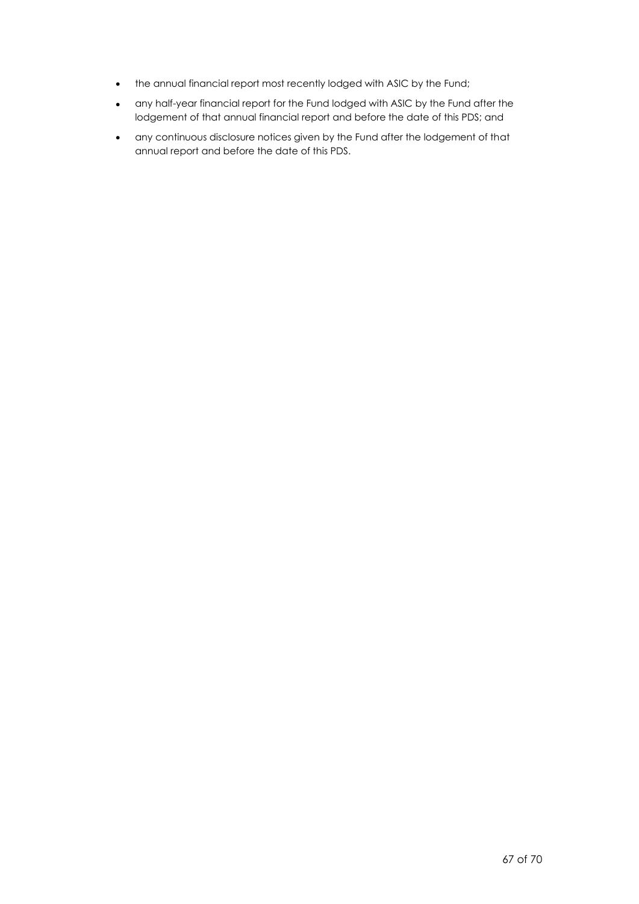- the annual financial report most recently lodged with ASIC by the Fund;
- any half-year financial report for the Fund lodged with ASIC by the Fund after the lodgement of that annual financial report and before the date of this PDS; and
- any continuous disclosure notices given by the Fund after the lodgement of that annual report and before the date of this PDS.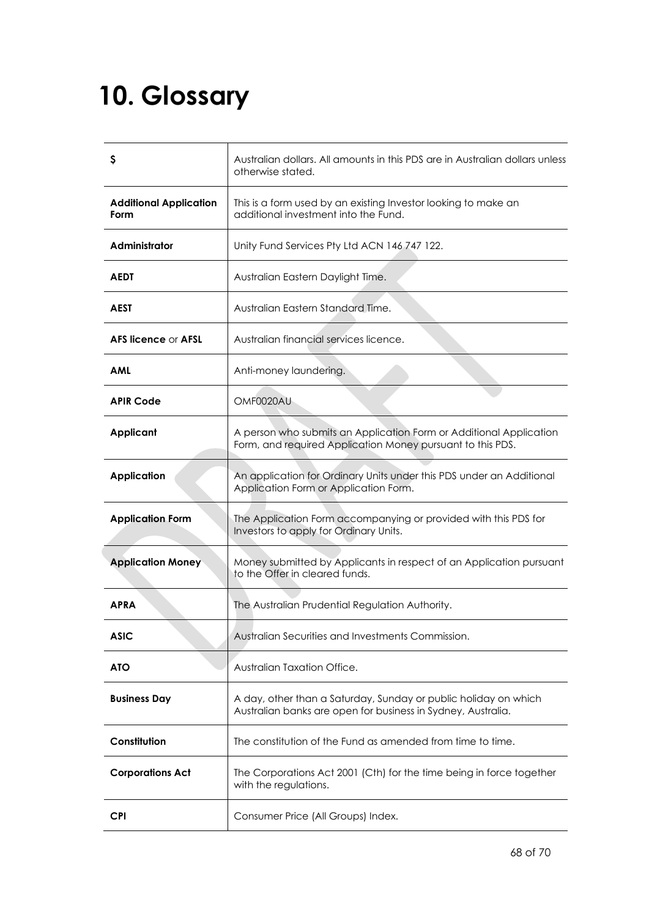# 10. Glossary

| | |
|---|---|
| **$** | Australian dollars. All amounts in this PDS are in Australian dollars unless otherwise stated. |
| **Additional Application Form** | This is a form used by an existing Investor looking to make an additional investment into the Fund. |
| **Administrator** | Unity Fund Services Pty Ltd ACN 146 747 122. |
| **AEDT** | Australian Eastern Daylight Time. |
| **AEST** | Australian Eastern Standard Time. |
| **AFS licence** or **AFSL** | Australian financial services licence. |
| **AML** | Anti-money laundering. |
| **APIR Code** | OMF0020AU |
| **Applicant** | A person who submits an Application Form or Additional Application Form, and required Application Money pursuant to this PDS. |
| **Application** | An application for Ordinary Units under this PDS under an Additional Application Form or Application Form. |
| **Application Form** | The Application Form accompanying or provided with this PDS for Investors to apply for Ordinary Units. |
| **Application Money** | Money submitted by Applicants in respect of an Application pursuant to the Offer in cleared funds. |
| **APRA** | The Australian Prudential Regulation Authority. |
| **ASIC** | Australian Securities and Investments Commission. |
| **ATO** | Australian Taxation Office. |
| **Business Day** | A day, other than a Saturday, Sunday or public holiday on which Australian banks are open for business in Sydney, Australia. |
| **Constitution** | The constitution of the Fund as amended from time to time. |
| **Corporations Act** | The Corporations Act 2001 (Cth) for the time being in force together with the regulations. |
| **CPI** | Consumer Price (All Groups) Index. |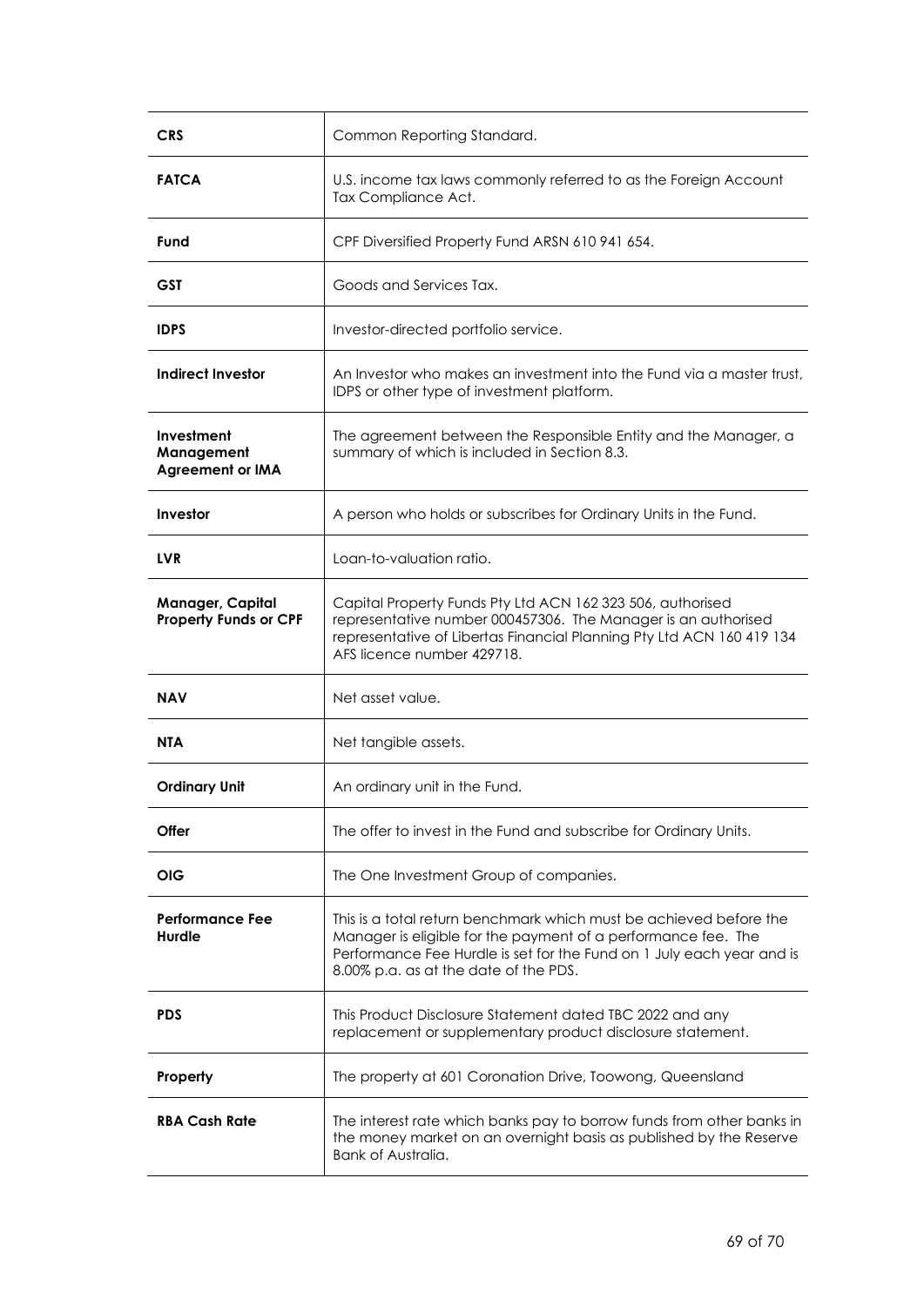| | |
|---|---|
| **CRS** | Common Reporting Standard. |
| **FATCA** | U.S. income tax laws commonly referred to as the Foreign Account Tax Compliance Act. |
| **Fund** | CPF Diversified Property Fund ARSN 610 941 654. |
| **GST** | Goods and Services Tax. |
| **IDPS** | Investor-directed portfolio service. |
| **Indirect Investor** | An Investor who makes an investment into the Fund via a master trust, IDPS or other type of investment platform. |
| **Investment Management Agreement or IMA** | The agreement between the Responsible Entity and the Manager, a summary of which is included in Section 8.3. |
| **Investor** | A person who holds or subscribes for Ordinary Units in the Fund. |
| **LVR** | Loan-to-valuation ratio. |
| **Manager, Capital Property Funds or CPF** | Capital Property Funds Pty Ltd ACN 162 323 506, authorised representative number 000457306. The Manager is an authorised representative of Libertas Financial Planning Pty Ltd ACN 160 419 134 AFS licence number 429718. |
| **NAV** | Net asset value. |
| **NTA** | Net tangible assets. |
| **Ordinary Unit** | An ordinary unit in the Fund. |
| **Offer** | The offer to invest in the Fund and subscribe for Ordinary Units. |
| **OIG** | The One Investment Group of companies. |
| **Performance Fee Hurdle** | This is a total return benchmark which must be achieved before the Manager is eligible for the payment of a performance fee. The Performance Fee Hurdle is set for the Fund on 1 July each year and is 8.00% p.a. as at the date of the PDS. |
| **PDS** | This Product Disclosure Statement dated TBC 2022 and any replacement or supplementary product disclosure statement. |
| **Property** | The property at 601 Coronation Drive, Toowong, Queensland |
| **RBA Cash Rate** | The interest rate which banks pay to borrow funds from other banks in the money market on an overnight basis as published by the Reserve Bank of Australia. |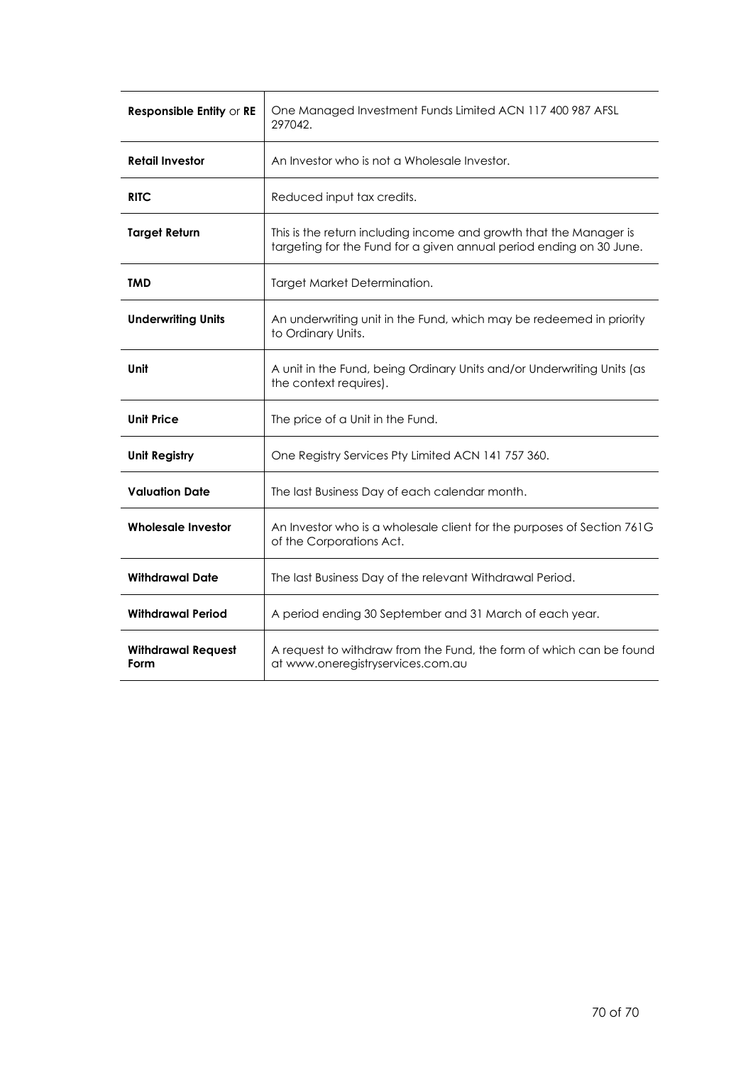| | |
|---|---|
| **Responsible Entity** or **RE** | One Managed Investment Funds Limited ACN 117 400 987 AFSL 297042. |
| **Retail Investor** | An Investor who is not a Wholesale Investor. |
| **RITC** | Reduced input tax credits. |
| **Target Return** | This is the return including income and growth that the Manager is targeting for the Fund for a given annual period ending on 30 June. |
| **TMD** | Target Market Determination. |
| **Underwriting Units** | An underwriting unit in the Fund, which may be redeemed in priority to Ordinary Units. |
| **Unit** | A unit in the Fund, being Ordinary Units and/or Underwriting Units (as the context requires). |
| **Unit Price** | The price of a Unit in the Fund. |
| **Unit Registry** | One Registry Services Pty Limited ACN 141 757 360. |
| **Valuation Date** | The last Business Day of each calendar month. |
| **Wholesale Investor** | An Investor who is a wholesale client for the purposes of Section 761G of the Corporations Act. |
| **Withdrawal Date** | The last Business Day of the relevant Withdrawal Period. |
| **Withdrawal Period** | A period ending 30 September and 31 March of each year. |
| **Withdrawal Request Form** | A request to withdraw from the Fund, the form of which can be found at www.oneregistryservices.com.au |